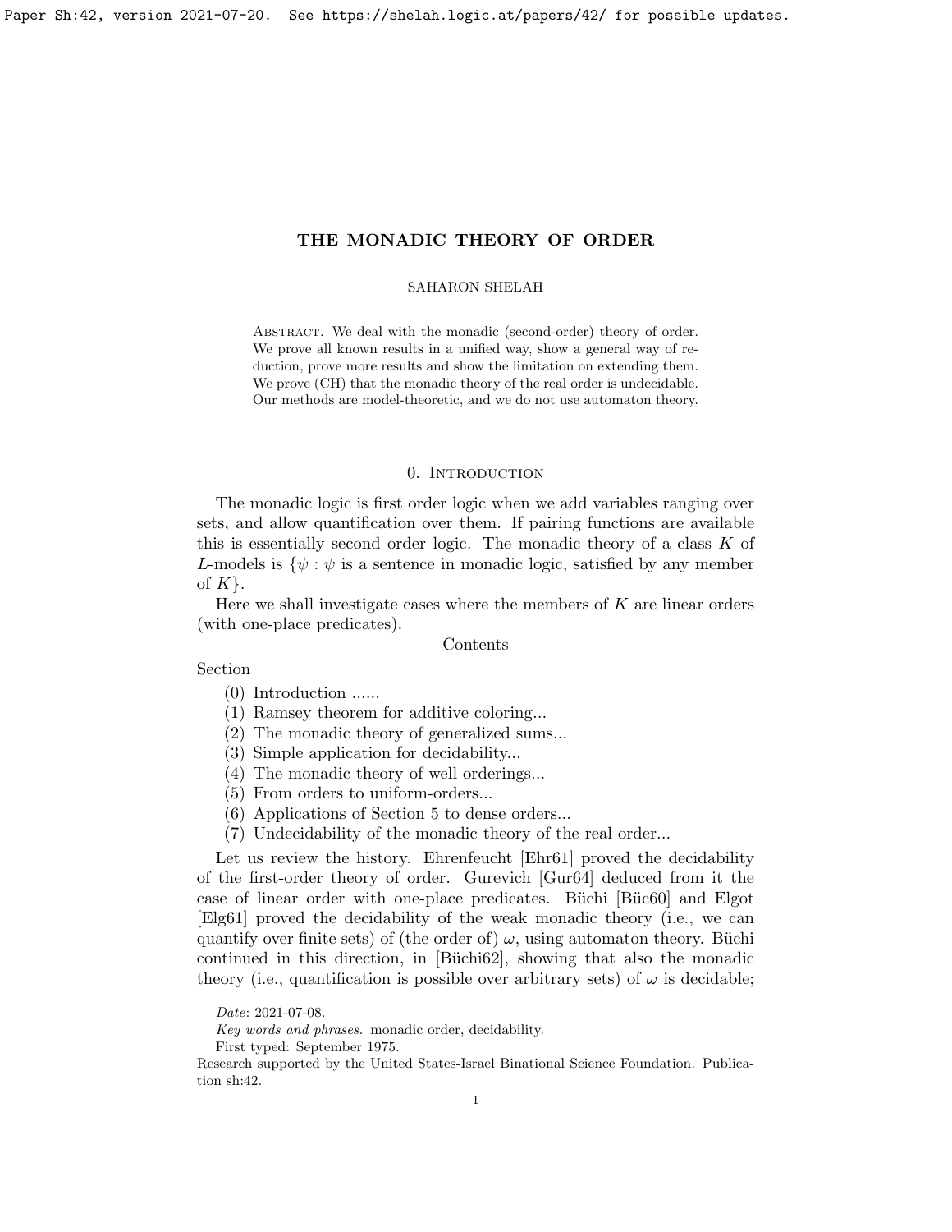# THE MONADIC THEORY OF ORDER

SAHARON SHELAH

Abstract. We deal with the monadic (second-order) theory of order. We prove all known results in a unified way, show a general way of reduction, prove more results and show the limitation on extending them. We prove (CH) that the monadic theory of the real order is undecidable. Our methods are model-theoretic, and we do not use automaton theory.

## 0. Introduction

The monadic logic is first order logic when we add variables ranging over sets, and allow quantification over them. If pairing functions are available this is essentially second order logic. The monadic theory of a class $K$ of $L$-models is $\{\psi : \psi$ is a sentence in monadic logic, satisfied by any member of $K\}$.

Here we shall investigate cases where the members of $K$ are linear orders (with one-place predicates).

Contents

Section

(0) Introduction ......
(1) Ramsey theorem for additive coloring...
(2) The monadic theory of generalized sums...
(3) Simple application for decidability...
(4) The monadic theory of well orderings...
(5) From orders to uniform-orders...
(6) Applications of Section 5 to dense orders...
(7) Undecidability of the monadic theory of the real order...

Let us review the history. Ehrenfeucht [Ehr61] proved the decidability of the first-order theory of order. Gurevich [Gur64] deduced from it the case of linear order with one-place predicates. Büchi [Büc60] and Elgot [Elg61] proved the decidability of the weak monadic theory (i.e., we can quantify over finite sets) of (the order of) $\omega$, using automaton theory. Büchi continued in this direction, in [Büchi62], showing that also the monadic theory (i.e., quantification is possible over arbitrary sets) of $\omega$ is decidable;

---

*Date*: 2021-07-08.

*Key words and phrases.* monadic order, decidability.

First typed: September 1975.

Research supported by the United States-Israel Binational Science Foundation. Publication sh:42.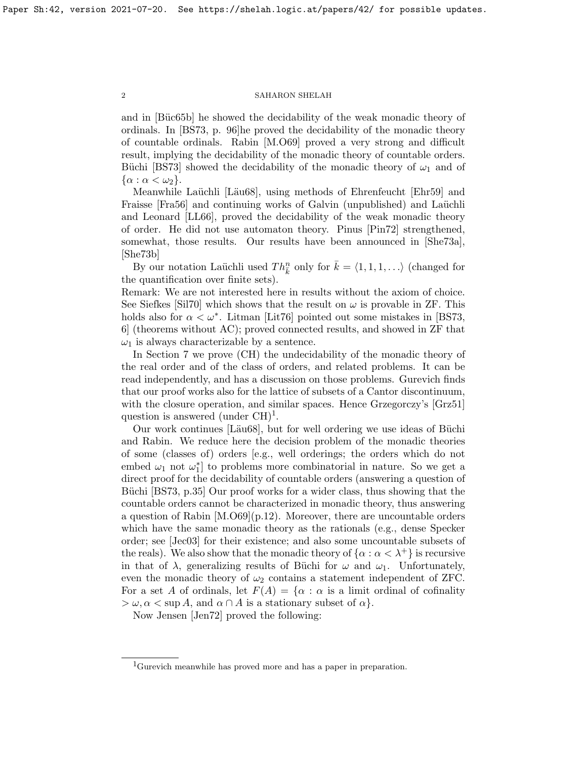and in [Büc65b] he showed the decidability of the weak monadic theory of ordinals. In [BS73, p. 96]he proved the decidability of the monadic theory of countable ordinals. Rabin [M.O69] proved a very strong and difficult result, implying the decidability of the monadic theory of countable orders. Büchi [BS73] showed the decidability of the monadic theory of $\omega_1$ and of $\{\alpha : \alpha < \omega_2\}$.

Meanwhile Laüchli [Läu68], using methods of Ehrenfeucht [Ehr59] and Fraisse [Fra56] and continuing works of Galvin (unpublished) and Laüchli and Leonard [LL66], proved the decidability of the weak monadic theory of order. He did not use automaton theory. Pinus [Pin72] strengthened, somewhat, those results. Our results have been announced in [She73a], [She73b]

By our notation Laüchli used $Th^n_{\bar{k}}$ only for $\bar{k} = \langle 1, 1, 1, \ldots \rangle$ (changed for the quantification over finite sets).

Remark: We are not interested here in results without the axiom of choice. See Siefkes [Sil70] which shows that the result on $\omega$ is provable in ZF. This holds also for $\alpha < \omega^*$. Litman [Lit76] pointed out some mistakes in [BS73, 6] (theorems without AC); proved connected results, and showed in ZF that $\omega_1$ is always characterizable by a sentence.

In Section 7 we prove (CH) the undecidability of the monadic theory of the real order and of the class of orders, and related problems. It can be read independently, and has a discussion on those problems. Gurevich finds that our proof works also for the lattice of subsets of a Cantor discontinuum, with the closure operation, and similar spaces. Hence Grzegorczy's [Grz51] question is answered (under CH)[1].

Our work continues [Läu68], but for well ordering we use ideas of Büchi and Rabin. We reduce here the decision problem of the monadic theories of some (classes of) orders [e.g., well orderings; the orders which do not embed $\omega_1$ not $\omega_1^*$] to problems more combinatorial in nature. So we get a direct proof for the decidability of countable orders (answering a question of Büchi [BS73, p.35] Our proof works for a wider class, thus showing that the countable orders cannot be characterized in monadic theory, thus answering a question of Rabin [M.O69](p.12). Moreover, there are uncountable orders which have the same monadic theory as the rationals (e.g., dense Specker order; see [Jec03] for their existence; and also some uncountable subsets of the reals). We also show that the monadic theory of $\{\alpha : \alpha < \lambda^+\}$ is recursive in that of $\lambda$, generalizing results of Büchi for $\omega$ and $\omega_1$. Unfortunately, even the monadic theory of $\omega_2$ contains a statement independent of ZFC. For a set $A$ of ordinals, let $F(A) = \{\alpha : \alpha$ is a limit ordinal of cofinality $> \omega, \alpha < \sup A$, and $\alpha \cap A$ is a stationary subset of $\alpha\}$.

Now Jensen [Jen72] proved the following:

[1] Gurevich meanwhile has proved more and has a paper in preparation.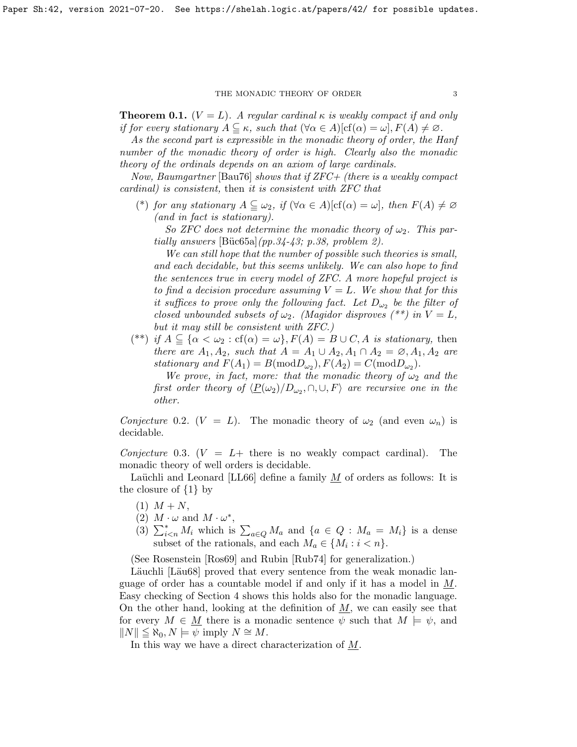**Theorem 0.1.** *($V = L$). A regular cardinal $\kappa$ is weakly compact if and only if for every stationary $A \subseteq \kappa$, such that $(\forall \alpha \in A)[\mathrm{cf}(\alpha) = \omega]$, $F(A) \neq \varnothing$.*

*As the second part is expressible in the monadic theory of order, the Hanf number of the monadic theory of order is high. Clearly also the monadic theory of the ordinals depends on an axiom of large cardinals.*

*Now, Baumgartner* [Bau76] *shows that if ZFC+ (there is a weakly compact cardinal) is consistent,* then *it is consistent with ZFC that*

(\*) *for any stationary $A \subseteq \omega_2$, if $(\forall \alpha \in A)[\mathrm{cf}(\alpha) = \omega]$, then $F(A) \neq \varnothing$ (and in fact is stationary).*

*So ZFC does not determine the monadic theory of $\omega_2$. This partially answers* [Büc65a]*(pp.34-43; p.38, problem 2).*

*We can still hope that the number of possible such theories is small, and each decidable, but this seems unlikely. We can also hope to find the sentences true in every model of ZFC. A more hopeful project is to find a decision procedure assuming $V = L$. We show that for this it suffices to prove only the following fact. Let $D_{\omega_2}$ be the filter of closed unbounded subsets of $\omega_2$. (Magidor disproves (\*\*) in $V = L$, but it may still be consistent with ZFC.)*

(\*\*) *if $A \subseteq \{\alpha < \omega_2 : \mathrm{cf}(\alpha) = \omega\}, F(A) = B \cup C, A$ is stationary,* then *there are $A_1, A_2$, such that $A = A_1 \cup A_2, A_1 \cap A_2 = \varnothing, A_1, A_2$ are stationary and $F(A_1) = B(\mathrm{mod} D_{\omega_2}), F(A_2) = C(\mathrm{mod} D_{\omega_2})$.*

*We prove, in fact, more: that the monadic theory of $\omega_2$ and the first order theory of $\langle \underline{P}(\omega_2)/D_{\omega_2}, \cap, \cup, F\rangle$ are recursive one in the other.*

*Conjecture* 0.2. ($V = L$). The monadic theory of $\omega_2$ (and even $\omega_n$) is decidable.

*Conjecture* 0.3. ($V = L+$ there is no weakly compact cardinal). The monadic theory of well orders is decidable.

Laüchli and Leonard [LL66] define a family $\underline{M}$ of orders as follows: It is the closure of $\{1\}$ by

1. $M + N$,
2. $M \cdot \omega$ and $M \cdot \omega^*$,
3. $\sum^*_{i<n} M_i$ which is $\sum_{a \in Q} M_a$ and $\{a \in Q : M_a = M_i\}$ is a dense subset of the rationals, and each $M_a \in \{M_i : i < n\}$.

(See Rosenstein [Ros69] and Rubin [Rub74] for generalization.)

Läuchli [Läu68] proved that every sentence from the weak monadic language of order has a countable model if and only if it has a model in $\underline{M}$. Easy checking of Section 4 shows this holds also for the monadic language. On the other hand, looking at the definition of $\underline{M}$, we can easily see that for every $M \in \underline{M}$ there is a monadic sentence $\psi$ such that $M \models \psi$, and $\|N\| \leqq \aleph_0, N \models \psi$ imply $N \cong M$.

In this way we have a direct characterization of $\underline{M}$.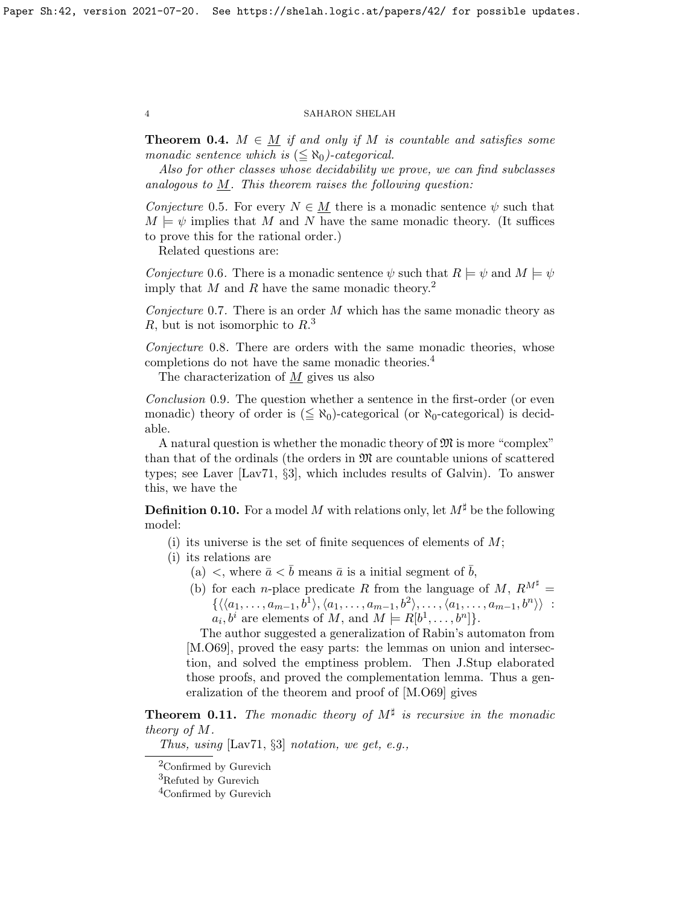**Theorem 0.4.** *$M \in \underline{M}$ if and only if $M$ is countable and satisfies some monadic sentence which is $(\leqq \aleph_0)$-categorical.*

*Also for other classes whose decidability we prove, we can find subclasses analogous to $\underline{M}$. This theorem raises the following question:*

*Conjecture* 0.5. For every $N \in \underline{M}$ there is a monadic sentence $\psi$ such that $M \models \psi$ implies that $M$ and $N$ have the same monadic theory. (It suffices to prove this for the rational order.)

Related questions are:

*Conjecture* 0.6. There is a monadic sentence $\psi$ such that $R \models \psi$ and $M \models \psi$ imply that $M$ and $R$ have the same monadic theory.[2]

*Conjecture* 0.7. There is an order $M$ which has the same monadic theory as $R$, but is not isomorphic to $R$.[3]

*Conjecture* 0.8. There are orders with the same monadic theories, whose completions do not have the same monadic theories.[4]

The characterization of $\underline{M}$ gives us also

*Conclusion* 0.9. The question whether a sentence in the first-order (or even monadic) theory of order is $(\leqq \aleph_0)$-categorical (or $\aleph_0$-categorical) is decidable.

A natural question is whether the monadic theory of $\mathfrak{M}$ is more "complex" than that of the ordinals (the orders in $\mathfrak{M}$ are countable unions of scattered types; see Laver [Lav71, §3], which includes results of Galvin). To answer this, we have the

**Definition 0.10.** For a model $M$ with relations only, let $M^\sharp$ be the following model:

(i) its universe is the set of finite sequences of elements of $M$;

(i) its relations are

(a) $<$, where $\bar{a} < \bar{b}$ means $\bar{a}$ is a initial segment of $\bar{b}$,

(b) for each $n$-place predicate $R$ from the language of $M$, $R^{M^\sharp} = \{\langle \langle a_1, \ldots, a_{m-1}, b^1 \rangle, \langle a_1, \ldots, a_{m-1}, b^2 \rangle, \ldots, \langle a_1, \ldots, a_{m-1}, b^n \rangle \rangle : a_i, b^i$ are elements of $M$, and $M \models R[b^1, \ldots, b^n]\}$.

The author suggested a generalization of Rabin's automaton from [M.O69], proved the easy parts: the lemmas on union and intersection, and solved the emptiness problem. Then J.Stup elaborated those proofs, and proved the complementation lemma. Thus a generalization of the theorem and proof of [M.O69] gives

**Theorem 0.11.** *The monadic theory of $M^\sharp$ is recursive in the monadic theory of $M$.*

*Thus, using* [Lav71, §3] *notation, we get, e.g.,*

---

[2] Confirmed by Gurevich

[3] Refuted by Gurevich

[4] Confirmed by Gurevich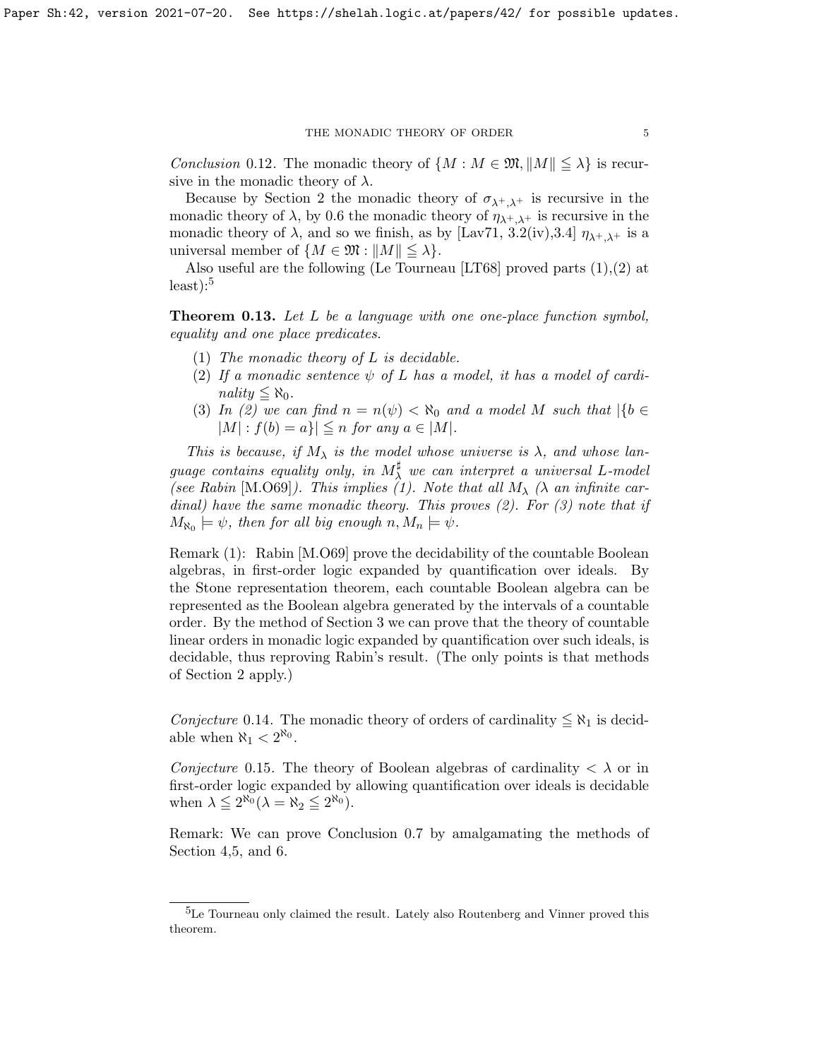*Conclusion* 0.12. The monadic theory of $\{M : M \in \mathfrak{M}, \|M\| \leqq \lambda\}$ is recursive in the monadic theory of $\lambda$.

Because by Section 2 the monadic theory of $\sigma_{\lambda^+,\lambda^+}$ is recursive in the monadic theory of $\lambda$, by 0.6 the monadic theory of $\eta_{\lambda^+,\lambda^+}$ is recursive in the monadic theory of $\lambda$, and so we finish, as by [Lav71, 3.2(iv),3.4] $\eta_{\lambda^+,\lambda^+}$ is a universal member of $\{M \in \mathfrak{M} : \|M\| \leqq \lambda\}$.

Also useful are the following (Le Tourneau [LT68] proved parts (1),(2) at least):[5]

**Theorem 0.13.** *Let $L$ be a language with one one-place function symbol, equality and one place predicates.*

1. *The monadic theory of $L$ is decidable.*
2. *If a monadic sentence $\psi$ of $L$ has a model, it has a model of cardinality $\leqq \aleph_0$.*
3. *In (2) we can find $n = n(\psi) < \aleph_0$ and a model $M$ such that $|\{b \in |M| : f(b) = a\}| \leqq n$ for any $a \in |M|$.*

*This is because, if $M_\lambda$ is the model whose universe is $\lambda$, and whose language contains equality only, in $M^\sharp_\lambda$ we can interpret a universal $L$-model (see Rabin [M.O69]). This implies (1). Note that all $M_\lambda$ ($\lambda$ an infinite cardinal) have the same monadic theory. This proves (2). For (3) note that if $M_{\aleph_0} \models \psi$, then for all big enough $n, M_n \models \psi$.*

Remark (1): Rabin [M.O69] prove the decidability of the countable Boolean algebras, in first-order logic expanded by quantification over ideals. By the Stone representation theorem, each countable Boolean algebra can be represented as the Boolean algebra generated by the intervals of a countable order. By the method of Section 3 we can prove that the theory of countable linear orders in monadic logic expanded by quantification over such ideals, is decidable, thus reproving Rabin's result. (The only points is that methods of Section 2 apply.)

*Conjecture* 0.14. The monadic theory of orders of cardinality $\leqq \aleph_1$ is decidable when $\aleph_1 < 2^{\aleph_0}$.

*Conjecture* 0.15. The theory of Boolean algebras of cardinality $< \lambda$ or in first-order logic expanded by allowing quantification over ideals is decidable when $\lambda \leqq 2^{\aleph_0} (\lambda = \aleph_2 \leqq 2^{\aleph_0})$.

Remark: We can prove Conclusion 0.7 by amalgamating the methods of Section 4,5, and 6.

---

[5] Le Tourneau only claimed the result. Lately also Routenberg and Vinner proved this theorem.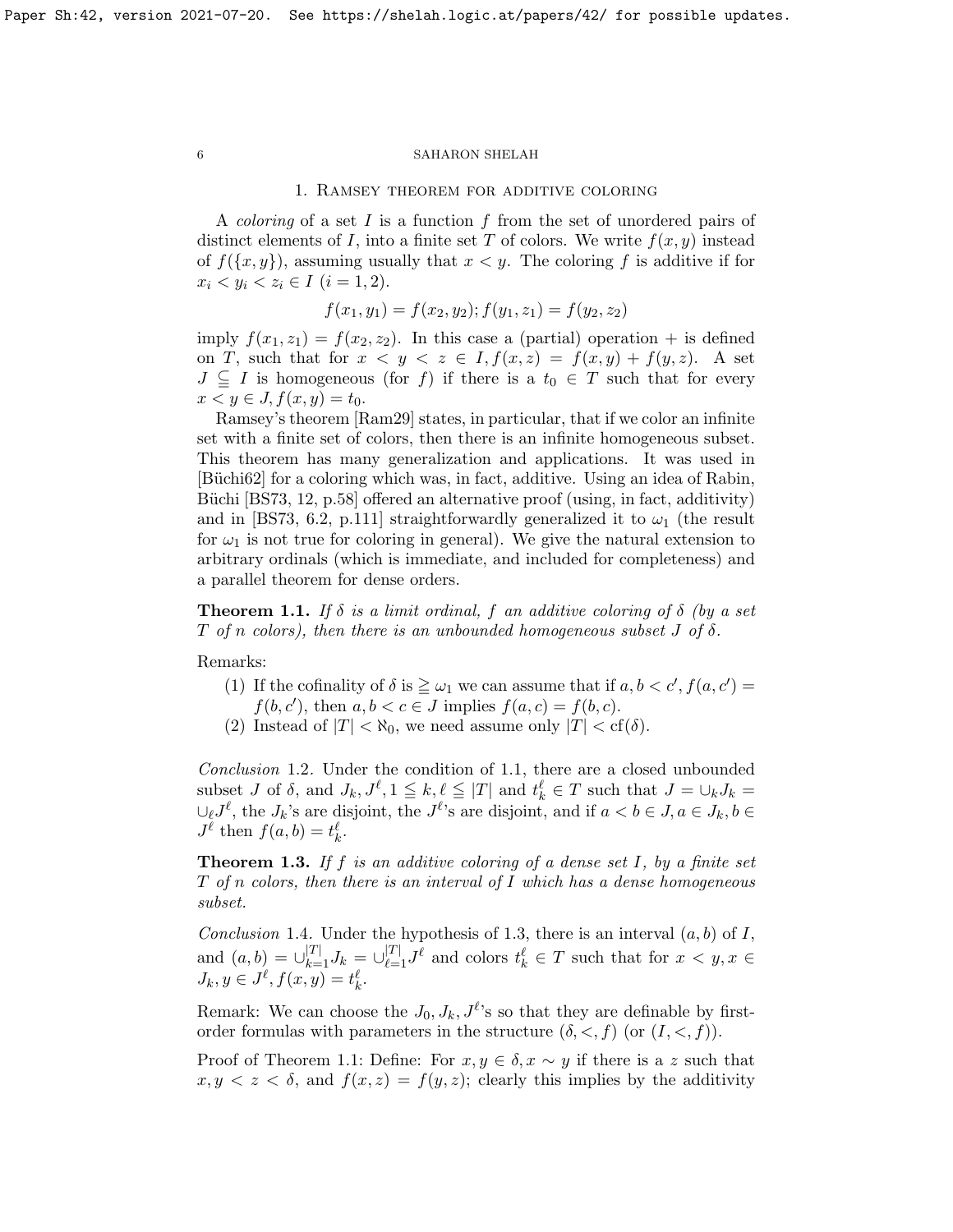## 1. Ramsey theorem for additive coloring

A *coloring* of a set $I$ is a function $f$ from the set of unordered pairs of distinct elements of $I$, into a finite set $T$ of colors. We write $f(x, y)$ instead of $f(\{x, y\})$, assuming usually that $x < y$. The coloring $f$ is additive if for $x_i < y_i < z_i \in I$ $(i = 1, 2)$.

$$f(x_1, y_1) = f(x_2, y_2); f(y_1, z_1) = f(y_2, z_2)$$

imply $f(x_1, z_1) = f(x_2, z_2)$. In this case a (partial) operation $+$ is defined on $T$, such that for $x < y < z \in I, f(x, z) = f(x, y) + f(y, z)$. A set $J \subseteqq I$ is homogeneous (for $f$) if there is a $t_0 \in T$ such that for every $x < y \in J, f(x, y) = t_0$.

Ramsey's theorem [Ram29] states, in particular, that if we color an infinite set with a finite set of colors, then there is an infinite homogeneous subset. This theorem has many generalization and applications. It was used in [Büchi62] for a coloring which was, in fact, additive. Using an idea of Rabin, Büchi [BS73, 12, p.58] offered an alternative proof (using, in fact, additivity) and in [BS73, 6.2, p.111] straightforwardly generalized it to $\omega_1$ (the result for $\omega_1$ is not true for coloring in general). We give the natural extension to arbitrary ordinals (which is immediate, and included for completeness) and a parallel theorem for dense orders.

**Theorem 1.1.** *If $\delta$ is a limit ordinal, $f$ an additive coloring of $\delta$ (by a set $T$ of $n$ colors), then there is an unbounded homogeneous subset $J$ of $\delta$.*

Remarks:

1. If the cofinality of $\delta$ is $\geqq \omega_1$ we can assume that if $a, b < c', f(a, c') = f(b, c')$, then $a, b < c \in J$ implies $f(a, c) = f(b, c)$.
2. Instead of $|T| < \aleph_0$, we need assume only $|T| < \mathrm{cf}(\delta)$.

*Conclusion* 1.2. Under the condition of 1.1, there are a closed unbounded subset $J$ of $\delta$, and $J_k, J^\ell, 1 \leqq k, \ell \leqq |T|$ and $t_k^\ell \in T$ such that $J = \cup_k J_k = \cup_\ell J^\ell$, the $J_k$'s are disjoint, the $J^\ell$'s are disjoint, and if $a < b \in J, a \in J_k, b \in J^\ell$ then $f(a, b) = t_k^\ell$.

**Theorem 1.3.** *If $f$ is an additive coloring of a dense set $I$, by a finite set $T$ of $n$ colors, then there is an interval of $I$ which has a dense homogeneous subset.*

*Conclusion* 1.4. Under the hypothesis of 1.3, there is an interval $(a, b)$ of $I$, and $(a, b) = \cup_{k=1}^{|T|} J_k = \cup_{\ell=1}^{|T|} J^\ell$ and colors $t_k^\ell \in T$ such that for $x < y, x \in J_k, y \in J^\ell, f(x, y) = t_k^\ell$.

Remark: We can choose the $J_0, J_k, J^\ell$'s so that they are definable by first-order formulas with parameters in the structure $(\delta, <, f)$ (or $(I, <, f)$).

Proof of Theorem 1.1: Define: For $x, y \in \delta, x \sim y$ if there is a $z$ such that $x, y < z < \delta$, and $f(x, z) = f(y, z)$; clearly this implies by the additivity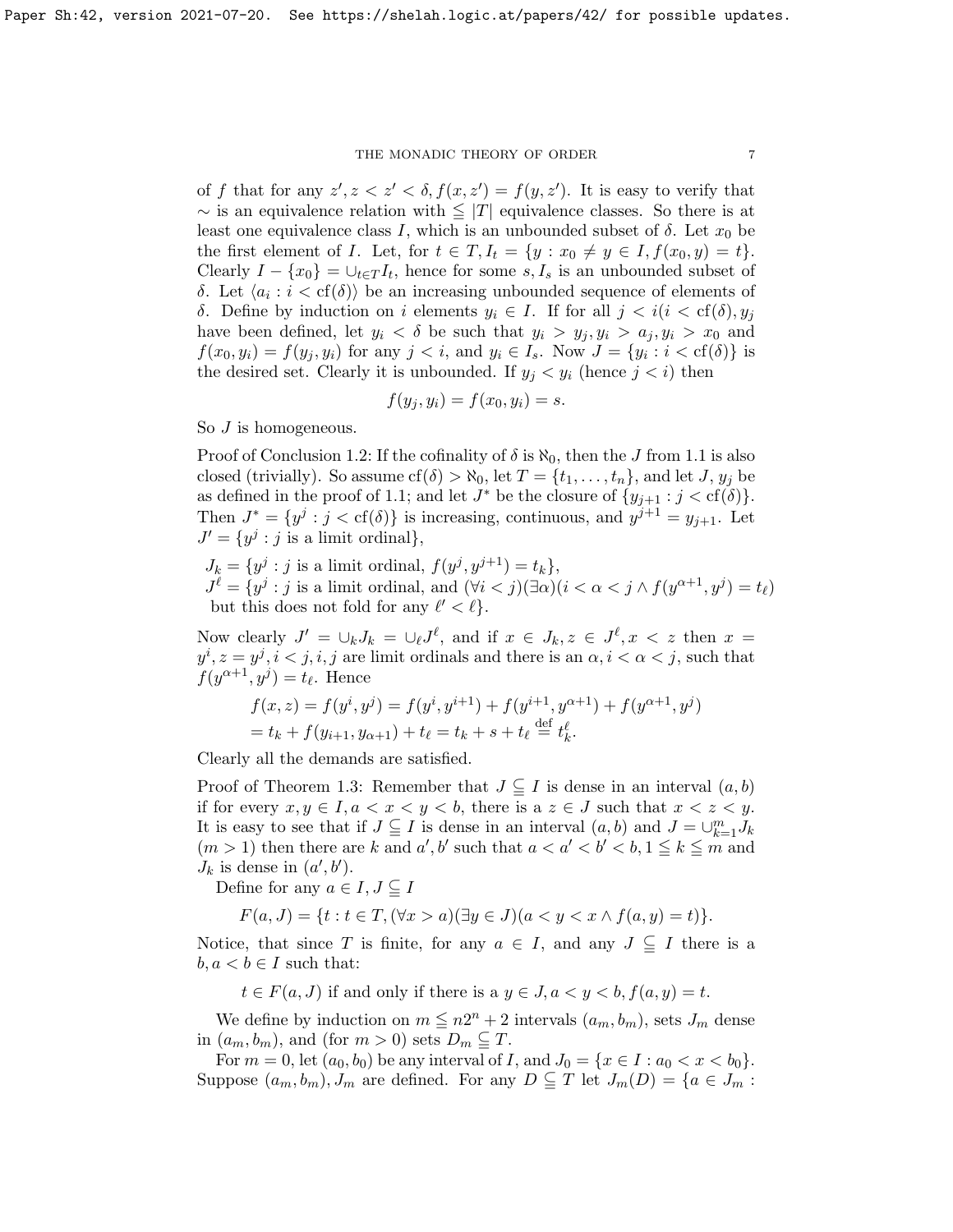of $f$ that for any $z', z < z' < \delta, f(x,z') = f(y,z')$. It is easy to verify that $\sim$ is an equivalence relation with $\leqq |T|$ equivalence classes. So there is at least one equivalence class $I$, which is an unbounded subset of $\delta$. Let $x_0$ be the first element of $I$. Let, for $t \in T, I_t = \{y : x_0 \neq y \in I, f(x_0, y) = t\}$. Clearly $I - \{x_0\} = \cup_{t \in T} I_t$, hence for some $s, I_s$ is an unbounded subset of $\delta$. Let $\langle a_i : i < \mathrm{cf}(\delta) \rangle$ be an increasing unbounded sequence of elements of $\delta$. Define by induction on $i$ elements $y_i \in I$. If for all $j < i (i < \mathrm{cf}(\delta), y_j$ have been defined, let $y_i < \delta$ be such that $y_i > y_j, y_i > a_j, y_i > x_0$ and $f(x_0, y_i) = f(y_j, y_i)$ for any $j < i$, and $y_i \in I_s$. Now $J = \{y_i : i < \mathrm{cf}(\delta)\}$ is the desired set. Clearly it is unbounded. If $y_j < y_i$ (hence $j < i$) then

$$f(y_j, y_i) = f(x_0, y_i) = s.$$

So $J$ is homogeneous.

Proof of Conclusion 1.2: If the cofinality of $\delta$ is $\aleph_0$, then the $J$ from 1.1 is also closed (trivially). So assume $\mathrm{cf}(\delta) > \aleph_0$, let $T = \{t_1, \ldots, t_n\}$, and let $J, y_j$ be as defined in the proof of 1.1; and let $J^*$ be the closure of $\{y_{j+1} : j < \mathrm{cf}(\delta)\}$. Then $J^* = \{y^j : j < \mathrm{cf}(\delta)\}$ is increasing, continuous, and $y^{j+1} = y_{j+1}$. Let $J' = \{y^j : j \text{ is a limit ordinal}\}$,

$J_k = \{y^j : j \text{ is a limit ordinal}, f(y^j, y^{j+1}) = t_k\}$,
$J^\ell = \{y^j : j \text{ is a limit ordinal, and } (\forall i < j)(\exists \alpha)(i < \alpha < j \wedge f(y^{\alpha+1}, y^j) = t_\ell)$ but this does not fold for any $\ell' < \ell\}$.

Now clearly $J' = \cup_k J_k = \cup_\ell J^\ell$, and if $x \in J_k, z \in J^\ell, x < z$ then $x = y^i, z = y^j, i < j, i, j$ are limit ordinals and there is an $\alpha, i < \alpha < j$, such that $f(y^{\alpha+1}, y^j) = t_\ell$. Hence

$$\begin{aligned} f(x,z) = f(y^i, y^j) &= f(y^i, y^{i+1}) + f(y^{i+1}, y^{\alpha+1}) + f(y^{\alpha+1}, y^j) \\ &= t_k + f(y_{i+1}, y_{\alpha+1}) + t_\ell = t_k + s + t_\ell \stackrel{\text{def}}{=} t_k^\ell. \end{aligned}$$

Clearly all the demands are satisfied.

Proof of Theorem 1.3: Remember that $J \subseteqq I$ is dense in an interval $(a,b)$ if for every $x, y \in I, a < x < y < b$, there is a $z \in J$ such that $x < z < y$. It is easy to see that if $J \subseteqq I$ is dense in an interval $(a,b)$ and $J = \cup_{k=1}^m J_k$ $(m > 1)$ then there are $k$ and $a', b'$ such that $a < a' < b' < b, 1 \leqq k \leqq m$ and $J_k$ is dense in $(a', b')$.

Define for any $a \in I, J \subseteqq I$

$$F(a,J) = \{t : t \in T, (\forall x > a)(\exists y \in J)(a < y < x \wedge f(a,y) = t)\}.$$

Notice, that since $T$ is finite, for any $a \in I$, and any $J \subseteqq I$ there is a $b, a < b \in I$ such that:

$$t \in F(a,J) \text{ if and only if there is a } y \in J, a < y < b, f(a,y) = t.$$

We define by induction on $m \leqq n2^n + 2$ intervals $(a_m, b_m)$, sets $J_m$ dense in $(a_m, b_m)$, and (for $m > 0$) sets $D_m \subseteqq T$.

For $m = 0$, let $(a_0, b_0)$ be any interval of $I$, and $J_0 = \{x \in I : a_0 < x < b_0\}$. Suppose $(a_m, b_m), J_m$ are defined. For any $D \subseteqq T$ let $J_m(D) = \{a \in J_m :$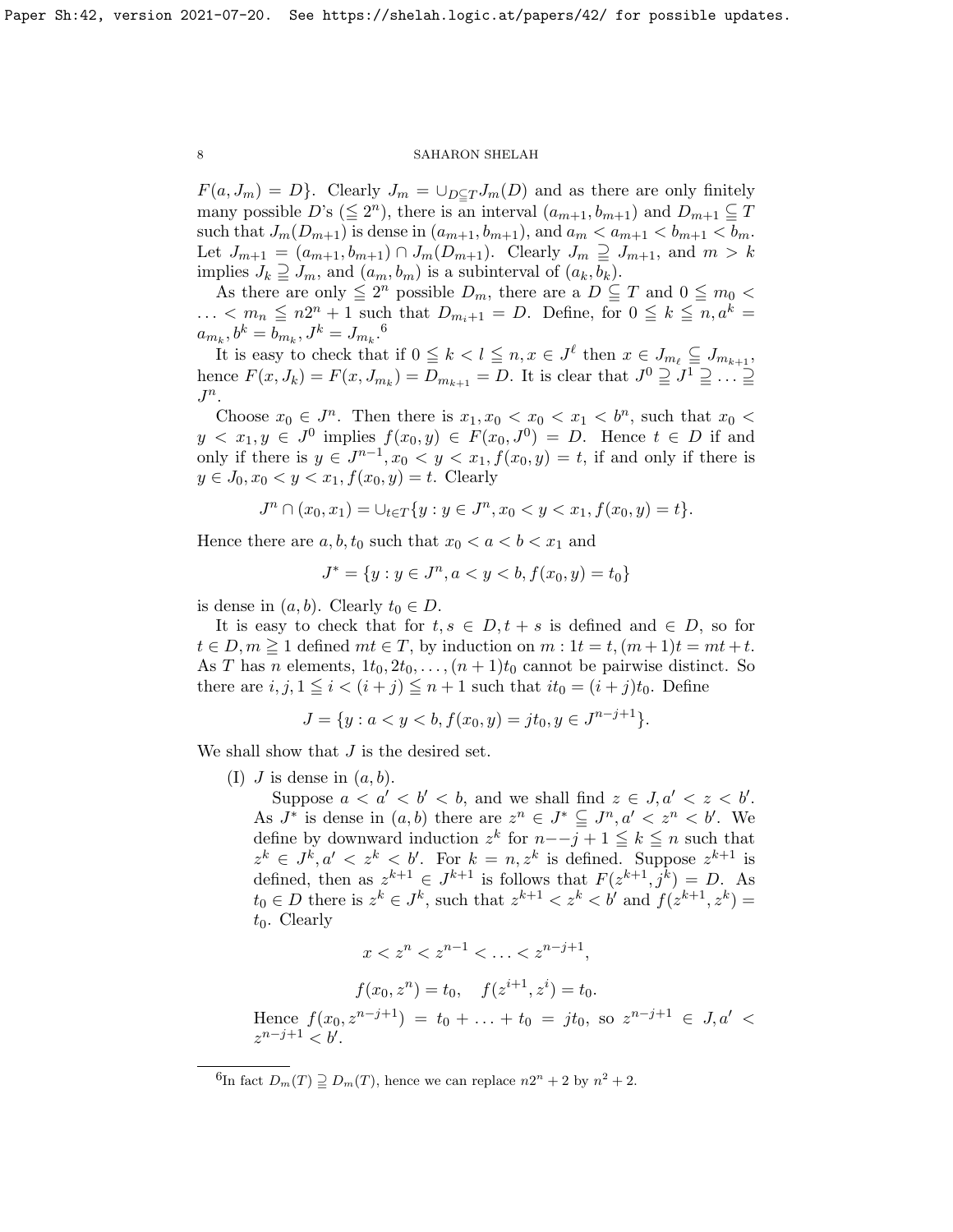$F(a, J_m) = D\}$. Clearly $J_m = \cup_{D \subseteqq T} J_m(D)$ and as there are only finitely many possible $D$'s ($\leqq 2^n$), there is an interval $(a_{m+1}, b_{m+1})$ and $D_{m+1} \subseteqq T$ such that $J_m(D_{m+1})$ is dense in $(a_{m+1}, b_{m+1})$, and $a_m < a_{m+1} < b_{m+1} < b_m$. Let $J_{m+1} = (a_{m+1}, b_{m+1}) \cap J_m(D_{m+1})$. Clearly $J_m \supseteqq J_{m+1}$, and $m > k$ implies $J_k \supseteqq J_m$, and $(a_m, b_m)$ is a subinterval of $(a_k, b_k)$.

As there are only $\leqq 2^n$ possible $D_m$, there are a $D \subseteqq T$ and $0 \leqq m_0 < \ldots < m_n \leqq n2^n + 1$ such that $D_{m_i+1} = D$. Define, for $0 \leqq k \leqq n, a^k = a_{m_k}, b^k = b_{m_k}, J^k = J_{m_k}$.[6]

It is easy to check that if $0 \leqq k < l \leqq n, x \in J^\ell$ then $x \in J_{m_\ell} \subseteqq J_{m_k+1}$, hence $F(x, J_k) = F(x, J_{m_k}) = D_{m_k+1} = D$. It is clear that $J^0 \supseteqq J^1 \supseteqq \ldots \supseteqq J^n$.

Choose $x_0 \in J^n$. Then there is $x_1, x_0 < x_0 < x_1 < b^n$, such that $x_0 < y < x_1, y \in J^0$ implies $f(x_0, y) \in F(x_0, J^0) = D$. Hence $t \in D$ if and only if there is $y \in J^{n-1}, x_0 < y < x_1, f(x_0, y) = t$, if and only if there is $y \in J_0, x_0 < y < x_1, f(x_0, y) = t$. Clearly

$$J^n \cap (x_0, x_1) = \cup_{t \in T} \{y : y \in J^n, x_0 < y < x_1, f(x_0, y) = t\}.$$

Hence there are $a, b, t_0$ such that $x_0 < a < b < x_1$ and

$$J^* = \{y : y \in J^n, a < y < b, f(x_0, y) = t_0\}$$

is dense in $(a, b)$. Clearly $t_0 \in D$.

It is easy to check that for $t, s \in D, t + s$ is defined and $\in D$, so for $t \in D, m \geqq 1$ defined $mt \in T$, by induction on $m : 1t = t, (m + 1)t = mt + t$. As $T$ has $n$ elements, $1t_0, 2t_0, \ldots, (n + 1)t_0$ cannot be pairwise distinct. So there are $i, j, 1 \leqq i < (i + j) \leqq n + 1$ such that $it_0 = (i + j)t_0$. Define

$$J = \{y : a < y < b, f(x_0, y) = jt_0, y \in J^{n-j+1}\}.$$

We shall show that $J$ is the desired set.

(I) $J$ is dense in $(a, b)$.

Suppose $a < a' < b' < b$, and we shall find $z \in J, a' < z < b'$. As $J^*$ is dense in $(a, b)$ there are $z^n \in J^* \subseteqq J^n, a' < z^n < b'$. We define by downward induction $z^k$ for $n -- j + 1 \leqq k \leqq n$ such that $z^k \in J^k, a' < z^k < b'$. For $k = n, z^k$ is defined. Suppose $z^{k+1}$ is defined, then as $z^{k+1} \in J^{k+1}$ is follows that $F(z^{k+1}, j^k) = D$. As $t_0 \in D$ there is $z^k \in J^k$, such that $z^{k+1} < z^k < b'$ and $f(z^{k+1}, z^k) = t_0$. Clearly

$$x < z^n < z^{n-1} < \ldots < z^{n-j+1},$$

$$f(x_0, z^n) = t_0, \quad f(z^{i+1}, z^i) = t_0.$$

Hence $f(x_0, z^{n-j+1}) = t_0 + \ldots + t_0 = jt_0$, so $z^{n-j+1} \in J, a' < z^{n-j+1} < b'$.

---

[6] In fact $D_m(T) \supseteqq D_m(T)$, hence we can replace $n2^n + 2$ by $n^2 + 2$.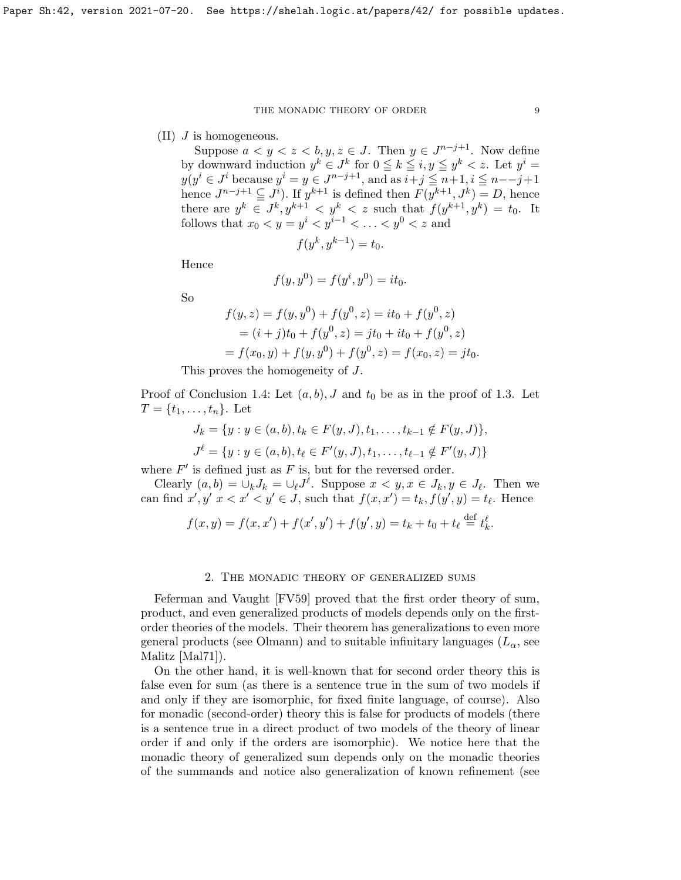(II) $J$ is homogeneous.

Suppose $a < y < z < b, y, z \in J$. Then $y \in J^{n-j+1}$. Now define by downward induction $y^k \in J^k$ for $0 \leqq k \leqq i, y \leqq y^k < z$. Let $y^i = y(y^i \in J^i$ because $y^i = y \in J^{n-j+1}$, and as $i+j \leqq n+1, i \leqq n--j+1$ hence $J^{n-j+1} \subseteq J^i)$. If $y^{k+1}$ is defined then $F(y^{k+1}, J^k) = D$, hence there are $y^k \in J^k, y^{k+1} < y^k < z$ such that $f(y^{k+1}, y^k) = t_0$. It follows that $x_0 < y = y^i < y^{i-1} < \ldots < y^0 < z$ and

$$f(y^k, y^{k-1}) = t_0.$$

Hence

$$f(y, y^0) = f(y^i, y^0) = it_0.$$

So

$$\begin{aligned} f(y, z) &= f(y, y^0) + f(y^0, z) = it_0 + f(y^0, z) \\ &= (i+j)t_0 + f(y^0, z) = jt_0 + it_0 + f(y^0, z) \\ &= f(x_0, y) + f(y, y^0) + f(y^0, z) = f(x_0, z) = jt_0. \end{aligned}$$

This proves the homogeneity of $J$.

Proof of Conclusion 1.4: Let $(a, b), J$ and $t_0$ be as in the proof of 1.3. Let $T = \{t_1, \ldots, t_n\}$. Let

$$J_k = \{y : y \in (a, b), t_k \in F(y, J), t_1, \ldots, t_{k-1} \notin F(y, J)\},$$

$$J^\ell = \{y : y \in (a, b), t_\ell \in F'(y, J), t_1, \ldots, t_{\ell-1} \notin F'(y, J)\}$$

where $F'$ is defined just as $F$ is, but for the reversed order.

Clearly $(a, b) = \cup_k J_k = \cup_\ell J^\ell$. Suppose $x < y, x \in J_k, y \in J_\ell$. Then we can find $x', y'$ $x < x' < y' \in J$, such that $f(x, x') = t_k, f(y', y) = t_\ell$. Hence

$$f(x, y) = f(x, x') + f(x', y') + f(y', y) = t_k + t_0 + t_\ell \overset{\text{def}}{=} t_k^\ell.$$

## 2. The monadic theory of generalized sums

Feferman and Vaught [FV59] proved that the first order theory of sum, product, and even generalized products of models depends only on the first-order theories of the models. Their theorem has generalizations to even more general products (see Olmann) and to suitable infinitary languages ($L_\alpha$, see Malitz [Mal71]).

On the other hand, it is well-known that for second order theory this is false even for sum (as there is a sentence true in the sum of two models if and only if they are isomorphic, for fixed finite language, of course). Also for monadic (second-order) theory this is false for products of models (there is a sentence true in a direct product of two models of the theory of linear order if and only if the orders are isomorphic). We notice here that the monadic theory of generalized sum depends only on the monadic theories of the summands and notice also generalization of known refinement (see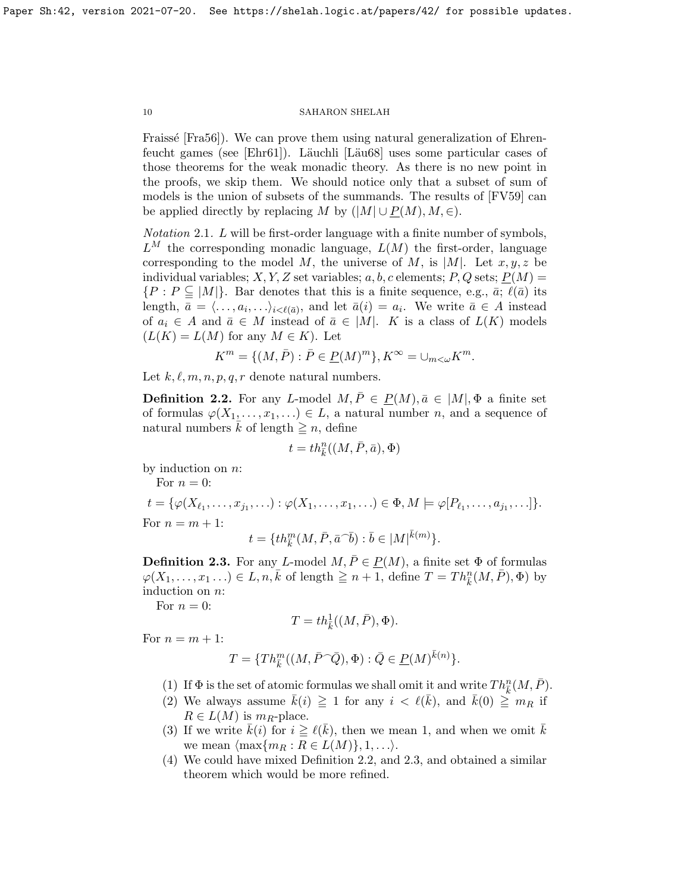Fraissé [Fra56]). We can prove them using natural generalization of Ehrenfeucht games (see [Ehr61]). Läuchli [Läu68] uses some particular cases of those theorems for the weak monadic theory. As there is no new point in the proofs, we skip them. We should notice only that a subset of sum of models is the union of subsets of the summands. The results of [FV59] can be applied directly by replacing $M$ by $(|M| \cup \underline{P}(M), M, \in)$.

*Notation* 2.1. $L$ will be first-order language with a finite number of symbols, $L^M$ the corresponding monadic language, $L(M)$ the first-order, language corresponding to the model $M$, the universe of $M$, is $|M|$. Let $x, y, z$ be individual variables; $X, Y, Z$ set variables; $a, b, c$ elements; $P, Q$ sets; $\underline{P}(M) = \{P : P \subseteqq |M|\}$. Bar denotes that this is a finite sequence, e.g., $\bar{a}$; $\ell(\bar{a})$ its length, $\bar{a} = \langle \ldots, a_i, \ldots \rangle_{i<\ell(\bar{a})}$, and let $\bar{a}(i) = a_i$. We write $\bar{a} \in A$ instead of $a_i \in A$ and $\bar{a} \in M$ instead of $\bar{a} \in |M|$. $K$ is a class of $L(K)$ models $(L(K) = L(M)$ for any $M \in K)$. Let

$$K^m = \{(M, \bar{P}) : \bar{P} \in \underline{P}(M)^m\}, K^\infty = \cup_{m<\omega} K^m.$$

Let $k, \ell, m, n, p, q, r$ denote natural numbers.

**Definition 2.2.** For any $L$-model $M, \bar{P} \in \underline{P}(M), \bar{a} \in |M|, \Phi$ a finite set of formulas $\varphi(X_1, \ldots, x_1, \ldots) \in L$, a natural number $n$, and a sequence of natural numbers $\bar{k}$ of length $\geqq n$, define

$$t = th^n_{\bar{k}}((M, \bar{P}, \bar{a}), \Phi)$$

by induction on $n$:

For $n = 0$:

$$t = \{\varphi(X_{\ell_1}, \ldots, x_{j_1}, \ldots) : \varphi(X_1, \ldots, x_1, \ldots) \in \Phi, M \models \varphi[P_{\ell_1}, \ldots, a_{j_1}, \ldots]\}.$$

For $n = m + 1$:

$$t = \{th^m_{\bar{k}}(M, \bar{P}, \bar{a}^\frown \bar{b}) : \bar{b} \in |M|^{\bar{k}(m)}\}.$$

**Definition 2.3.** For any $L$-model $M, \bar{P} \in \underline{P}(M)$, a finite set $\Phi$ of formulas $\varphi(X_1, \ldots, x_1 \ldots) \in L, n, \bar{k}$ of length $\geqq n + 1$, define $T = Th^n_{\bar{k}}(M, \bar{P}), \Phi)$ by induction on $n$:

For $n = 0$:

$$T = th^1_{\bar{k}}((M, \bar{P}), \Phi).$$

For $n = m + 1$:

$$T = \{Th^m_{\bar{k}}((M, \bar{P}^\frown \bar{Q}), \Phi) : \bar{Q} \in \underline{P}(M)^{\bar{k}(n)}\}.$$

(1) If $\Phi$ is the set of atomic formulas we shall omit it and write $Th^n_{\bar{k}}(M, \bar{P})$.
(2) We always assume $\bar{k}(i) \geqq 1$ for any $i < \ell(\bar{k})$, and $\bar{k}(0) \geqq m_R$ if $R \in L(M)$ is $m_R$-place.
(3) If we write $\bar{k}(i)$ for $i \geqq \ell(\bar{k})$, then we mean 1, and when we omit $\bar{k}$ we mean $\langle \max\{m_R : R \in L(M)\}, 1, \ldots \rangle$.
(4) We could have mixed Definition 2.2, and 2.3, and obtained a similar theorem which would be more refined.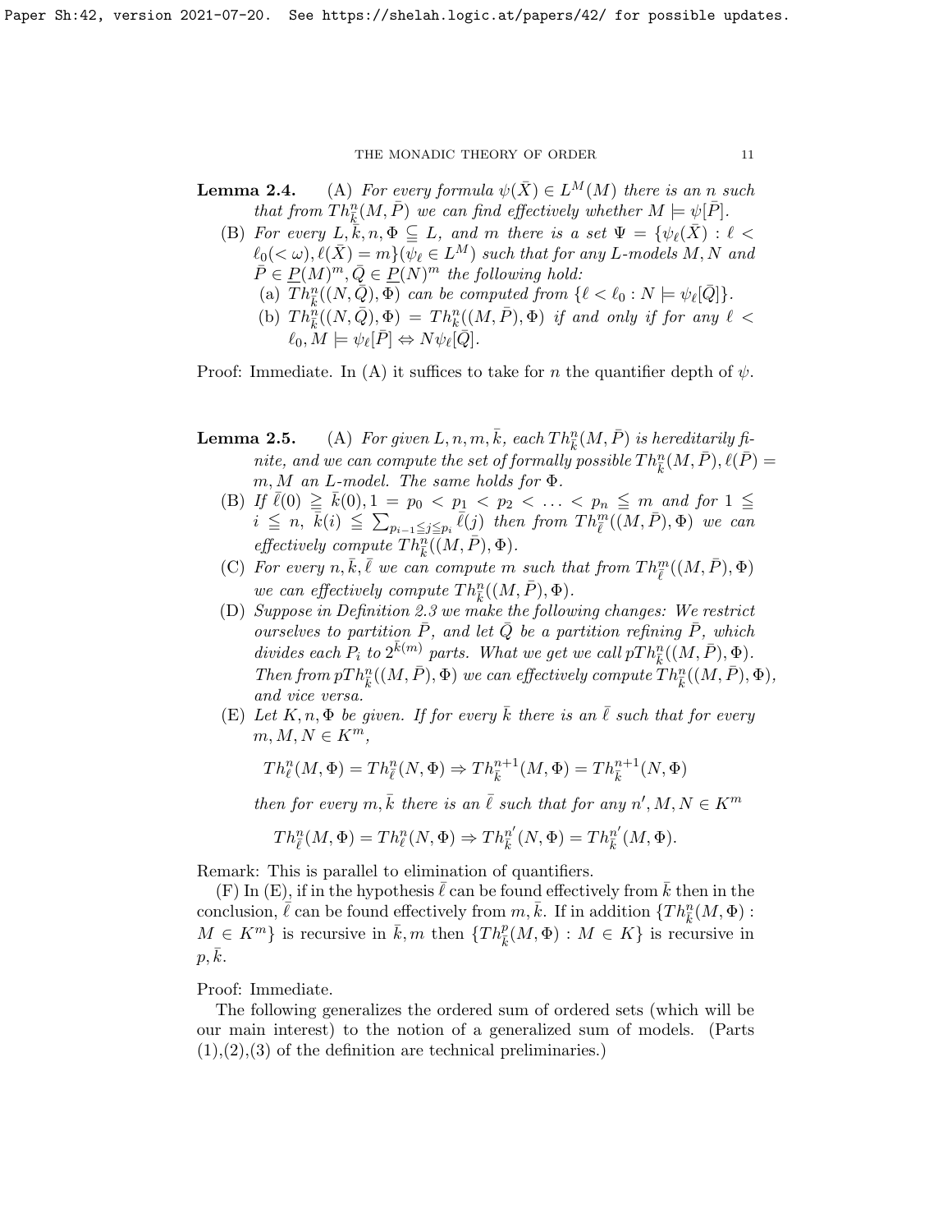**Lemma 2.4.** (A) *For every formula $\psi(\bar{X}) \in L^M(M)$ there is an $n$ such that from $Th^n_{\bar{k}}(M, \bar{P})$ we can find effectively whether $M \models \psi[\bar{P}]$.*

(B) *For every $L, \bar{k}, n, \Phi \subseteqq L$, and $m$ there is a set $\Psi = \{\psi_\ell(\bar{X}) : \ell < \ell_0(<\omega), \ell(\bar{X}) = m\}(\psi_\ell \in L^M)$ such that for any $L$-models $M, N$ and $\bar{P} \in \underline{P}(M)^m, \bar{Q} \in \underline{P}(N)^m$ the following hold:*

(a) *$Th^n_{\bar{k}}((N, \bar{Q}), \Phi)$ can be computed from $\{\ell < \ell_0 : N \models \psi_\ell[\bar{Q}]\}$.*

(b) *$Th^n_{\bar{k}}((N, \bar{Q}), \Phi) = Th^n_{\bar{k}}((M, \bar{P}), \Phi)$ if and only if for any $\ell < \ell_0, M \models \psi_\ell[\bar{P}] \Leftrightarrow N \psi_\ell[\bar{Q}]$.*

Proof: Immediate. In (A) it suffices to take for $n$ the quantifier depth of $\psi$.

**Lemma 2.5.** (A) *For given $L, n, m, \bar{k}$, each $Th^n_{\bar{k}}(M, \bar{P})$ is hereditarily finite, and we can compute the set of formally possible $Th^n_{\bar{k}}(M, \bar{P}), \ell(\bar{P}) = m, M$ an $L$-model. The same holds for $\Phi$.*

(B) *If $\bar{\ell}(0) \geqq \bar{k}(0), 1 = p_0 < p_1 < p_2 < \ldots < p_n \leqq m$ and for $1 \leqq i \leqq n$, $\bar{k}(i) \leqq \sum_{p_{i-1} \leqq j \leqq p_i} \bar{\ell}(j)$ then from $Th^m_{\bar{\ell}}((M, \bar{P}), \Phi)$ we can effectively compute $Th^n_{\bar{k}}((M, \bar{P}), \Phi)$.*

(C) *For every $n, \bar{k}, \bar{\ell}$ we can compute $m$ such that from $Th^m_{\bar{\ell}}((M, \bar{P}), \Phi)$ we can effectively compute $Th^n_{\bar{k}}((M, \bar{P}), \Phi)$.*

(D) *Suppose in Definition 2.3 we make the following changes: We restrict ourselves to partition $\bar{P}$, and let $\bar{Q}$ be a partition refining $\bar{P}$, which divides each $P_i$ to $2^{\bar{k}(m)}$ parts. What we get we call $pTh^n_{\bar{k}}((M, \bar{P}), \Phi)$. Then from $pTh^n_{\bar{k}}((M, \bar{P}), \Phi)$ we can effectively compute $Th^n_{\bar{k}}((M, \bar{P}), \Phi)$, and vice versa.*

(E) *Let $K, n, \Phi$ be given. If for every $\bar{k}$ there is an $\bar{\ell}$ such that for every $m, M, N \in K^m$,*

$$Th^n_{\bar{\ell}}(M, \Phi) = Th^n_{\bar{\ell}}(N, \Phi) \Rightarrow Th^{n+1}_{\bar{k}}(M, \Phi) = Th^{n+1}_{\bar{k}}(N, \Phi)$$

*then for every $m, \bar{k}$ there is an $\bar{\ell}$ such that for any $n', M, N \in K^m$*

$$Th^n_{\bar{\ell}}(M, \Phi) = Th^n_{\bar{\ell}}(N, \Phi) \Rightarrow Th^{n'}_{\bar{k}}(N, \Phi) = Th^{n'}_{\bar{k}}(M, \Phi).$$

Remark: This is parallel to elimination of quantifiers.

(F) In (E), if in the hypothesis $\bar{\ell}$ can be found effectively from $\bar{k}$ then in the conclusion, $\bar{\ell}$ can be found effectively from $m, \bar{k}$. If in addition $\{Th^n_{\bar{k}}(M, \Phi) : M \in K^m\}$ is recursive in $\bar{k}, m$ then $\{Th^p_{\bar{k}}(M, \Phi) : M \in K\}$ is recursive in $p, \bar{k}$.

Proof: Immediate.

The following generalizes the ordered sum of ordered sets (which will be our main interest) to the notion of a generalized sum of models. (Parts (1),(2),(3) of the definition are technical preliminaries.)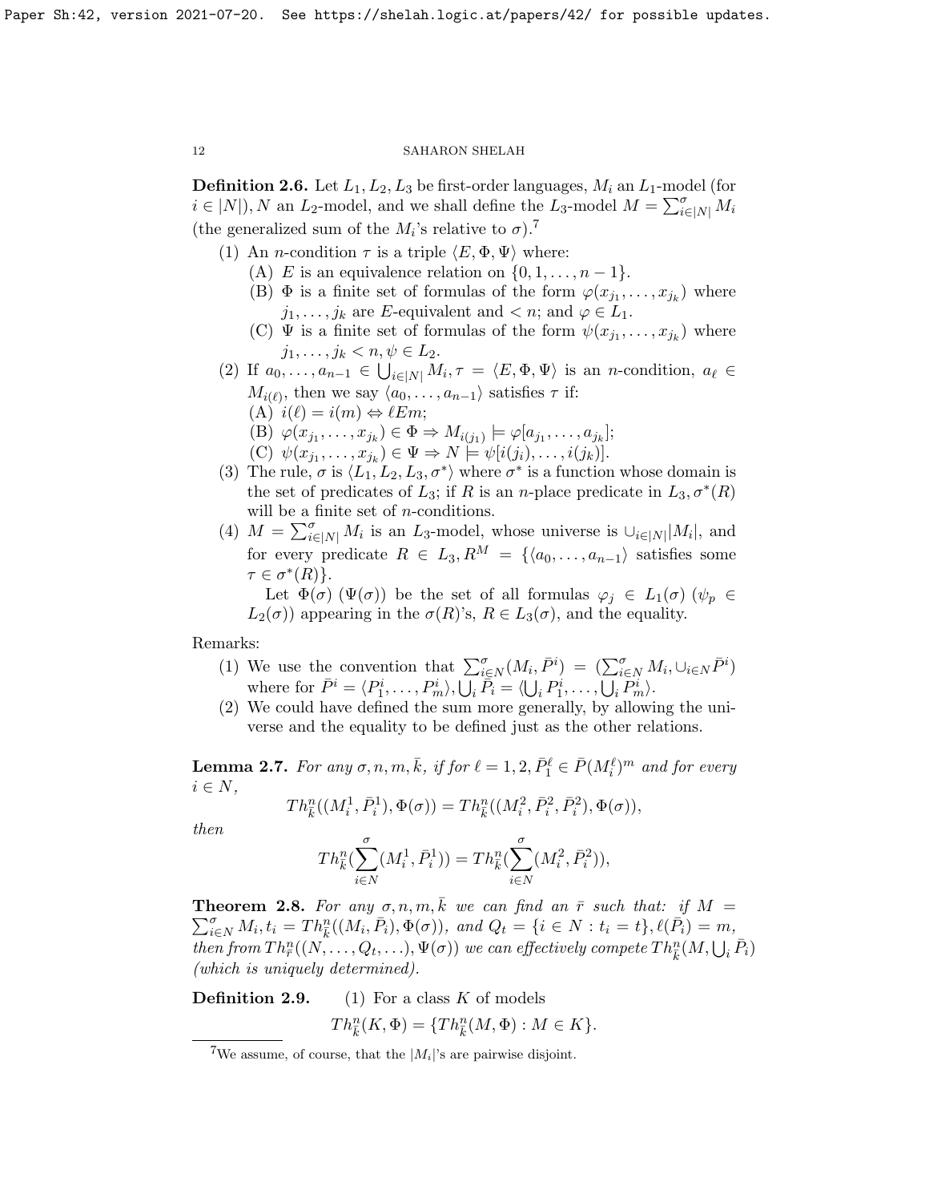**Definition 2.6.** Let $L_1, L_2, L_3$ be first-order languages, $M_i$ an $L_1$-model (for $i \in |N|$), $N$ an $L_2$-model, and we shall define the $L_3$-model $M = \sum^{\sigma}_{i \in |N|} M_i$ (the generalized sum of the $M_i$'s relative to $\sigma$).[7]

1. An $n$-condition $\tau$ is a triple $\langle E, \Phi, \Psi \rangle$ where:
   (A) $E$ is an equivalence relation on $\{0, 1, \ldots, n-1\}$.
   (B) $\Phi$ is a finite set of formulas of the form $\varphi(x_{j_1}, \ldots, x_{j_k})$ where $j_1, \ldots, j_k$ are $E$-equivalent and $< n$; and $\varphi \in L_1$.
   (C) $\Psi$ is a finite set of formulas of the form $\psi(x_{j_1}, \ldots, x_{j_k})$ where $j_1, \ldots, j_k < n, \psi \in L_2$.
2. If $a_0, \ldots, a_{n-1} \in \bigcup_{i \in |N|} M_i, \tau = \langle E, \Phi, \Psi \rangle$ is an $n$-condition, $a_\ell \in M_{i(\ell)}$, then we say $\langle a_0, \ldots, a_{n-1} \rangle$ satisfies $\tau$ if:
   (A) $i(\ell) = i(m) \Leftrightarrow \ell E m$;
   (B) $\varphi(x_{j_1}, \ldots, x_{j_k}) \in \Phi \Rightarrow M_{i(j_1)} \models \varphi[a_{j_1}, \ldots, a_{j_k}]$;
   (C) $\psi(x_{j_1}, \ldots, x_{j_k}) \in \Psi \Rightarrow N \models \psi[i(j_1), \ldots, i(j_k)]$.
3. The rule, $\sigma$ is $\langle L_1, L_2, L_3, \sigma^* \rangle$ where $\sigma^*$ is a function whose domain is the set of predicates of $L_3$; if $R$ is an $n$-place predicate in $L_3, \sigma^*(R)$ will be a finite set of $n$-conditions.
4. $M = \sum^{\sigma}_{i \in |N|} M_i$ is an $L_3$-model, whose universe is $\cup_{i \in |N|} |M_i|$, and for every predicate $R \in L_3, R^M = \{\langle a_0, \ldots, a_{n-1} \rangle$ satisfies some $\tau \in \sigma^*(R)\}$.

   Let $\Phi(\sigma)$ ($\Psi(\sigma)$) be the set of all formulas $\varphi_j \in L_1(\sigma)$ ($\psi_p \in L_2(\sigma)$) appearing in the $\sigma(R)$'s, $R \in L_3(\sigma)$, and the equality.

Remarks:

1. We use the convention that $\sum^{\sigma}_{i \in N}(M_i, \bar{P}^i) = (\sum^{\sigma}_{i \in N} M_i, \cup_{i \in N} \bar{P}^i)$ where for $\bar{P}^i = \langle P^i_1, \ldots, P^i_m \rangle, \bigcup_i \bar{P}_i = \langle \bigcup_i P^i_1, \ldots, \bigcup_i P^i_m \rangle$.
2. We could have defined the sum more generally, by allowing the universe and the equality to be defined just as the other relations.

**Lemma 2.7.** *For any $\sigma, n, m, \bar{k}$, if for $\ell = 1, 2, \bar{P}^\ell_1 \in \bar{P}(M^\ell_i)^m$ and for every $i \in N$,*

$$Th^n_{\bar{k}}((M^1_i, \bar{P}^1_i), \Phi(\sigma)) = Th^n_{\bar{k}}((M^2_i, \bar{P}^2_i, \bar{P}^2_i), \Phi(\sigma)),$$

*then*

$$Th^n_{\bar{k}}(\sum^{\sigma}_{i \in N}(M^1_i, \bar{P}^1_i)) = Th^n_{\bar{k}}(\sum^{\sigma}_{i \in N}(M^2_i, \bar{P}^2_i)),$$

**Theorem 2.8.** *For any $\sigma, n, m, \bar{k}$ we can find an $\bar{r}$ such that: if $M = \sum^{\sigma}_{i \in N} M_i, t_i = Th^n_{\bar{k}}((M_i, \bar{P}_i), \Phi(\sigma))$, and $Q_t = \{i \in N : t_i = t\}, \ell(\bar{P}_i) = m$, then from $Th^n_{\bar{r}}((N, \ldots, Q_t, \ldots), \Psi(\sigma))$ we can effectively compete $Th^n_{\bar{k}}(M, \bigcup_i \bar{P}_i)$ (which is uniquely determined).*

**Definition 2.9.** (1) For a class $K$ of models

$$Th^n_{\bar{k}}(K, \Phi) = \{Th^n_{\bar{k}}(M, \Phi) : M \in K\}.$$

[7] We assume, of course, that the $|M_i|$'s are pairwise disjoint.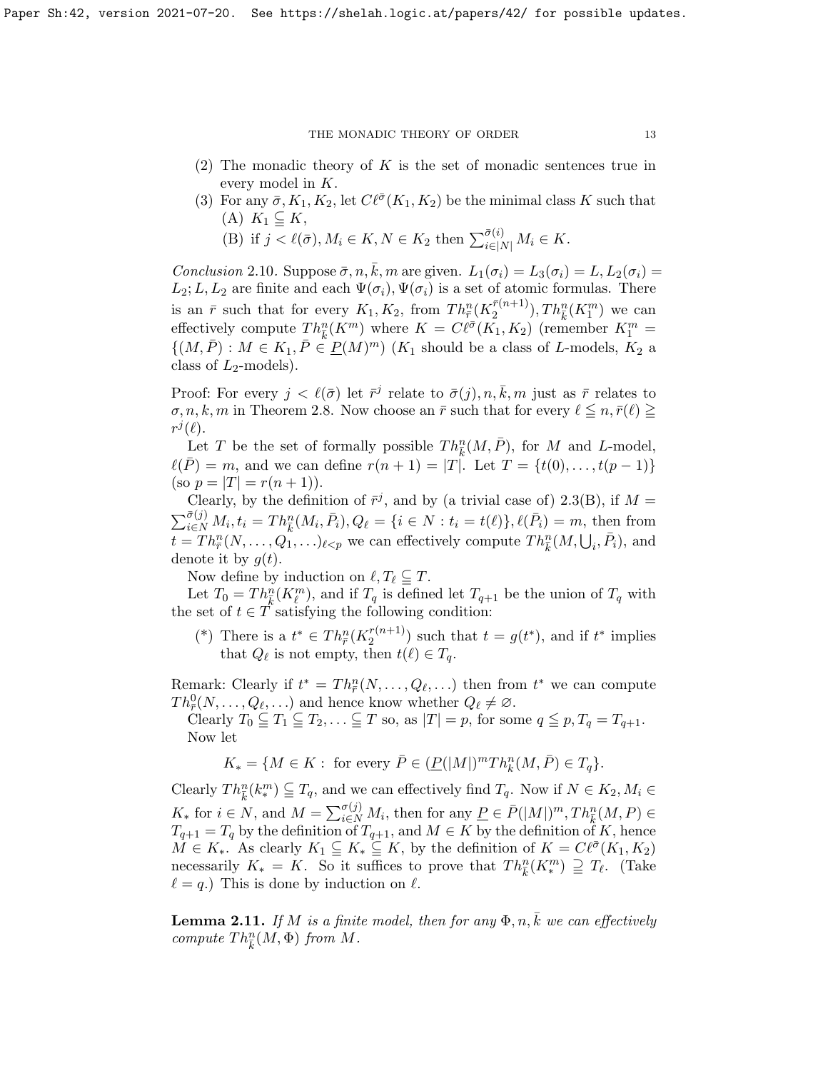(2) The monadic theory of $K$ is the set of monadic sentences true in every model in $K$.

(3) For any $\bar{\sigma}, K_1, K_2$, let $C\ell^{\bar{\sigma}}(K_1, K_2)$ be the minimal class $K$ such that
 (A) $K_1 \subseteqq K$,
 (B) if $j < \ell(\bar{\sigma}), M_i \in K, N \in K_2$ then $\sum_{i \in |N|}^{\bar{\sigma}(i)} M_i \in K$.

*Conclusion* 2.10. Suppose $\bar{\sigma}, n, \bar{k}, m$ are given. $L_1(\sigma_i) = L_3(\sigma_i) = L, L_2(\sigma_i) = L_2; L, L_2$ are finite and each $\Psi(\sigma_i), \Psi(\sigma_i)$ is a set of atomic formulas. There is an $\bar{r}$ such that for every $K_1, K_2$, from $Th^n_{\bar{r}}(K_2^{\bar{r}(n+1)}), Th^n_{\bar{k}}(K_1^m)$ we can effectively compute $Th^n_{\bar{k}}(K^m)$ where $K = C\ell^{\bar{\sigma}}(K_1, K_2)$ (remember $K_1^m = \{(M, \bar{P}) : M \in K_1, \bar{P} \in \underline{P}(M)^m\}$) ($K_1$ should be a class of $L$-models, $K_2$ a class of $L_2$-models).

Proof: For every $j < \ell(\bar{\sigma})$ let $\bar{r}^j$ relate to $\bar{\sigma}(j), n, \bar{k}, m$ just as $\bar{r}$ relates to $\sigma, n, k, m$ in Theorem 2.8. Now choose an $\bar{r}$ such that for every $\ell \leqq n, \bar{r}(\ell) \geqq r^j(\ell)$.

Let $T$ be the set of formally possible $Th^n_{\bar{k}}(M, \bar{P})$, for $M$ and $L$-model, $\ell(\bar{P}) = m$, and we can define $r(n+1) = |T|$. Let $T = \{t(0), \ldots, t(p-1)\}$ (so $p = |T| = r(n+1)$).

Clearly, by the definition of $\bar{r}^j$, and by (a trivial case of) 2.3(B), if $M = \sum_{i \in N}^{\bar{\sigma}(j)} M_i, t_i = Th^n_{\bar{k}}(M_i, \bar{P}_i), Q_\ell = \{i \in N : t_i = t(\ell)\}, \ell(\bar{P}_i) = m$, then from $t = Th^n_{\bar{r}}(N, \ldots, Q_1, \ldots)_{\ell < p}$ we can effectively compute $Th^n_{\bar{k}}(M, \bigcup_i \bar{P}_i)$, and denote it by $g(t)$.

Now define by induction on $\ell, T_\ell \subseteqq T$.

Let $T_0 = Th^n_{\bar{k}}(K_\ell^m)$, and if $T_q$ is defined let $T_{q+1}$ be the union of $T_q$ with the set of $t \in T$ satisfying the following condition:

(*) There is a $t^* \in Th^n_{\bar{r}}(K_2^{r(n+1)})$ such that $t = g(t^*)$, and if $t^*$ implies that $Q_\ell$ is not empty, then $t(\ell) \in T_q$.

Remark: Clearly if $t^* = Th^n_{\bar{r}}(N, \ldots, Q_\ell, \ldots)$ then from $t^*$ we can compute $Th^0_{\bar{r}}(N, \ldots, Q_\ell, \ldots)$ and hence know whether $Q_\ell \neq \varnothing$.

Clearly $T_0 \subseteqq T_1 \subseteqq T_2, \ldots \subseteqq T$ so, as $|T| = p$, for some $q \leqq p, T_q = T_{q+1}$.

Now let

$$K_* = \{M \in K : \text{ for every } \bar{P} \in (\underline{P}(|M|)^m Th^n_{\bar{k}}(M, \bar{P}) \in T_q\}.$$

Clearly $Th^n_{\bar{k}}(k^m_*) \subseteqq T_q$, and we can effectively find $T_q$. Now if $N \in K_2, M_i \in K_*$ for $i \in N$, and $M = \sum_{i \in N}^{\sigma(j)} M_i$, then for any $\underline{P} \in \bar{P}(|M|)^m, Th^n_{\bar{k}}(M, P) \in T_{q+1} = T_q$ by the definition of $T_{q+1}$, and $M \in K$ by the definition of $K$, hence $M \in K_*$. As clearly $K_1 \subseteqq K_* \subseteqq K$, by the definition of $K = C\ell^{\bar{\sigma}}(K_1, K_2)$ necessarily $K_* = K$. So it suffices to prove that $Th^n_{\bar{k}}(K^m_*) \supseteqq T_\ell$. (Take $\ell = q$.) This is done by induction on $\ell$.

**Lemma 2.11.** *If $M$ is a finite model, then for any $\Phi, n, \bar{k}$ we can effectively compute $Th^n_{\bar{k}}(M, \Phi)$ from $M$.*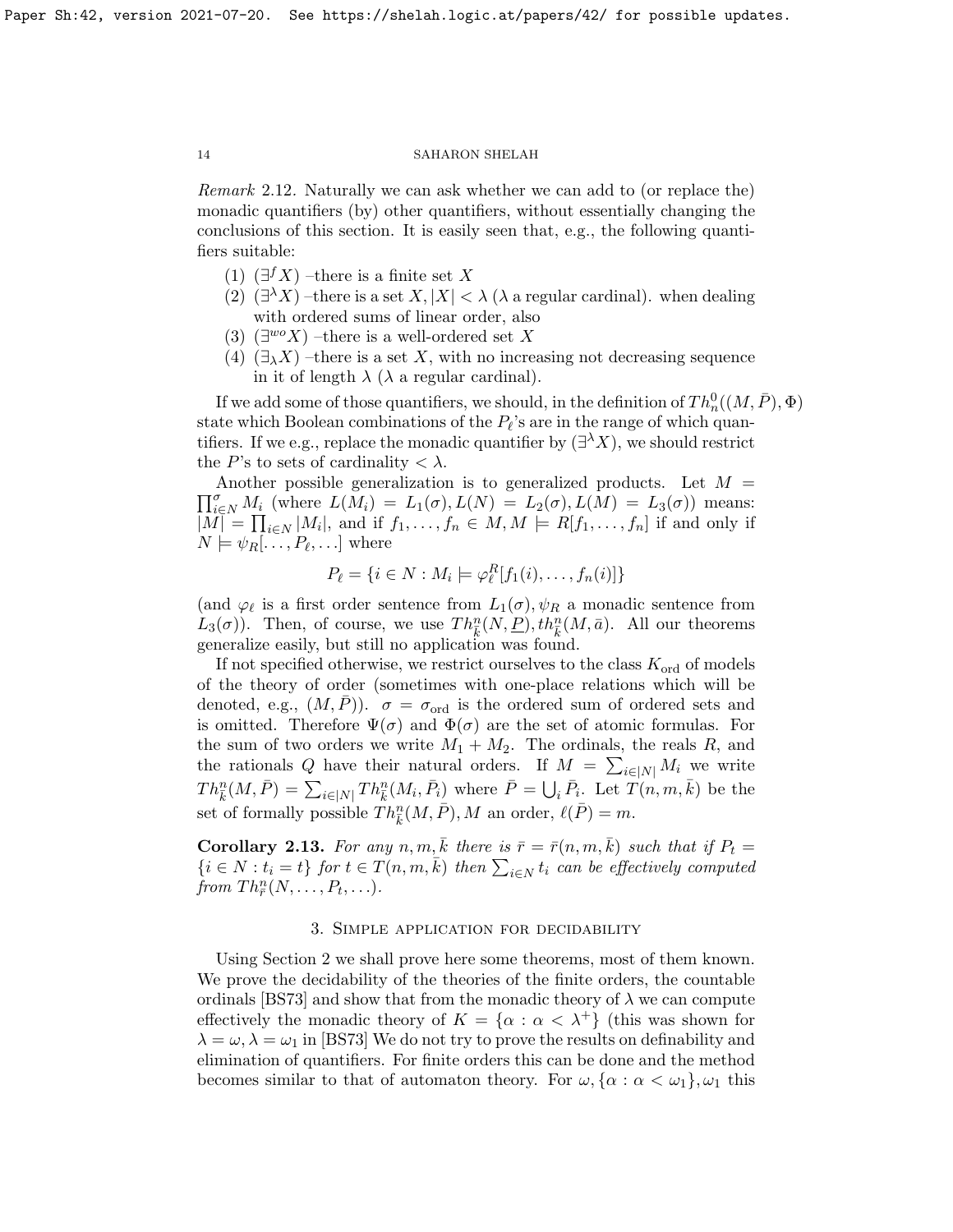*Remark* 2.12. Naturally we can ask whether we can add to (or replace the) monadic quantifiers (by) other quantifiers, without essentially changing the conclusions of this section. It is easily seen that, e.g., the following quantifiers suitable:

1. $(\exists^f X)$ –there is a finite set $X$
2. $(\exists^\lambda X)$ –there is a set $X, |X| < \lambda$ ($\lambda$ a regular cardinal). when dealing with ordered sums of linear order, also
3. $(\exists^{wo} X)$ –there is a well-ordered set $X$
4. $(\exists_\lambda X)$ –there is a set $X$, with no increasing not decreasing sequence in it of length $\lambda$ ($\lambda$ a regular cardinal).

If we add some of those quantifiers, we should, in the definition of $Th^0_n((M, \bar{P}), \Phi)$ state which Boolean combinations of the $P_\ell$'s are in the range of which quantifiers. If we e.g., replace the monadic quantifier by $(\exists^\lambda X)$, we should restrict the $P$'s to sets of cardinality $< \lambda$.

Another possible generalization is to generalized products. Let $M = \prod^\sigma_{i \in N} M_i$ (where $L(M_i) = L_1(\sigma), L(N) = L_2(\sigma), L(M) = L_3(\sigma)$) means: $|M| = \prod_{i \in N} |M_i|$, and if $f_1, \ldots, f_n \in M, M \models R[f_1, \ldots, f_n]$ if and only if $N \models \psi_R[\ldots, P_\ell, \ldots]$ where

$$P_\ell = \{i \in N : M_i \models \varphi^R_\ell[f_1(i), \ldots, f_n(i)]\}$$

(and $\varphi_\ell$ is a first order sentence from $L_1(\sigma), \psi_R$ a monadic sentence from $L_3(\sigma)$). Then, of course, we use $Th^n_{\bar{k}}(N, \underline{P}), th^n_{\bar{k}}(M, \bar{a})$. All our theorems generalize easily, but still no application was found.

If not specified otherwise, we restrict ourselves to the class $K_{\text{ord}}$ of models of the theory of order (sometimes with one-place relations which will be denoted, e.g., $(M, \bar{P})$). $\sigma = \sigma_{\text{ord}}$ is the ordered sum of ordered sets and is omitted. Therefore $\Psi(\sigma)$ and $\Phi(\sigma)$ are the set of atomic formulas. For the sum of two orders we write $M_1 + M_2$. The ordinals, the reals $R$, and the rationals $Q$ have their natural orders. If $M = \sum_{i \in |N|} M_i$ we write $Th^n_{\bar{k}}(M, \bar{P}) = \sum_{i \in |N|} Th^n_{\bar{k}}(M_i, \bar{P}_i)$ where $\bar{P} = \bigcup_i \bar{P}_i$. Let $T(n, m, \bar{k})$ be the set of formally possible $Th^n_{\bar{k}}(M, \bar{P}), M$ an order, $\ell(\bar{P}) = m$.

**Corollary 2.13.** *For any $n, m, \bar{k}$ there is $\bar{r} = \bar{r}(n, m, \bar{k})$ such that if $P_t = \{i \in N : t_i = t\}$ for $t \in T(n, m, \bar{k})$ then $\sum_{i \in N} t_i$ can be effectively computed from $Th^n_{\bar{r}}(N, \ldots, P_t, \ldots)$.*

## 3. Simple application for decidability

Using Section 2 we shall prove here some theorems, most of them known. We prove the decidability of the theories of the finite orders, the countable ordinals [BS73] and show that from the monadic theory of $\lambda$ we can compute effectively the monadic theory of $K = \{\alpha : \alpha < \lambda^+\}$ (this was shown for $\lambda = \omega, \lambda = \omega_1$ in [BS73] We do not try to prove the results on definability and elimination of quantifiers. For finite orders this can be done and the method becomes similar to that of automaton theory. For $\omega, \{\alpha : \alpha < \omega_1\}, \omega_1$ this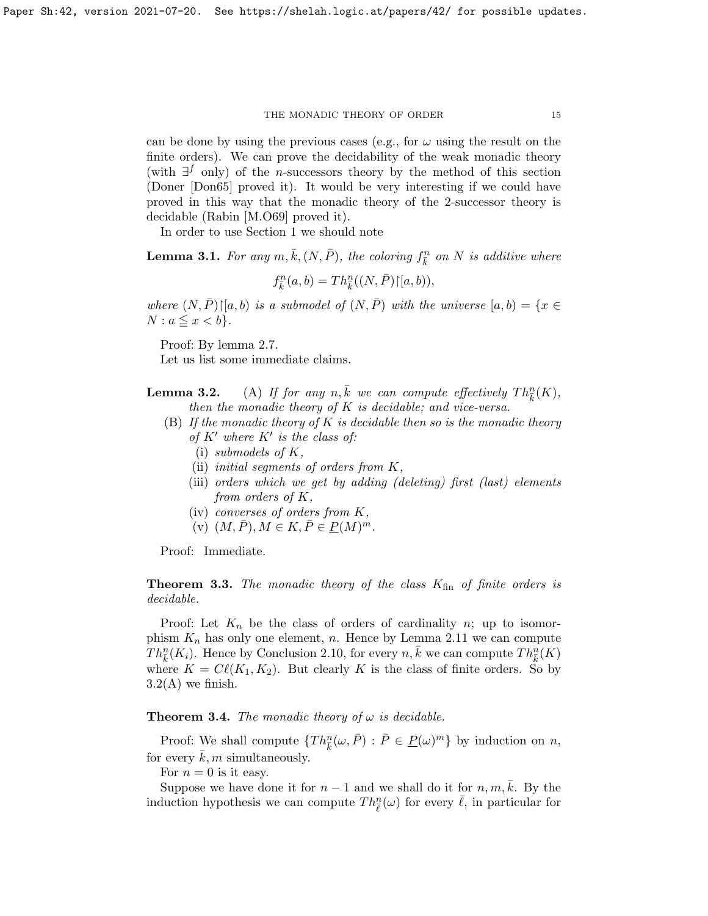can be done by using the previous cases (e.g., for $\omega$ using the result on the finite orders). We can prove the decidability of the weak monadic theory (with $\exists^f$ only) of the $n$-successors theory by the method of this section (Doner [Don65] proved it). It would be very interesting if we could have proved in this way that the monadic theory of the 2-successor theory is decidable (Rabin [M.O69] proved it).

In order to use Section 1 we should note

**Lemma 3.1.** *For any $m, \bar{k}, (N, \bar{P})$, the coloring $f^n_{\bar{k}}$ on $N$ is additive where*

$$f^n_{\bar{k}}(a, b) = Th^n_{\bar{k}}((N, \bar{P})\restriction[a, b)),$$

*where $(N, \bar{P})\restriction[a, b)$ is a submodel of $(N, \bar{P})$ with the universe $[a, b) = \{x \in N : a \leqq x < b\}$.*

Proof: By lemma 2.7.

Let us some immediate claims.

**Lemma 3.2.** (A) *If for any $n, \bar{k}$ we can compute effectively $Th^n_{\bar{k}}(K)$, then the monadic theory of $K$ is decidable; and vice-versa.*

(B) *If the monadic theory of $K$ is decidable then so is the monadic theory of $K'$ where $K'$ is the class of:*
   (i) *submodels of $K$,*
   (ii) *initial segments of orders from $K$,*
   (iii) *orders which we get by adding (deleting) first (last) elements from orders of $K$,*
   (iv) *converses of orders from $K$,*
   (v) *$(M, \bar{P}), M \in K, \bar{P} \in \underline{P}(M)^m$.*

Proof: Immediate.

**Theorem 3.3.** *The monadic theory of the class $K_{\text{fin}}$ of finite orders is decidable.*

Proof: Let $K_n$ be the class of orders of cardinality $n$; up to isomorphism $K_n$ has only one element, $n$. Hence by Lemma 2.11 we can compute $Th^n_{\bar{k}}(K_i)$. Hence by Conclusion 2.10, for every $n, \bar{k}$ we can compute $Th^n_{\bar{k}}(K)$ where $K = C\ell(K_1, K_2)$. But clearly $K$ is the class of finite orders. So by 3.2(A) we finish.

**Theorem 3.4.** *The monadic theory of $\omega$ is decidable.*

Proof: We shall compute $\{Th^n_{\bar{k}}(\omega, \bar{P}) : \bar{P} \in \underline{P}(\omega)^m\}$ by induction on $n$, for every $\bar{k}, m$ simultaneously.

For $n = 0$ is it easy.

Suppose we have done it for $n - 1$ and we shall do it for $n, m, \bar{k}$. By the induction hypothesis we can compute $Th^n_{\bar{\ell}}(\omega)$ for every $\bar{\ell}$, in particular for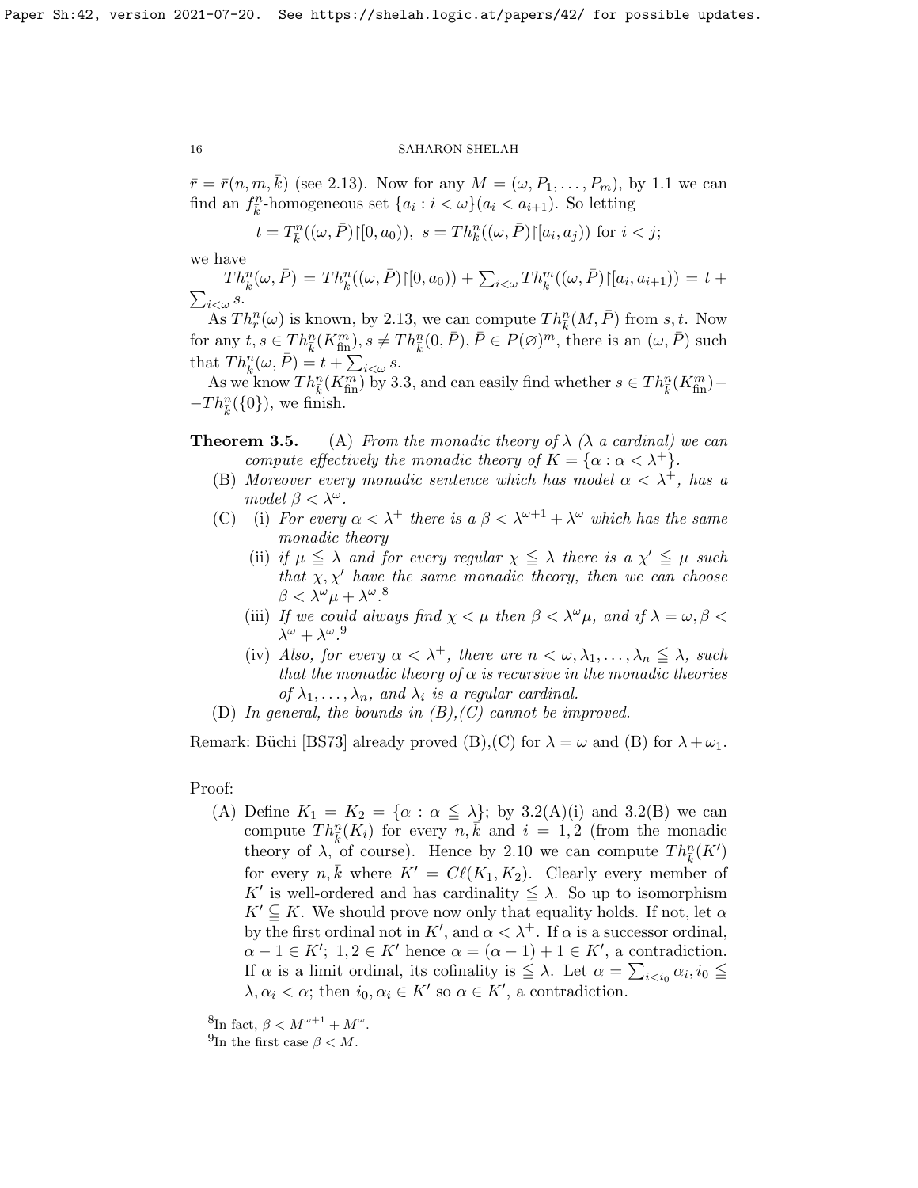$\bar{r} = \bar{r}(n, m, \bar{k})$ (see 2.13). Now for any $M = (\omega, P_1, \ldots, P_m)$, by 1.1 we can find an $f^n_{\bar{k}}$-homogeneous set $\{a_i : i < \omega\}(a_i < a_{i+1})$. So letting

$$t = T^n_{\bar{k}}((\omega, \bar{P}){\restriction}[0, a_0)),\ s = Th^n_k((\omega, \bar{P}){\restriction}[a_i, a_j)) \text{ for } i < j;$$

we have

$Th^n_{\bar{k}}(\omega, \bar{P}) = Th^n_{\bar{k}}((\omega, \bar{P}){\restriction}[0, a_0)) + \sum_{i<\omega} Th^m_{\bar{k}}((\omega, \bar{P}){\restriction}[a_i, a_{i+1})) = t + \sum_{i<\omega} s$.

As $Th^n_r(\omega)$ is known, by 2.13, we can compute $Th^n_{\bar{k}}(M, \bar{P})$ from $s, t$. Now for any $t, s \in Th^n_{\bar{k}}(K^m_{\text{fin}}), s \neq Th^n_{\bar{k}}(0, \bar{P}), \bar{P} \in \underline{P}(\varnothing)^m$, there is an $(\omega, \bar{P})$ such that $Th^n_{\bar{k}}(\omega, \bar{P}) = t + \sum_{i<\omega} s$.

As we know $Th^n_{\bar{k}}(K^m_{\text{fin}})$ by 3.3, and can easily find whether $s \in Th^n_{\bar{k}}(K^m_{\text{fin}}) - -Th^n_{\bar{k}}(\{0\})$, we finish.

**Theorem 3.5.** (A) *From the monadic theory of $\lambda$ ($\lambda$ a cardinal) we can compute effectively the monadic theory of $K = \{\alpha : \alpha < \lambda^+\}$.*

(B) *Moreover every monadic sentence which has model $\alpha < \lambda^+$, has a model $\beta < \lambda^\omega$.*

(C) (i) *For every $\alpha < \lambda^+$ there is a $\beta < \lambda^{\omega+1} + \lambda^\omega$ which has the same monadic theory*

(ii) *if $\mu \leqq \lambda$ and for every regular $\chi \leqq \lambda$ there is a $\chi' \leqq \mu$ such that $\chi, \chi'$ have the same monadic theory, then we can choose $\beta < \lambda^\omega \mu + \lambda^\omega$.*[8]

(iii) *If we could always find $\chi < \mu$ then $\beta < \lambda^\omega \mu$, and if $\lambda = \omega, \beta < \lambda^\omega + \lambda^\omega$.*[9]

(iv) *Also, for every $\alpha < \lambda^+$, there are $n < \omega, \lambda_1, \ldots, \lambda_n \leqq \lambda$, such that the monadic theory of $\alpha$ is recursive in the monadic theories of $\lambda_1, \ldots, \lambda_n$, and $\lambda_i$ is a regular cardinal.*

(D) *In general, the bounds in (B),(C) cannot be improved.*

Remark: Büchi [BS73] already proved (B),(C) for $\lambda = \omega$ and (B) for $\lambda + \omega_1$.

Proof:

(A) Define $K_1 = K_2 = \{\alpha : \alpha \leqq \lambda\}$; by 3.2(A)(i) and 3.2(B) we can compute $Th^n_{\bar{k}}(K_i)$ for every $n, \bar{k}$ and $i = 1, 2$ (from the monadic theory of $\lambda$, of course). Hence by 2.10 we can compute $Th^n_{\bar{k}}(K')$ for every $n, \bar{k}$ where $K' = C\ell(K_1, K_2)$. Clearly every member of $K'$ is well-ordered and has cardinality $\leqq \lambda$. So up to isomorphism $K' \subseteqq K$. We should prove now only that equality holds. If not, let $\alpha$ by the first ordinal not in $K'$, and $\alpha < \lambda^+$. If $\alpha$ is a successor ordinal, $\alpha - 1 \in K'$; $1, 2 \in K'$ hence $\alpha = (\alpha - 1) + 1 \in K'$, a contradiction. If $\alpha$ is a limit ordinal, its cofinality is $\leqq \lambda$. Let $\alpha = \sum_{i<i_0} \alpha_i, i_0 \leqq \lambda, \alpha_i < \alpha$; then $i_0, \alpha_i \in K'$ so $\alpha \in K'$, a contradiction.

---

[8] In fact, $\beta < M^{\omega+1} + M^\omega$.

[9] In the first case $\beta < M$.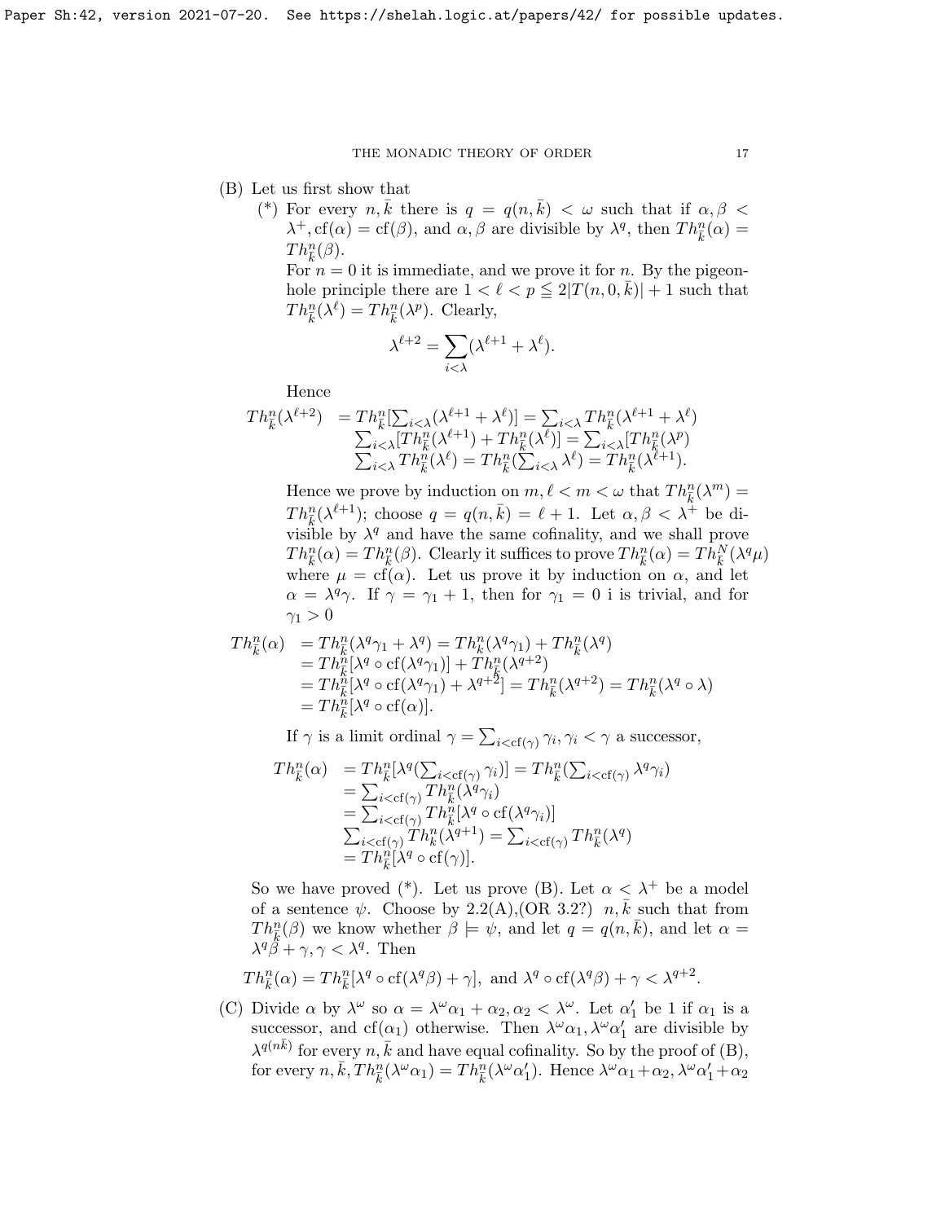(B) Let us first show that

(\*) For every $n, \bar{k}$ there is $q = q(n, \bar{k}) < \omega$ such that if $\alpha, \beta < \lambda^+, \mathrm{cf}(\alpha) = \mathrm{cf}(\beta)$, and $\alpha, \beta$ are divisible by $\lambda^q$, then $Th^n_{\bar{k}}(\alpha) = Th^n_{\bar{k}}(\beta)$.

For $n = 0$ it is immediate, and we prove it for $n$. By the pigeon-hole principle there are $1 < \ell < p \leqq 2|T(n, 0, \bar{k})| + 1$ such that $Th^n_{\bar{k}}(\lambda^\ell) = Th^n_{\bar{k}}(\lambda^p)$. Clearly,

$$\lambda^{\ell+2} = \sum_{i<\lambda} (\lambda^{\ell+1} + \lambda^\ell).$$

Hence

$$\begin{aligned} Th^n_{\bar{k}}(\lambda^{\ell+2}) &= Th^n_{\bar{k}}[\textstyle\sum_{i<\lambda}(\lambda^{\ell+1} + \lambda^\ell)] = \sum_{i<\lambda} Th^n_{\bar{k}}(\lambda^{\ell+1} + \lambda^\ell) \\ &\textstyle\sum_{i<\lambda}[Th^n_{\bar{k}}(\lambda^{\ell+1}) + Th^n_{\bar{k}}(\lambda^\ell)] = \sum_{i<\lambda}[Th^n_{\bar{k}}(\lambda^p) \\ &\textstyle\sum_{i<\lambda} Th^n_{\bar{k}}(\lambda^\ell) = Th^n_{\bar{k}}(\sum_{i<\lambda} \lambda^\ell) = Th^n_{\bar{k}}(\lambda^{\ell+1}). \end{aligned}$$

Hence we prove by induction on $m, \ell < m < \omega$ that $Th^n_{\bar{k}}(\lambda^m) = Th^n_{\bar{k}}(\lambda^{\ell+1})$; choose $q = q(n, \bar{k}) = \ell + 1$. Let $\alpha, \beta < \lambda^+$ be divisible by $\lambda^q$ and have the same cofinality, and we shall prove $Th^n_{\bar{k}}(\alpha) = Th^n_{\bar{k}}(\beta)$. Clearly it suffices to prove $Th^n_{\bar{k}}(\alpha) = Th^N_{\bar{k}}(\lambda^q \mu)$ where $\mu = \mathrm{cf}(\alpha)$. Let us prove it by induction on $\alpha$, and let $\alpha = \lambda^q \gamma$. If $\gamma = \gamma_1 + 1$, then for $\gamma_1 = 0$ i is trivial, and for $\gamma_1 > 0$

$$\begin{aligned} Th^n_{\bar{k}}(\alpha) &= Th^n_{\bar{k}}(\lambda^q \gamma_1 + \lambda^q) = Th^n_{\bar{k}}(\lambda^q \gamma_1) + Th^n_{\bar{k}}(\lambda^q) \\ &= Th^n_{\bar{k}}[\lambda^q \circ \mathrm{cf}(\lambda^q \gamma_1)] + Th^n_{\bar{k}}(\lambda^{q+2}) \\ &= Th^n_{\bar{k}}[\lambda^q \circ \mathrm{cf}(\lambda^q \gamma_1) + \lambda^{q+2}] = Th^n_{\bar{k}}(\lambda^{q+2}) = Th^n_{\bar{k}}(\lambda^q \circ \lambda) \\ &= Th^n_{\bar{k}}[\lambda^q \circ \mathrm{cf}(\alpha)]. \end{aligned}$$

If $\gamma$ is a limit ordinal $\gamma = \sum_{i<\mathrm{cf}(\gamma)} \gamma_i, \gamma_i < \gamma$ a successor,

$$\begin{aligned} Th^n_{\bar{k}}(\alpha) &= Th^n_{\bar{k}}[\lambda^q(\textstyle\sum_{i<\mathrm{cf}(\gamma)} \gamma_i)] = Th^n_{\bar{k}}(\sum_{i<\mathrm{cf}(\gamma)} \lambda^q \gamma_i) \\ &= \textstyle\sum_{i<\mathrm{cf}(\gamma)} Th^n_{\bar{k}}(\lambda^q \gamma_i) \\ &= \textstyle\sum_{i<\mathrm{cf}(\gamma)} Th^n_{\bar{k}}[\lambda^q \circ \mathrm{cf}(\lambda^q \gamma_i)] \\ &\textstyle\sum_{i<\mathrm{cf}(\gamma)} Th^n_{\bar{k}}(\lambda^{q+1}) = \sum_{i<\mathrm{cf}(\gamma)} Th^n_{\bar{k}}(\lambda^q) \\ &= Th^n_{\bar{k}}[\lambda^q \circ \mathrm{cf}(\gamma)]. \end{aligned}$$

So we have proved (\*). Let us prove (B). Let $\alpha < \lambda^+$ be a model of a sentence $\psi$. Choose by 2.2(A),(OR 3.2?) $n, \bar{k}$ such that from $Th^n_{\bar{k}}(\beta)$ we know whether $\beta \models \psi$, and let $q = q(n, \bar{k})$, and let $\alpha = \lambda^q \beta + \gamma, \gamma < \lambda^q$. Then

$$Th^n_{\bar{k}}(\alpha) = Th^n_{\bar{k}}[\lambda^q \circ \mathrm{cf}(\lambda^q \beta) + \gamma], \text{ and } \lambda^q \circ \mathrm{cf}(\lambda^q \beta) + \gamma < \lambda^{q+2}.$$

(C) Divide $\alpha$ by $\lambda^\omega$ so $\alpha = \lambda^\omega \alpha_1 + \alpha_2, \alpha_2 < \lambda^\omega$. Let $\alpha'_1$ be 1 if $\alpha_1$ is a successor, and $\mathrm{cf}(\alpha_1)$ otherwise. Then $\lambda^\omega \alpha_1, \lambda^\omega \alpha'_1$ are divisible by $\lambda^{q(n\bar{k})}$ for every $n, \bar{k}$ and have equal cofinality. So by the proof of (B), for every $n, \bar{k}, Th^n_{\bar{k}}(\lambda^\omega \alpha_1) = Th^n_{\bar{k}}(\lambda^\omega \alpha'_1)$. Hence $\lambda^\omega \alpha_1 + \alpha_2, \lambda^\omega \alpha'_1 + \alpha_2$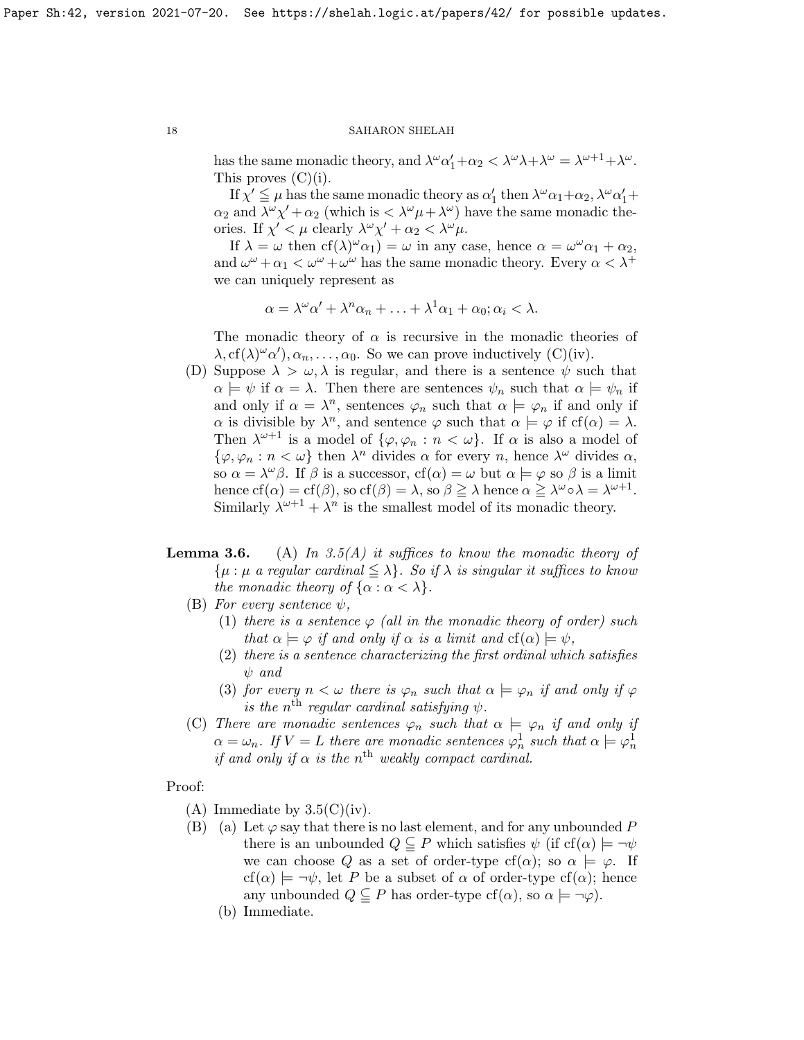has the same monadic theory, and $\lambda^\omega \alpha_1' + \alpha_2 < \lambda^\omega \lambda + \lambda^\omega = \lambda^{\omega+1} + \lambda^\omega$. This proves (C)(i).

If $\chi' \leqq \mu$ has the same monadic theory as $\alpha_1'$ then $\lambda^\omega \alpha_1 + \alpha_2, \lambda^\omega \alpha_1' + \alpha_2$ and $\lambda^\omega \chi' + \alpha_2$ (which is $< \lambda^\omega \mu + \lambda^\omega$) have the same monadic theories. If $\chi' < \mu$ clearly $\lambda^\omega \chi' + \alpha_2 < \lambda^\omega \mu$.

If $\lambda = \omega$ then $\mathrm{cf}(\lambda)^\omega \alpha_1) = \omega$ in any case, hence $\alpha = \omega^\omega \alpha_1 + \alpha_2$, and $\omega^\omega + \alpha_1 < \omega^\omega + \omega^\omega$ has the same monadic theory. Every $\alpha < \lambda^+$ we can uniquely represent as

$$\alpha = \lambda^\omega \alpha' + \lambda^n \alpha_n + \ldots + \lambda^1 \alpha_1 + \alpha_0; \alpha_i < \lambda.$$

The monadic theory of $\alpha$ is recursive in the monadic theories of $\lambda, \mathrm{cf}(\lambda)^\omega \alpha'), \alpha_n, \ldots, \alpha_0$. So we can prove inductively (C)(iv).

(D) Suppose $\lambda > \omega, \lambda$ is regular, and there is a sentence $\psi$ such that $\alpha \models \psi$ if $\alpha = \lambda$. Then there are sentences $\psi_n$ such that $\alpha \models \psi_n$ if and only if $\alpha = \lambda^n$, sentences $\varphi_n$ such that $\alpha \models \varphi_n$ if and only if $\alpha$ is divisible by $\lambda^n$, and sentence $\varphi$ such that $\alpha \models \varphi$ if $\mathrm{cf}(\alpha) = \lambda$. Then $\lambda^{\omega+1}$ is a model of $\{\varphi, \varphi_n : n < \omega\}$. If $\alpha$ is also a model of $\{\varphi, \varphi_n : n < \omega\}$ then $\lambda^n$ divides $\alpha$ for every $n$, hence $\lambda^\omega$ divides $\alpha$, so $\alpha = \lambda^\omega \beta$. If $\beta$ is a successor, $\mathrm{cf}(\alpha) = \omega$ but $\alpha \models \varphi$ so $\beta$ is a limit hence $\mathrm{cf}(\alpha) = \mathrm{cf}(\beta)$, so $\mathrm{cf}(\beta) = \lambda$, so $\beta \geqq \lambda$ hence $\alpha \geqq \lambda^\omega \circ \lambda = \lambda^{\omega+1}$. Similarly $\lambda^{\omega+1} + \lambda^n$ is the smallest model of its monadic theory.

**Lemma 3.6.** (A) *In 3.5(A) it suffices to know the monadic theory of $\{\mu : \mu$ a regular cardinal $\leqq \lambda\}$. So if $\lambda$ is singular it suffices to know the monadic theory of $\{\alpha : \alpha < \lambda\}$.*

(B) *For every sentence $\psi$,*
  (1) *there is a sentence $\varphi$ (all in the monadic theory of order) such that $\alpha \models \varphi$ if and only if $\alpha$ is a limit and $\mathrm{cf}(\alpha) \models \psi$,*
  (2) *there is a sentence characterizing the first ordinal which satisfies $\psi$ and*
  (3) *for every $n < \omega$ there is $\varphi_n$ such that $\alpha \models \varphi_n$ if and only if $\varphi$ is the $n^{\text{th}}$ regular cardinal satisfying $\psi$.*

(C) *There are monadic sentences $\varphi_n$ such that $\alpha \models \varphi_n$ if and only if $\alpha = \omega_n$. If $V = L$ there are monadic sentences $\varphi_n^1$ such that $\alpha \models \varphi_n^1$ if and only if $\alpha$ is the $n^{\text{th}}$ weakly compact cardinal.*

Proof:

(A) Immediate by 3.5(C)(iv).

(B) (a) Let $\varphi$ say that there is no last element, and for any unbounded $P$ there is an unbounded $Q \subseteqq P$ which satisfies $\psi$ (if $\mathrm{cf}(\alpha) \models \neg\psi$ we can choose $Q$ as a set of order-type $\mathrm{cf}(\alpha)$; so $\alpha \models \varphi$. If $\mathrm{cf}(\alpha) \models \neg\psi$, let $P$ be a subset of $\alpha$ of order-type $\mathrm{cf}(\alpha)$; hence any unbounded $Q \subseteqq P$ has order-type $\mathrm{cf}(\alpha)$, so $\alpha \models \neg\varphi$).

(b) Immediate.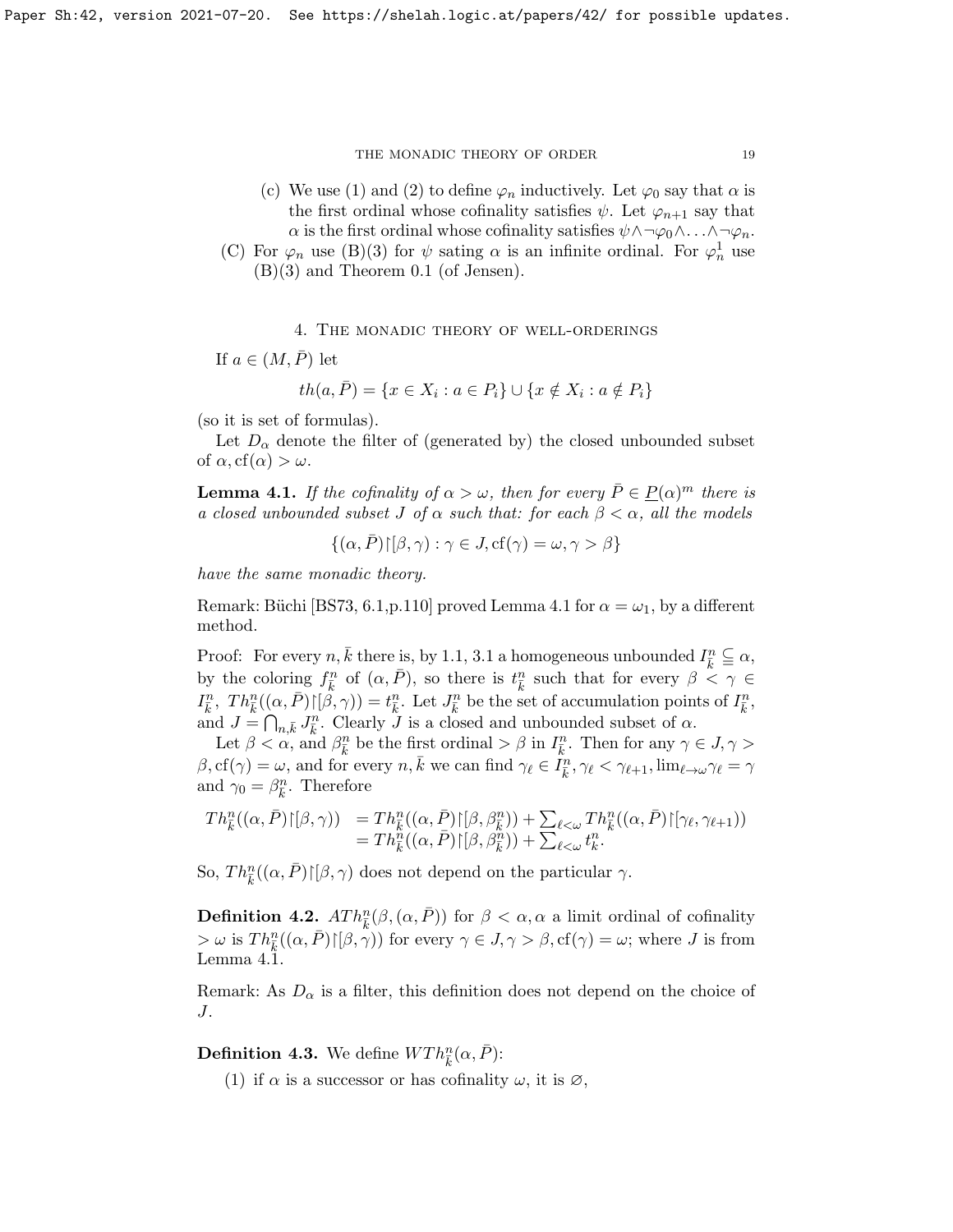(c) We use (1) and (2) to define $\varphi_n$ inductively. Let $\varphi_0$ say that $\alpha$ is the first ordinal whose cofinality satisfies $\psi$. Let $\varphi_{n+1}$ say that $\alpha$ is the first ordinal whose cofinality satisfies $\psi \wedge \neg\varphi_0 \wedge \ldots \wedge \neg\varphi_n$.

(C) For $\varphi_n$ use (B)(3) for $\psi$ sating $\alpha$ is an infinite ordinal. For $\varphi^1_n$ use (B)(3) and Theorem 0.1 (of Jensen).

## 4. The monadic theory of well-orderings

If $a \in (M, \bar{P})$ let

$$th(a, \bar{P}) = \{x \in X_i : a \in P_i\} \cup \{x \notin X_i : a \notin P_i\}$$

(so it is set of formulas).

Let $D_\alpha$ denote the filter of (generated by) the closed unbounded subset of $\alpha, \mathrm{cf}(\alpha) > \omega$.

**Lemma 4.1.** *If the cofinality of $\alpha > \omega$, then for every $\bar{P} \in \underline{P}(\alpha)^m$ there is a closed unbounded subset $J$ of $\alpha$ such that: for each $\beta < \alpha$, all the models*

$$\{(\alpha, \bar{P}){\restriction}[\beta, \gamma) : \gamma \in J, \mathrm{cf}(\gamma) = \omega, \gamma > \beta\}$$

*have the same monadic theory.*

Remark: Büchi [BS73, 6.1,p.110] proved Lemma 4.1 for $\alpha = \omega_1$, by a different method.

Proof: For every $n, \bar{k}$ there is, by 1.1, 3.1 a homogeneous unbounded $I^n_{\bar{k}} \subsetneqq \alpha$, by the coloring $f^n_{\bar{k}}$ of $(\alpha, \bar{P})$, so there is $t^n_{\bar{k}}$ such that for every $\beta < \gamma \in I^n_{\bar{k}}$, $Th^n_{\bar{k}}((\alpha, \bar{P}){\restriction}[\beta, \gamma)) = t^n_{\bar{k}}$. Let $J^n_{\bar{k}}$ be the set of accumulation points of $I^n_{\bar{k}}$, and $J = \bigcap_{n,\bar{k}} J^n_{\bar{k}}$. Clearly $J$ is a closed and unbounded subset of $\alpha$.

Let $\beta < \alpha$, and $\beta^n_{\bar{k}}$ be the first ordinal $> \beta$ in $I^n_{\bar{k}}$. Then for any $\gamma \in J, \gamma > \beta, \mathrm{cf}(\gamma) = \omega$, and for every $n, \bar{k}$ we can find $\gamma_\ell \in I^n_{\bar{k}}, \gamma_\ell < \gamma_{\ell+1}, \lim_{\ell \to \omega} \gamma_\ell = \gamma$ and $\gamma_0 = \beta^n_{\bar{k}}$. Therefore

$$\begin{aligned} Th^n_{\bar{k}}((\alpha, \bar{P}){\restriction}[\beta, \gamma)) &= Th^n_{\bar{k}}((\alpha, \bar{P}){\restriction}[\beta, \beta^n_{\bar{k}})) + \textstyle\sum_{\ell<\omega} Th^n_{\bar{k}}((\alpha, \bar{P}){\restriction}[\gamma_\ell, \gamma_{\ell+1})) \\ &= Th^n_{\bar{k}}((\alpha, \bar{P}){\restriction}[\beta, \beta^n_{\bar{k}})) + \textstyle\sum_{\ell<\omega} t^n_{\bar{k}}. \end{aligned}$$

So, $Th^n_{\bar{k}}((\alpha, \bar{P}){\restriction}[\beta, \gamma)$ does not depend on the particular $\gamma$.

**Definition 4.2.** $ATh^n_{\bar{k}}(\beta, (\alpha, \bar{P}))$ for $\beta < \alpha, \alpha$ a limit ordinal of cofinality $> \omega$ is $Th^n_{\bar{k}}((\alpha, \bar{P}){\restriction}[\beta, \gamma))$ for every $\gamma \in J, \gamma > \beta, \mathrm{cf}(\gamma) = \omega$; where $J$ is from Lemma 4.1.

Remark: As $D_\alpha$ is a filter, this definition does not depend on the choice of $J$.

**Definition 4.3.** We define $WTh^n_{\bar{k}}(\alpha, \bar{P})$:

(1) if $\alpha$ is a successor or has cofinality $\omega$, it is $\varnothing$,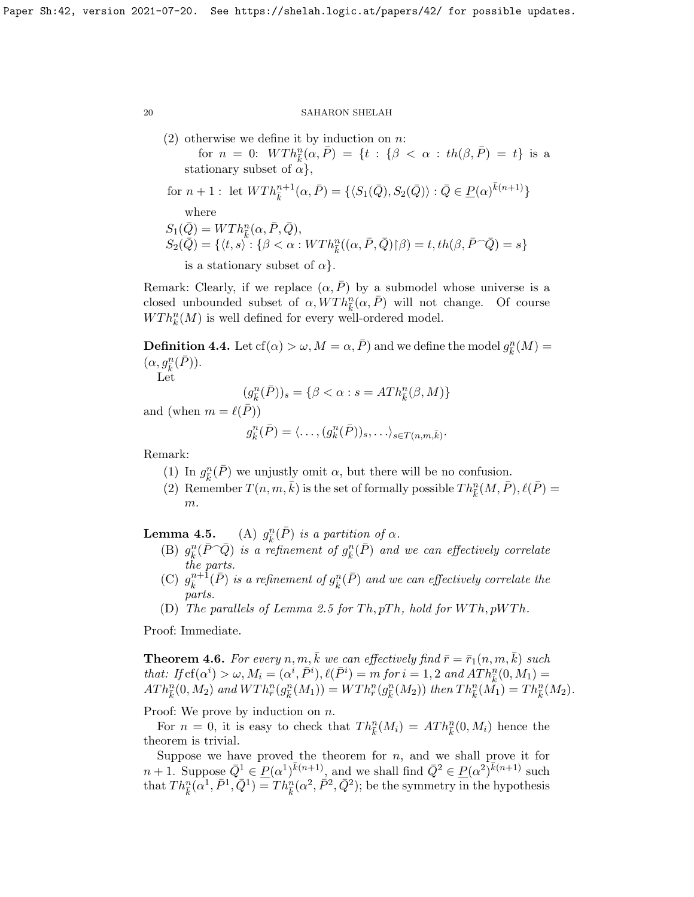(2) otherwise we define it by induction on $n$:

for $n = 0$: $WTh^n_{\bar{k}}(\alpha, \bar{P}) = \{t : \{\beta < \alpha : th(\beta, \bar{P}) = t\}$ is a stationary subset of $\alpha\}$,

for $n+1$ : let $WTh^{n+1}_{\bar{k}}(\alpha, \bar{P}) = \{\langle S_1(\bar{Q}), S_2(\bar{Q})\rangle : \bar{Q} \in \underline{P}(\alpha)^{\bar{k}(n+1)}\}$

where

$S_1(\bar{Q}) = WTh^n_{\bar{k}}(\alpha, \bar{P}, \bar{Q})$,

$S_2(\bar{Q}) = \{\langle t, s\rangle : \{\beta < \alpha : WTh^n_{\bar{k}}((\alpha, \bar{P}, \bar{Q})\restriction\beta) = t, th(\beta, \bar{P}\frown\bar{Q}) = s\}$

is a stationary subset of $\alpha\}$.

Remark: Clearly, if we replace $(\alpha, \bar{P})$ by a submodel whose universe is a closed unbounded subset of $\alpha, WTh^n_{\bar{k}}(\alpha, \bar{P})$ will not change. Of course $WTh^n_{\bar{k}}(M)$ is well defined for every well-ordered model.

**Definition 4.4.** Let $\mathrm{cf}(\alpha) > \omega, M = \alpha, \bar{P})$ and we define the model $g^n_{\bar{k}}(M) = (\alpha, g^n_{\bar{k}}(\bar{P}))$.

Let

$$(g^n_{\bar{k}}(\bar{P}))_s = \{\beta < \alpha : s = ATh^n_{\bar{k}}(\beta, M)\}$$

and (when $m = \ell(\bar{P})$)

$$g^n_{\bar{k}}(\bar{P}) = \langle \ldots, (g^n_{\bar{k}}(\bar{P}))_s, \ldots\rangle_{s \in T(n,m,\bar{k})}.$$

Remark:

(1) In $g^n_{\bar{k}}(\bar{P})$ we unjustly omit $\alpha$, but there will be no confusion.

(2) Remember $T(n, m, \bar{k})$ is the set of formally possible $Th^n_{\bar{k}}(M, \bar{P}), \ell(\bar{P}) = m$.

**Lemma 4.5.** (A) *$g^n_{\bar{k}}(\bar{P})$ is a partition of $\alpha$.*

(B) *$g^n_{\bar{k}}(\bar{P}\frown\bar{Q})$ is a refinement of $g^n_{\bar{k}}(\bar{P})$ and we can effectively correlate the parts.*

(C) *$g^{n+1}_{\bar{k}}(\bar{P})$ is a refinement of $g^n_{\bar{k}}(\bar{P})$ and we can effectively correlate the parts.*

(D) *The parallels of Lemma 2.5 for $Th, pTh$, hold for $WTh, pWTh$.*

Proof: Immediate.

**Theorem 4.6.** *For every $n, m, \bar{k}$ we can effectively find $\bar{r} = \bar{r}_1(n, m, \bar{k})$ such that: If $\mathrm{cf}(\alpha^i) > \omega, M_i = (\alpha^i, \bar{P}^i), \ell(\bar{P}^i) = m$ for $i = 1, 2$ and $ATh^n_{\bar{k}}(0, M_1) = ATh^n_{\bar{k}}(0, M_2)$ and $WTh^n_{\bar{r}}(g^n_{\bar{k}}(M_1)) = WTh^n_{\bar{r}}(g^n_{\bar{k}}(M_2))$ then $Th^n_{\bar{k}}(M_1) = Th^n_{\bar{k}}(M_2)$.*

Proof: We prove by induction on $n$.

For $n = 0$, it is easy to check that $Th^n_{\bar{k}}(M_i) = ATh^n_{\bar{k}}(0, M_i)$ hence the theorem is trivial.

Suppose we have proved the theorem for $n$, and we shall prove it for $n+1$. Suppose $\bar{Q}^1 \in \underline{P}(\alpha^1)^{\bar{k}(n+1)}$, and we shall find $\bar{Q}^2 \in \underline{P}(\alpha^2)^{\bar{k}(n+1)}$ such that $Th^n_{\bar{k}}(\alpha^1, \bar{P}^1, \bar{Q}^1) = Th^n_{\bar{k}}(\alpha^2, \bar{P}^2, \bar{Q}^2)$; be the symmetry in the hypothesis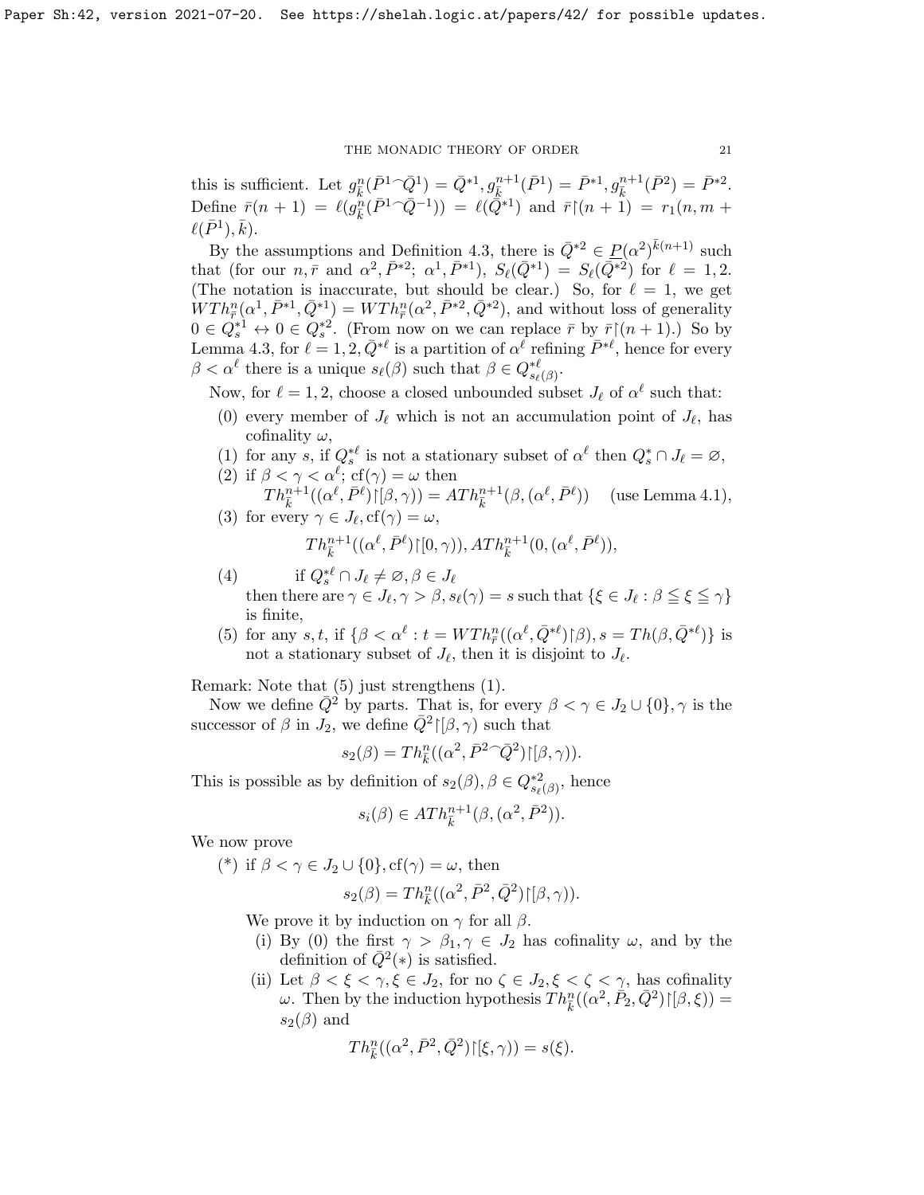this is sufficient. Let $g^n_{\bar{k}}(\bar{P}^1 {}^\frown \bar{Q}^1) = \bar{Q}^{*1}, g^{n+1}_{\bar{k}}(\bar{P}^1) = \bar{P}^{*1}, g^{n+1}_{\bar{k}}(\bar{P}^2) = \bar{P}^{*2}$. Define $\bar{r}(n+1) = \ell(g^n_{\bar{k}}(\bar{P}^1 {}^\frown \bar{Q}^{-1})) = \ell(\bar{Q}^{*1})$ and $\bar{r}\restriction(n+1) = r_1(n, m + \ell(\bar{P}^1), \bar{k})$.

By the assumptions and Definition 4.3, there is $\bar{Q}^{*2} \in \underline{P}(\alpha^2)^{\bar{k}(n+1)}$ such that (for our $n, \bar{r}$ and $\alpha^2, \bar{P}^{*2}$; $\alpha^1, \bar{P}^{*1}$), $S_\ell(\bar{Q}^{*1}) = S_\ell(\bar{Q}^{*2})$ for $\ell = 1, 2$. (The notation is inaccurate, but should be clear.) So, for $\ell = 1$, we get $WTh^n_{\bar{r}}(\alpha^1, \bar{P}^{*1}, \bar{Q}^{*1}) = WTh^n_{\bar{r}}(\alpha^2, \bar{P}^{*2}, \bar{Q}^{*2})$, and without loss of generality $0 \in Q^{*1}_s \leftrightarrow 0 \in Q^{*2}_s$. (From now on we can replace $\bar{r}$ by $\bar{r}\restriction(n+1)$.) So by Lemma 4.3, for $\ell = 1, 2, \bar{Q}^{*\ell}$ is a partition of $\alpha^\ell$ refining $\bar{P}^{*\ell}$, hence for every $\beta < \alpha^\ell$ there is a unique $s_\ell(\beta)$ such that $\beta \in Q^{*\ell}_{s_\ell(\beta)}$.

Now, for $\ell = 1, 2$, choose a closed unbounded subset $J_\ell$ of $\alpha^\ell$ such that:

(0) every member of $J_\ell$ which is not an accumulation point of $J_\ell$, has cofinality $\omega$,

(1) for any $s$, if $Q^{*\ell}_s$ is not a stationary subset of $\alpha^\ell$ then $Q^*_s \cap J_\ell = \varnothing$,

(2) if $\beta < \gamma < \alpha^\ell$; $\mathrm{cf}(\gamma) = \omega$ then
$Th^{n+1}_{\bar{k}}((\alpha^\ell, \bar{P}^\ell)\restriction[\beta, \gamma)) = ATh^{n+1}_{\bar{k}}(\beta, (\alpha^\ell, \bar{P}^\ell))$ (use Lemma 4.1),

(3) for every $\gamma \in J_\ell, \mathrm{cf}(\gamma) = \omega$,
$$Th^{n+1}_{\bar{k}}((\alpha^\ell, \bar{P}^\ell)\restriction[0, \gamma)), ATh^{n+1}_{\bar{k}}(0, (\alpha^\ell, \bar{P}^\ell)),$$

(4) if $Q^{*\ell}_s \cap J_\ell \neq \varnothing, \beta \in J_\ell$
then there are $\gamma \in J_\ell, \gamma > \beta, s_\ell(\gamma) = s$ such that $\{\xi \in J_\ell : \beta \leqq \xi \leqq \gamma\}$ is finite,

(5) for any $s, t$, if $\{\beta < \alpha^\ell : t = WTh^n_{\bar{r}}((\alpha^\ell, \bar{Q}^{*\ell})\restriction\beta), s = Th(\beta, \bar{Q}^{*\ell})\}$ is not a stationary subset of $J_\ell$, then it is disjoint to $J_\ell$.

Remark: Note that (5) just strengthens (1).

Now we define $\bar{Q}^2$ by parts. That is, for every $\beta < \gamma \in J_2 \cup \{0\}, \gamma$ is the successor of $\beta$ in $J_2$, we define $\bar{Q}^2\restriction[\beta, \gamma)$ such that
$$s_2(\beta) = Th^n_{\bar{k}}((\alpha^2, \bar{P}^2 {}^\frown \bar{Q}^2)\restriction[\beta, \gamma)).$$
This is possible as by definition of $s_2(\beta), \beta \in Q^{*2}_{s_\ell(\beta)}$, hence
$$s_i(\beta) \in ATh^{n+1}_{\bar{k}}(\beta, (\alpha^2, \bar{P}^2)).$$
We now prove

(*) if $\beta < \gamma \in J_2 \cup \{0\}, \mathrm{cf}(\gamma) = \omega$, then
$$s_2(\beta) = Th^n_{\bar{k}}((\alpha^2, \bar{P}^2, \bar{Q}^2)\restriction[\beta, \gamma)).$$
We prove it by induction on $\gamma$ for all $\beta$.

(i) By (0) the first $\gamma > \beta_1, \gamma \in J_2$ has cofinality $\omega$, and by the definition of $\bar{Q}^2(*)$ is satisfied.

(ii) Let $\beta < \xi < \gamma, \xi \in J_2$, for no $\zeta \in J_2, \xi < \zeta < \gamma$, has cofinality $\omega$. Then by the induction hypothesis $Th^n_{\bar{k}}((\alpha^2, \bar{P}_2, \bar{Q}^2)\restriction[\beta, \xi)) = s_2(\beta)$ and
$$Th^n_{\bar{k}}((\alpha^2, \bar{P}^2, \bar{Q}^2)\restriction[\xi, \gamma)) = s(\xi).$$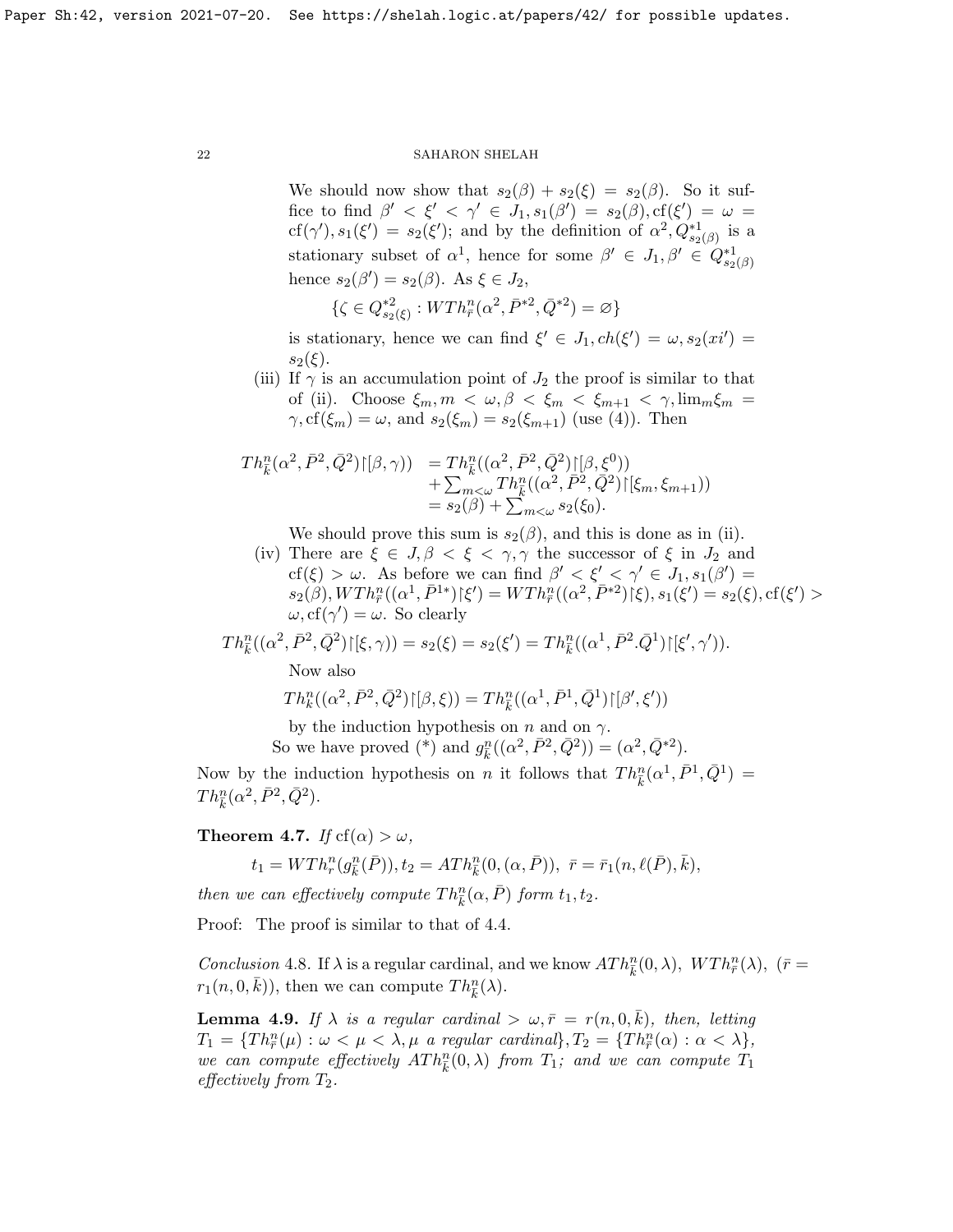We should now show that $s_2(\beta) + s_2(\xi) = s_2(\beta)$. So it suffice to find $\beta' < \xi' < \gamma' \in J_1, s_1(\beta') = s_2(\beta), \mathrm{cf}(\xi') = \omega = \mathrm{cf}(\gamma'), s_1(\xi') = s_2(\xi')$; and by the definition of $\alpha^2, Q^{*1}_{s_2(\beta)}$ is a stationary subset of $\alpha^1$, hence for some $\beta' \in J_1, \beta' \in Q^{*1}_{s_2(\beta)}$ hence $s_2(\beta') = s_2(\beta)$. As $\xi \in J_2$,

$$\{\zeta \in Q^{*2}_{s_2(\xi)} : WTh^n_{\bar{r}}(\alpha^2, \bar{P}^{*2}, \bar{Q}^{*2}) = \varnothing\}$$

is stationary, hence we can find $\xi' \in J_1, ch(\xi') = \omega, s_2(xi') = s_2(\xi)$.

(iii) If $\gamma$ is an accumulation point of $J_2$ the proof is similar to that of (ii). Choose $\xi_m, m < \omega, \beta < \xi_m < \xi_{m+1} < \gamma, \lim_m \xi_m = \gamma, \mathrm{cf}(\xi_m) = \omega$, and $s_2(\xi_m) = s_2(\xi_{m+1})$ (use (4)). Then

$$\begin{aligned} Th^n_{\bar{k}}(\alpha^2, \bar{P}^2, \bar{Q}^2)\restriction[\beta, \gamma)) &= Th^n_{\bar{k}}((\alpha^2, \bar{P}^2, \bar{Q}^2)\restriction[\beta, \xi^0)) \\ &\quad + \textstyle\sum_{m<\omega} Th^n_{\bar{k}}((\alpha^2, \bar{P}^2, \bar{Q}^2)\restriction[\xi_m, \xi_{m+1})) \\ &= s_2(\beta) + \textstyle\sum_{m<\omega} s_2(\xi_0). \end{aligned}$$

We should prove this sum is $s_2(\beta)$, and this is done as in (ii).

(iv) There are $\xi \in J, \beta < \xi < \gamma, \gamma$ the successor of $\xi$ in $J_2$ and $\mathrm{cf}(\xi) > \omega$. As before we can find $\beta' < \xi' < \gamma' \in J_1, s_1(\beta') = s_2(\beta), WTh^n_{\bar{r}}((\alpha^1, \bar{P}^{1*})\restriction\xi') = WTh^n_{\bar{r}}((\alpha^2, \bar{P}^{*2})\restriction\xi), s_1(\xi') = s_2(\xi), \mathrm{cf}(\xi') > \omega, \mathrm{cf}(\gamma') = \omega$. So clearly

$$Th^n_{\bar{k}}((\alpha^2, \bar{P}^2, \bar{Q}^2)\restriction[\xi, \gamma)) = s_2(\xi) = s_2(\xi') = Th^n_{\bar{k}}((\alpha^1, \bar{P}^2.\bar{Q}^1)\restriction[\xi', \gamma')).$$

Now also

$$Th^n_{\bar{k}}((\alpha^2, \bar{P}^2, \bar{Q}^2)\restriction[\beta, \xi)) = Th^n_{\bar{k}}((\alpha^1, \bar{P}^1, \bar{Q}^1)\restriction[\beta', \xi'))$$

by the induction hypothesis on $n$ and on $\gamma$.

So we have proved (*) and $g^n_{\bar{k}}((\alpha^2, \bar{P}^2, \bar{Q}^2)) = (\alpha^2, \bar{Q}^{*2})$.

Now by the induction hypothesis on $n$ it follows that $Th^n_{\bar{k}}(\alpha^1, \bar{P}^1, \bar{Q}^1) = Th^n_{\bar{k}}(\alpha^2, \bar{P}^2, \bar{Q}^2)$.

**Theorem 4.7.** *If* $\mathrm{cf}(\alpha) > \omega$,

$$t_1 = WTh^n_r(g^n_{\bar{k}}(\bar{P})), t_2 = ATh^n_{\bar{k}}(0, (\alpha, \bar{P})),\ \bar{r} = \bar{r}_1(n, \ell(\bar{P}), \bar{k}),$$

*then we can effectively compute* $Th^n_{\bar{k}}(\alpha, \bar{P})$ *form* $t_1, t_2$.

Proof: The proof is similar to that of 4.4.

*Conclusion* 4.8. If $\lambda$ is a regular cardinal, and we know $ATh^n_{\bar{k}}(0, \lambda)$, $WTh^n_{\bar{r}}(\lambda)$, $(\bar{r} = r_1(n, 0, \bar{k}))$, then we can compute $Th^n_{\bar{k}}(\lambda)$.

**Lemma 4.9.** *If* $\lambda$ *is a regular cardinal* $> \omega, \bar{r} = r(n, 0, \bar{k})$, *then, letting* $T_1 = \{Th^n_{\bar{r}}(\mu) : \omega < \mu < \lambda, \mu$ *a regular cardinal*$\}, T_2 = \{Th^n_{\bar{r}}(\alpha) : \alpha < \lambda\}$, *we can compute effectively* $ATh^n_{\bar{k}}(0, \lambda)$ *from* $T_1$; *and we can compute* $T_1$ *effectively from* $T_2$.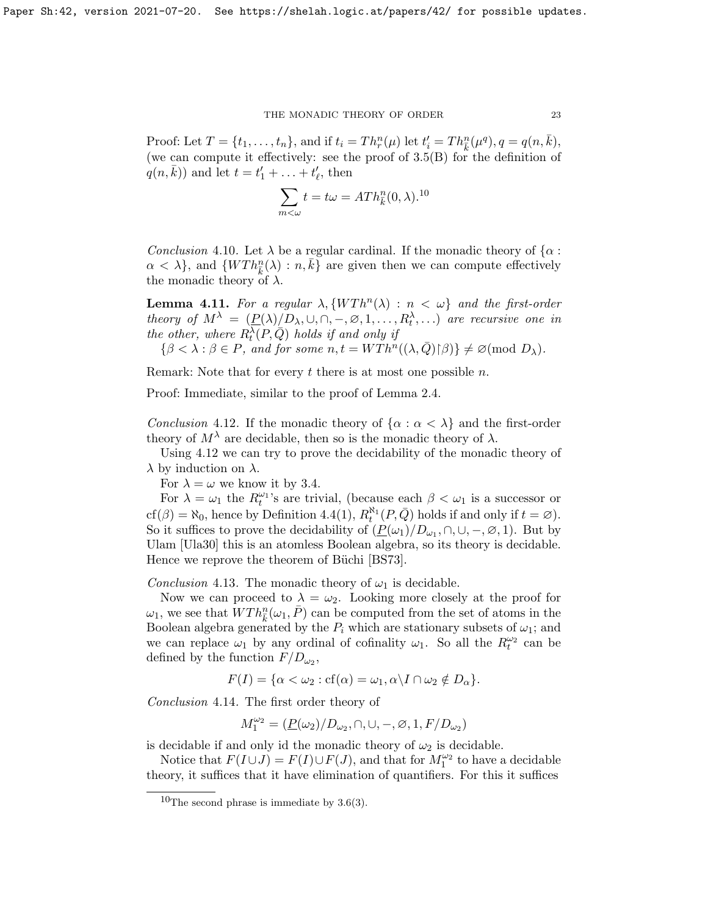Proof: Let $T = \{t_1, \dots, t_n\}$, and if $t_i = Th^n_r(\mu)$ let $t'_i = Th^n_{\bar{k}}(\mu^q), q = q(n, \bar{k})$, (we can compute it effectively: see the proof of 3.5(B) for the definition of $q(n, \bar{k})$) and let $t = t'_1 + \dots + t'_\ell$, then

$$\sum_{m<\omega} t = t\omega = ATh^n_{\bar{k}}(0, \lambda).^{10}$$

*Conclusion* 4.10. Let $\lambda$ be a regular cardinal. If the monadic theory of $\{\alpha : \alpha < \lambda\}$, and $\{WTh^n_{\bar{k}}(\lambda) : n, \bar{k}\}$ are given then we can compute effectively the monadic theory of $\lambda$.

**Lemma 4.11.** *For a regular $\lambda, \{WTh^n(\lambda) : n < \omega\}$ and the first-order theory of $M^\lambda = (\underline{P}(\lambda)/D_\lambda, \cup, \cap, -, \varnothing, 1, \dots, R^\lambda_t, \dots)$ are recursive one in the other, where $R^\lambda_t(P, \bar{Q})$ holds if and only if*

*$\{\beta < \lambda : \beta \in P$, and for some $n, t = WTh^n((\lambda, \bar{Q}) \restriction \beta)\} \neq \varnothing (\text{mod } D_\lambda)$.*

Remark: Note that for every $t$ there is at most one possible $n$.

Proof: Immediate, similar to the proof of Lemma 2.4.

*Conclusion* 4.12. If the monadic theory of $\{\alpha : \alpha < \lambda\}$ and the first-order theory of $M^\lambda$ are decidable, then so is the monadic theory of $\lambda$.

Using 4.12 we can try to prove the decidability of the monadic theory of $\lambda$ by induction on $\lambda$.

For $\lambda = \omega$ we know it by 3.4.

For $\lambda = \omega_1$ the $R^{\omega_1}_t$'s are trivial, (because each $\beta < \omega_1$ is a successor or $\text{cf}(\beta) = \aleph_0$, hence by Definition 4.4(1), $R^{\aleph_1}_t(P, \bar{Q})$ holds if and only if $t = \varnothing$). So it suffices to prove the decidability of $(\underline{P}(\omega_1)/D_{\omega_1}, \cap, \cup, -, \varnothing, 1)$. But by Ulam [Ula30] this is an atomless Boolean algebra, so its theory is decidable. Hence we reprove the theorem of Büchi [BS73].

*Conclusion* 4.13. The monadic theory of $\omega_1$ is decidable.

Now we can proceed to $\lambda = \omega_2$. Looking more closely at the proof for $\omega_1$, we see that $WTh^n_{\bar{k}}(\omega_1, \bar{P})$ can be computed from the set of atoms in the Boolean algebra generated by the $P_i$ which are stationary subsets of $\omega_1$; and we can replace $\omega_1$ by any ordinal of cofinality $\omega_1$. So all the $R^{\omega_2}_t$ can be defined by the function $F/D_{\omega_2}$,

$$F(I) = \{\alpha < \omega_2 : \text{cf}(\alpha) = \omega_1, \alpha \backslash I \cap \omega_2 \notin D_\alpha\}.$$

*Conclusion* 4.14. The first order theory of

$$M^{\omega_2}_1 = (\underline{P}(\omega_2)/D_{\omega_2}, \cap, \cup, -, \varnothing, 1, F/D_{\omega_2})$$

is decidable if and only id the monadic theory of $\omega_2$ is decidable.

Notice that $F(I \cup J) = F(I) \cup F(J)$, and that for $M^{\omega_2}_1$ to have a decidable theory, it suffices that it have elimination of quantifiers. For this it suffices

---

[10] The second phrase is immediate by 3.6(3).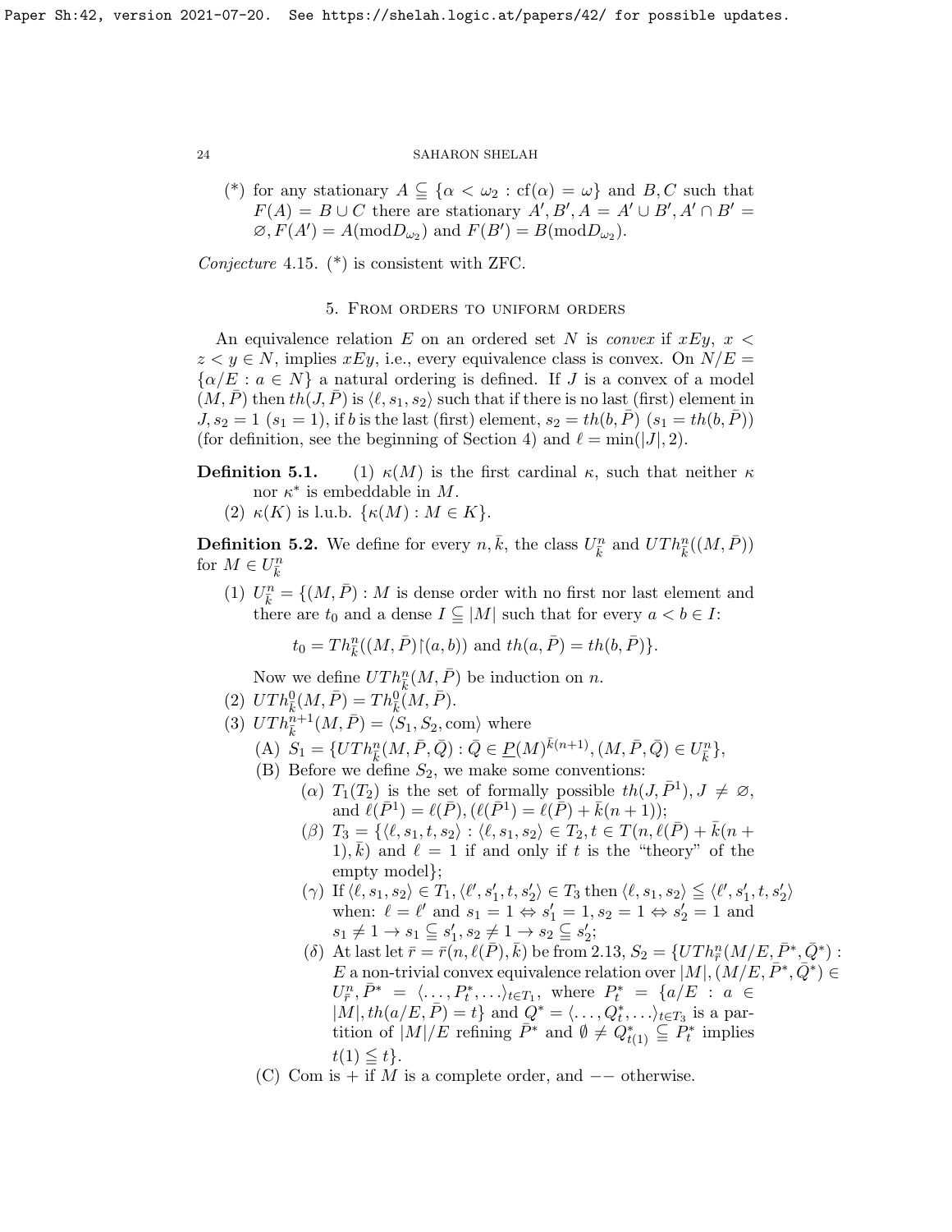(*) for any stationary $A \subseteqq \{\alpha < \omega_2 : \mathrm{cf}(\alpha) = \omega\}$ and $B, C$ such that $F(A) = B \cup C$ there are stationary $A', B', A = A' \cup B', A' \cap B' = \varnothing, F(A') = A(\mathrm{mod} D_{\omega_2})$ and $F(B') = B(\mathrm{mod} D_{\omega_2})$.

*Conjecture* 4.15. (*) is consistent with ZFC.

## 5. From orders to uniform orders

An equivalence relation $E$ on an ordered set $N$ is *convex* if $xEy$, $x < z < y \in N$, implies $xEy$, i.e., every equivalence class is convex. On $N/E = \{\alpha/E : a \in N\}$ a natural ordering is defined. If $J$ is a convex of a model $(M, \bar{P})$ then $th(J, \bar{P})$ is $\langle \ell, s_1, s_2 \rangle$ such that if there is no last (first) element in $J, s_2 = 1$ $(s_1 = 1)$, if $b$ is the last (first) element, $s_2 = th(b, \bar{P})$ $(s_1 = th(b, \bar{P}))$ (for definition, see the beginning of Section 4) and $\ell = \min(|J|, 2)$.

**Definition 5.1.** (1) $\kappa(M)$ is the first cardinal $\kappa$, such that neither $\kappa$ nor $\kappa^*$ is embeddable in $M$.
(2) $\kappa(K)$ is l.u.b. $\{\kappa(M) : M \in K\}$.

**Definition 5.2.** We define for every $n, \bar{k}$, the class $U^n_{\bar{k}}$ and $UTh^n_{\bar{k}}((M, \bar{P}))$ for $M \in U^n_{\bar{k}}$

(1) $U^n_{\bar{k}} = \{(M, \bar{P}) : M$ is dense order with no first nor last element and there are $t_0$ and a dense $I \subseteqq |M|$ such that for every $a < b \in I$:

$$t_0 = Th^n_{\bar{k}}((M, \bar{P}){\restriction}(a, b)) \text{ and } th(a, \bar{P}) = th(b, \bar{P})\}.$$

Now we define $UTh^n_{\bar{k}}(M, \bar{P})$ be induction on $n$.

(2) $UTh^0_{\bar{k}}(M, \bar{P}) = Th^0_{\bar{k}}(M, \bar{P})$.
(3) $UTh^{n+1}_{\bar{k}}(M, \bar{P}) = \langle S_1, S_2, \mathrm{com} \rangle$ where
  (A) $S_1 = \{UTh^n_{\bar{k}}(M, \bar{P}, \bar{Q}) : \bar{Q} \in \underline{P}(M)^{\bar{k}(n+1)}, (M, \bar{P}, \bar{Q}) \in U^n_{\bar{k}}\}$,
  (B) Before we define $S_2$, we make some conventions:
    ($\alpha$) $T_1(T_2)$ is the set of formally possible $th(J, \bar{P}^1), J \neq \varnothing$, and $\ell(\bar{P}^1) = \ell(\bar{P}), (\ell(\bar{P}^1) = \ell(\bar{P}) + \bar{k}(n+1))$;
    ($\beta$) $T_3 = \{\langle \ell, s_1, t, s_2 \rangle : \langle \ell, s_1, s_2 \rangle \in T_2, t \in T(n, \ell(\bar{P}) + \bar{k}(n+1), \bar{k})$ and $\ell = 1$ if and only if $t$ is the "theory" of the empty model$\}$;
    ($\gamma$) If $\langle \ell, s_1, s_2 \rangle \in T_1, \langle \ell', s'_1, t, s'_2 \rangle \in T_3$ then $\langle \ell, s_1, s_2 \rangle \leqq \langle \ell', s'_1, t, s'_2 \rangle$ when: $\ell = \ell'$ and $s_1 = 1 \Leftrightarrow s'_1 = 1, s_2 = 1 \Leftrightarrow s'_2 = 1$ and $s_1 \neq 1 \rightarrow s_1 \subseteqq s'_1, s_2 \neq 1 \rightarrow s_2 \subseteqq s'_2$;
    ($\delta$) At last let $\bar{r} = \bar{r}(n, \ell(\bar{P}), \bar{k})$ be from 2.13, $S_2 = \{UTh^n_{\bar{r}}(M/E, \bar{P}^*, \bar{Q}^*) : E$ a non-trivial convex equivalence relation over $|M|, (M/E, \bar{P}^*, \bar{Q}^*) \in U^n_{\bar{r}}, \bar{P}^* = \langle \ldots, P^*_t, \ldots \rangle_{t \in T_1}$, where $P^*_t = \{a/E : a \in |M|, th(a/E, \bar{P}) = t\}$ and $Q^* = \langle \ldots, Q^*_t, \ldots \rangle_{t \in T_3}$ is a partition of $|M|/E$ refining $\bar{P}^*$ and $\emptyset \neq Q^*_{t(1)} \subseteqq P^*_t$ implies $t(1) \leqq t\}$.
  (C) Com is $+$ if $M$ is a complete order, and $--$ otherwise.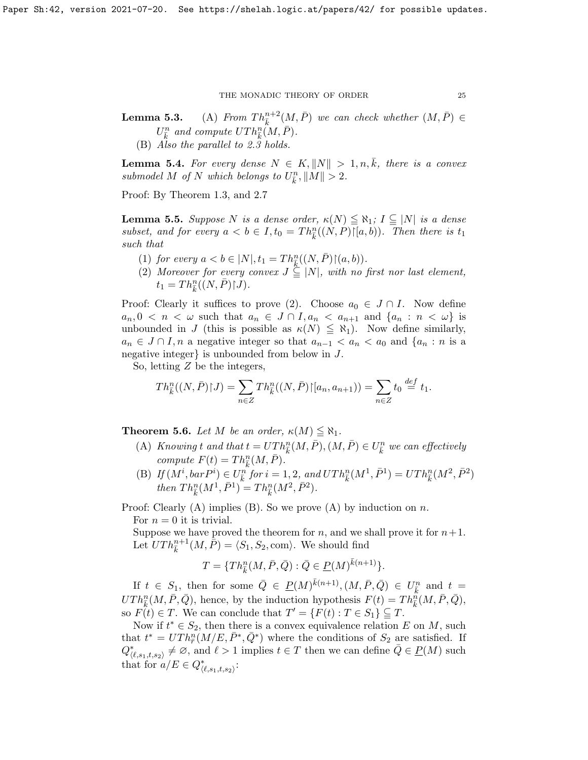**Lemma 5.3.** (A) *From $Th^{n+2}_{\bar{k}}(M,\bar{P})$ we can check whether $(M,\bar{P}) \in U^n_{\bar{k}}$ and compute $UTh^n_{\bar{k}}(M,\bar{P})$.*

(B) *Also the parallel to 2.3 holds.*

**Lemma 5.4.** *For every dense $N \in K, \|N\| > 1, n, \bar{k}$, there is a convex submodel $M$ of $N$ which belongs to $U^n_{\bar{k}}, \|M\| > 2$.*

Proof: By Theorem 1.3, and 2.7

**Lemma 5.5.** *Suppose $N$ is a dense order, $\kappa(N) \leqq \aleph_1$; $I \subseteqq |N|$ is a dense subset, and for every $a < b \in I, t_0 = Th^n_{\bar{k}}((N,P)\restriction[a,b))$. Then there is $t_1$ such that*

1. *for every $a < b \in |N|, t_1 = Th^n_{\bar{k}}((N,\bar{P})\restriction(a,b))$.*
2. *Moreover for every convex $J \subseteqq |N|$, with no first nor last element, $t_1 = Th^n_{\bar{k}}((N,\bar{P})\restriction J)$.*

Proof: Clearly it suffices to prove (2). Choose $a_0 \in J \cap I$. Now define $a_n, 0 < n < \omega$ such that $a_n \in J \cap I, a_n < a_{n+1}$ and $\{a_n : n < \omega\}$ is unbounded in $J$ (this is possible as $\kappa(N) \leqq \aleph_1$). Now define similarly, $a_n \in J \cap I, n$ a negative integer so that $a_{n-1} < a_n < a_0$ and $\{a_n : n$ is a negative integer$\}$ is unbounded from below in $J$.

So, letting $Z$ be the integers,

$$Th^n_{\bar{k}}((N,\bar{P})\restriction J) = \sum_{n \in Z} Th^n_{\bar{k}}((N,\bar{P})\restriction[a_n,a_{n+1})) = \sum_{n\in Z} t_0 \stackrel{def}{=} t_1.$$

**Theorem 5.6.** *Let $M$ be an order, $\kappa(M) \leqq \aleph_1$.*

(A) *Knowing $t$ and that $t = UTh^n_{\bar{k}}(M,\bar{P}), (M,\bar{P}) \in U^n_{\bar{k}}$ we can effectively compute $F(t) = Th^n_{\bar{k}}(M,\bar{P})$.*

(B) *If $(M^i, barP^i) \in U^n_{\bar{k}}$ for $i = 1,2$, and $UTh^n_{\bar{k}}(M^1,\bar{P}^1) = UTh^n_{\bar{k}}(M^2,\bar{P}^2)$ then $Th^n_{\bar{k}}(M^1,\bar{P}^1) = Th^n_{\bar{k}}(M^2,\bar{P}^2)$.*

Proof: Clearly (A) implies (B). So we prove (A) by induction on $n$.

For $n = 0$ it is trivial.

Suppose we have proved the theorem for $n$, and we shall prove it for $n+1$. Let $UTh^{n+1}_{\bar{k}}(M,\bar{P}) = \langle S_1, S_2, \text{com}\rangle$. We should find

$$T = \{Th^n_{\bar{k}}(M,\bar{P},\bar{Q}) : \bar{Q} \in \underline{P}(M)^{\bar{k}(n+1)}\}.$$

If $t \in S_1$, then for some $\bar{Q} \in \underline{P}(M)^{\bar{k}(n+1)}, (M,\bar{P},\bar{Q}) \in U^n_{\bar{k}}$ and $t = UTh^n_{\bar{k}}(M,\bar{P},\bar{Q})$, hence, by the induction hypothesis $F(t) = Th^n_{\bar{k}}(M,\bar{P},\bar{Q})$, so $F(t) \in T$. We can conclude that $T' = \{F(t) : T \in S_1\} \subseteqq T$.

Now if $t^* \in S_2$, then there is a convex equivalence relation $E$ on $M$, such that $t^* = UTh^n_{\bar{r}}(M/E,\bar{P}^*,\bar{Q}^*)$ where the conditions of $S_2$ are satisfied. If $Q^*_{\langle \ell,s_1,t,s_2\rangle} \neq \varnothing$, and $\ell > 1$ implies $t \in T$ then we can define $\bar{Q} \in \underline{P}(M)$ such that for $a/E \in Q^*_{\langle \ell,s_1,t,s_2\rangle}$: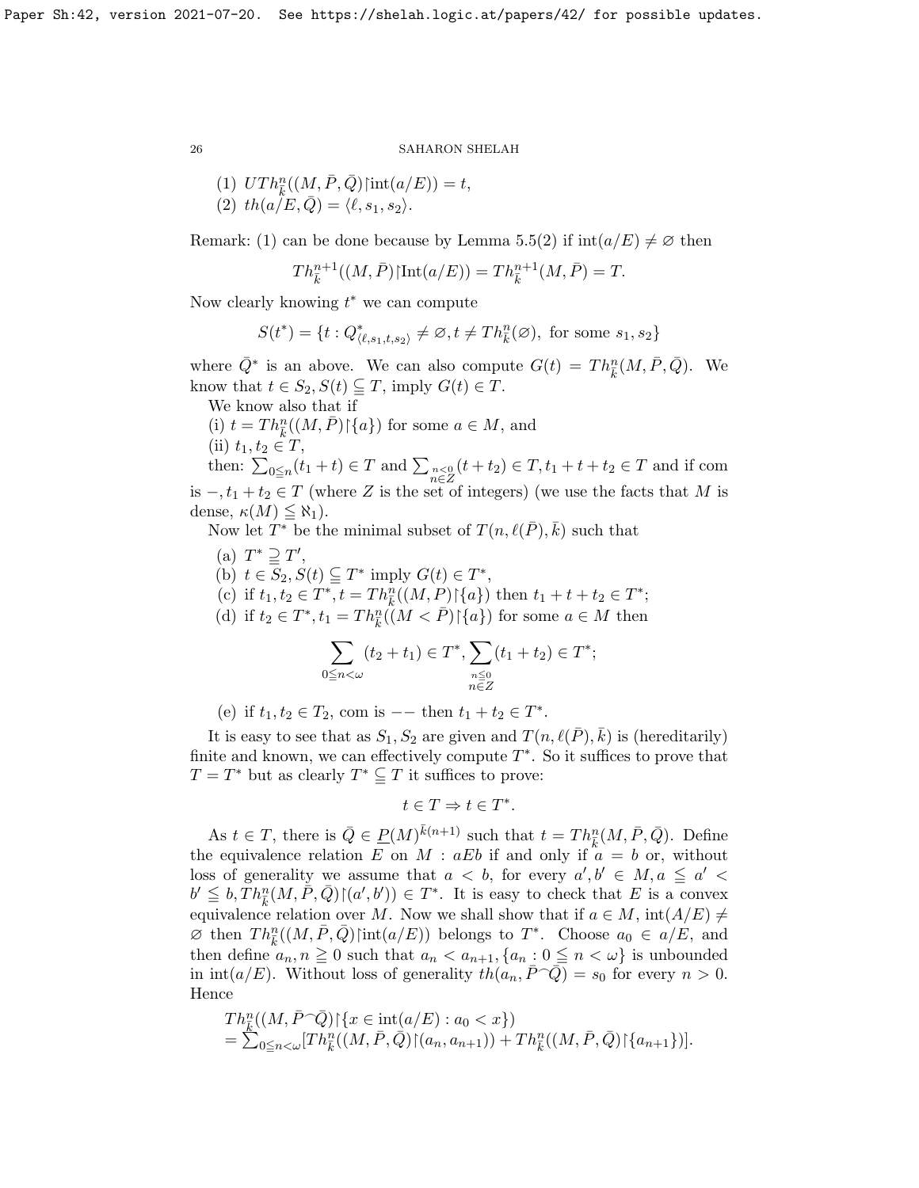(1) $UTh^n_{\bar{k}}((M,\bar{P},\bar{Q})\restriction \text{int}(a/E)) = t$,

(2) $th(a/E,\bar{Q}) = \langle \ell, s_1, s_2\rangle$.

Remark: (1) can be done because by Lemma 5.5(2) if $\text{int}(a/E) \neq \varnothing$ then

$$Th^{n+1}_{\bar{k}}((M,\bar{P})\restriction \text{Int}(a/E)) = Th^{n+1}_{\bar{k}}(M,\bar{P}) = T.$$

Now clearly knowing $t^*$ we can compute

$$S(t^*) = \{t : Q^*_{\langle \ell,s_1,t,s_2\rangle} \neq \varnothing, t \neq Th^n_{\bar{k}}(\varnothing), \text{ for some } s_1,s_2\}$$

where $\bar{Q}^*$ is an above. We can also compute $G(t) = Th^n_{\bar{k}}(M,\bar{P},\bar{Q})$. We know that $t \in S_2, S(t) \subseteqq T$, imply $G(t) \in T$.

We know also that if

(i) $t = Th^n_{\bar{k}}((M,\bar{P})\restriction\{a\})$ for some $a \in M$, and

(ii) $t_1,t_2 \in T$,

then: $\sum_{0\leqq n}(t_1+t) \in T$ and $\sum_{\substack{n\leqq 0\\ n\in Z}}(t+t_2) \in T, t_1+t+t_2 \in T$ and if com is $-, t_1+t_2 \in T$ (where $Z$ is the set of integers) (we use the facts that $M$ is dense, $\kappa(M) \leqq \aleph_1$).

Now let $T^*$ be the minimal subset of $T(n,\ell(\bar{P}),\bar{k})$ such that

(a) $T^* \supseteqq T'$,

(b) $t \in S_2, S(t) \subseteqq T^*$ imply $G(t) \in T^*$,

(c) if $t_1,t_2 \in T^*, t = Th^n_{\bar{k}}((M,P)\restriction\{a\})$ then $t_1+t+t_2 \in T^*$;

(d) if $t_2 \in T^*, t_1 = Th^n_{\bar{k}}((M < \bar{P})\restriction\{a\})$ for some $a \in M$ then

$$\sum_{0\leqq n<\omega}(t_2+t_1) \in T^*, \sum_{\substack{n\leqq 0\\ n\in Z}}(t_1+t_2) \in T^*;$$

(e) if $t_1,t_2 \in T_2$, com is $--$ then $t_1+t_2 \in T^*$.

It is easy to see that as $S_1,S_2$ are given and $T(n,\ell(\bar{P}),\bar{k})$ is (hereditarily) finite and known, we can effectively compute $T^*$. So it suffices to prove that $T = T^*$ but as clearly $T^* \subseteqq T$ it suffices to prove:

$$t \in T \Rightarrow t \in T^*.$$

As $t \in T$, there is $\bar{Q} \in \underline{P}(M)^{\bar{k}(n+1)}$ such that $t = Th^n_{\bar{k}}(M,\bar{P},\bar{Q})$. Define the equivalence relation $E$ on $M$ : $aEb$ if and only if $a = b$ or, without loss of generality we assume that $a < b$, for every $a',b' \in M, a \leqq a' < b' \leqq b, Th^n_{\bar{k}}(M,\bar{P},\bar{Q})\restriction(a',b')) \in T^*$. It is easy to check that $E$ is a convex equivalence relation over $M$. Now we shall show that if $a \in M$, $\text{int}(A/E) \neq \varnothing$ then $Th^n_{\bar{k}}((M,\bar{P},\bar{Q})\restriction\text{int}(a/E))$ belongs to $T^*$. Choose $a_0 \in a/E$, and then define $a_n, n \geqq 0$ such that $a_n < a_{n+1}, \{a_n : 0 \leqq n < \omega\}$ is unbounded in $\text{int}(a/E)$. Without loss of generality $th(a_n,\bar{P}{}^\frown\bar{Q}) = s_0$ for every $n > 0$. Hence

$$\begin{aligned}
&Th^n_{\bar{k}}((M,\bar{P}{}^\frown\bar{Q})\restriction\{x \in \text{int}(a/E) : a_0 < x\}) \\
&= \textstyle\sum_{0\leqq n<\omega}[Th^n_{\bar{k}}((M,\bar{P},\bar{Q})\restriction(a_n,a_{n+1})) + Th^n_{\bar{k}}((M,\bar{P},\bar{Q})\restriction\{a_{n+1}\})].
\end{aligned}$$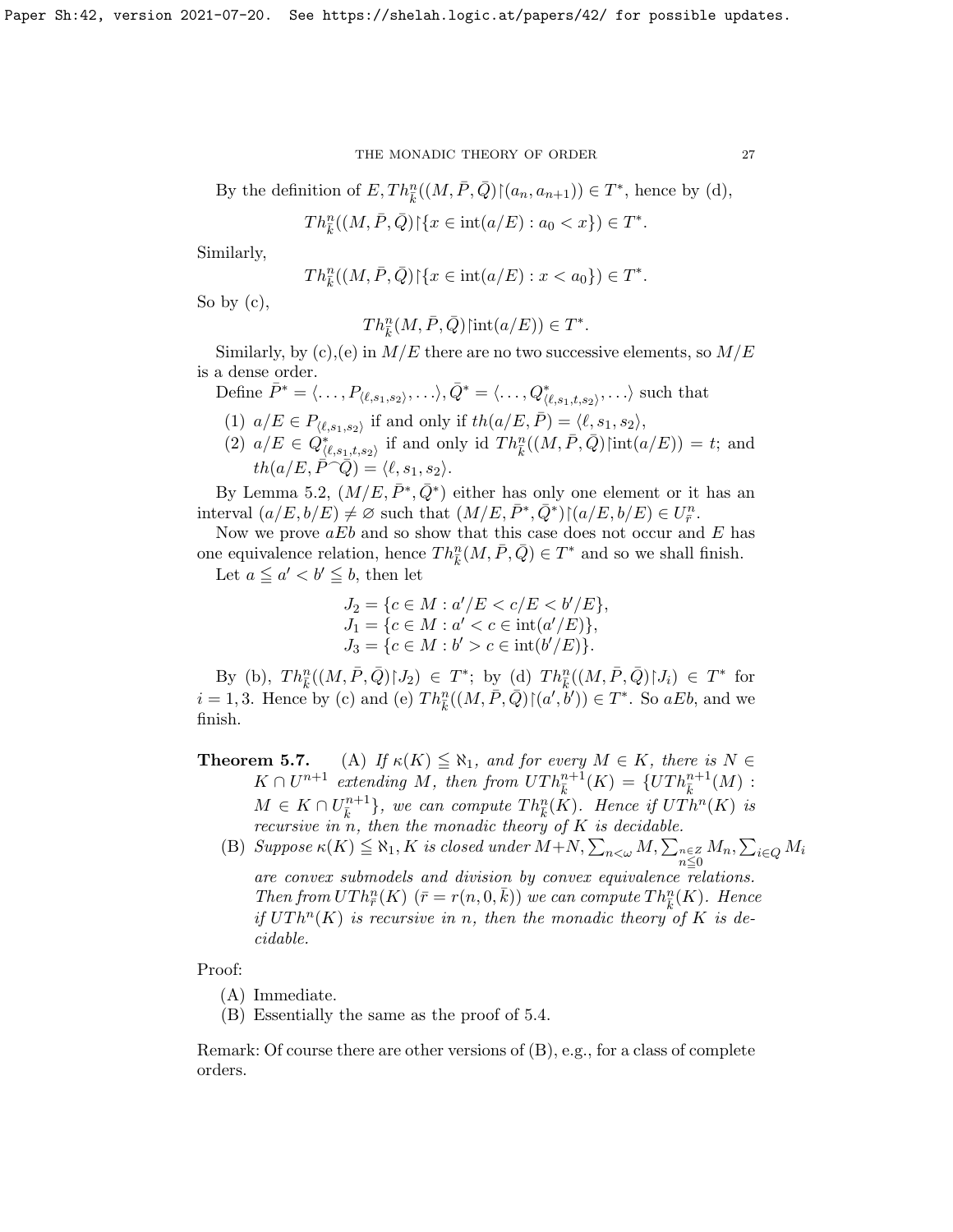By the definition of $E, Th^n_{\bar{k}}((M,\bar{P},\bar{Q})\restriction(a_n,a_{n+1})) \in T^*$, hence by (d),

$$Th^n_{\bar{k}}((M,\bar{P},\bar{Q})\restriction\{x \in \mathrm{int}(a/E) : a_0 < x\}) \in T^*.$$

Similarly,

$$Th^n_{\bar{k}}((M,\bar{P},\bar{Q})\restriction\{x \in \mathrm{int}(a/E) : x < a_0\}) \in T^*.$$

So by (c),

$$Th^n_{\bar{k}}(M,\bar{P},\bar{Q})\restriction\mathrm{int}(a/E)) \in T^*.$$

Similarly, by (c),(e) in $M/E$ there are no two successive elements, so $M/E$ is a dense order.

Define $\bar{P}^* = \langle \ldots, P_{\langle \ell,s_1,s_2\rangle}, \ldots\rangle, \bar{Q}^* = \langle \ldots, Q^*_{\langle \ell,s_1,t,s_2\rangle}, \ldots\rangle$ such that

1. $a/E \in P_{\langle \ell,s_1,s_2\rangle}$ if and only if $th(a/E,\bar{P}) = \langle \ell, s_1, s_2\rangle$,
2. $a/E \in Q^*_{\langle \ell,s_1,t,s_2\rangle}$ if and only id $Th^n_{\bar{k}}((M,\bar{P},\bar{Q})\restriction\mathrm{int}(a/E)) = t$; and $th(a/E,\bar{P}{}^\frown\bar{Q}) = \langle \ell, s_1, s_2\rangle$.

By Lemma 5.2, $(M/E,\bar{P}^*,\bar{Q}^*)$ either has only one element or it has an interval $(a/E,b/E) \neq \varnothing$ such that $(M/E,\bar{P}^*,\bar{Q}^*)\restriction(a/E,b/E) \in U^n_{\bar{r}}$.

Now we prove $aEb$ and so show that this case does not occur and $E$ has one equivalence relation, hence $Th^n_{\bar{k}}(M,\bar{P},\bar{Q}) \in T^*$ and so we shall finish.

Let $a \leqq a' < b' \leqq b$, then let

$$\begin{aligned} J_2 &= \{c \in M : a'/E < c/E < b'/E\}, \\ J_1 &= \{c \in M : a' < c \in \mathrm{int}(a'/E)\}, \\ J_3 &= \{c \in M : b' > c \in \mathrm{int}(b'/E)\}. \end{aligned}$$

By (b), $Th^n_{\bar{k}}((M,\bar{P},\bar{Q})\restriction J_2) \in T^*$; by (d) $Th^n_{\bar{k}}((M,\bar{P},\bar{Q})\restriction J_i) \in T^*$ for $i = 1, 3$. Hence by (c) and (e) $Th^n_{\bar{k}}((M,\bar{P},\bar{Q})\restriction(a',b')) \in T^*$. So $aEb$, and we finish.

**Theorem 5.7.** (A) *If $\kappa(K) \leqq \aleph_1$, and for every $M \in K$, there is $N \in K \cap U^{n+1}$ extending $M$, then from $UTh^{n+1}_{\bar{k}}(K) = \{UTh^{n+1}_{\bar{k}}(M) : M \in K \cap U^{n+1}_{\bar{k}}\}$, we can compute $Th^n_{\bar{k}}(K)$. Hence if $UTh^n(K)$ is recursive in $n$, then the monadic theory of $K$ is decidable.*

(B) *Suppose $\kappa(K) \leqq \aleph_1, K$ is closed under $M+N, \sum_{n<\omega} M, \sum_{\substack{n\in Z \\ n\leq 0}} M_n, \sum_{i\in Q} M_i$ are convex submodels and division by convex equivalence relations. Then from $UTh^n_{\bar{r}}(K)$ ($\bar{r} = r(n,0,\bar{k})$) we can compute $Th^n_{\bar{k}}(K)$. Hence if $UTh^n(K)$ is recursive in $n$, then the monadic theory of $K$ is decidable.*

Proof:

(A) Immediate.

(B) Essentially the same as the proof of 5.4.

Remark: Of course there are other versions of (B), e.g., for a class of complete orders.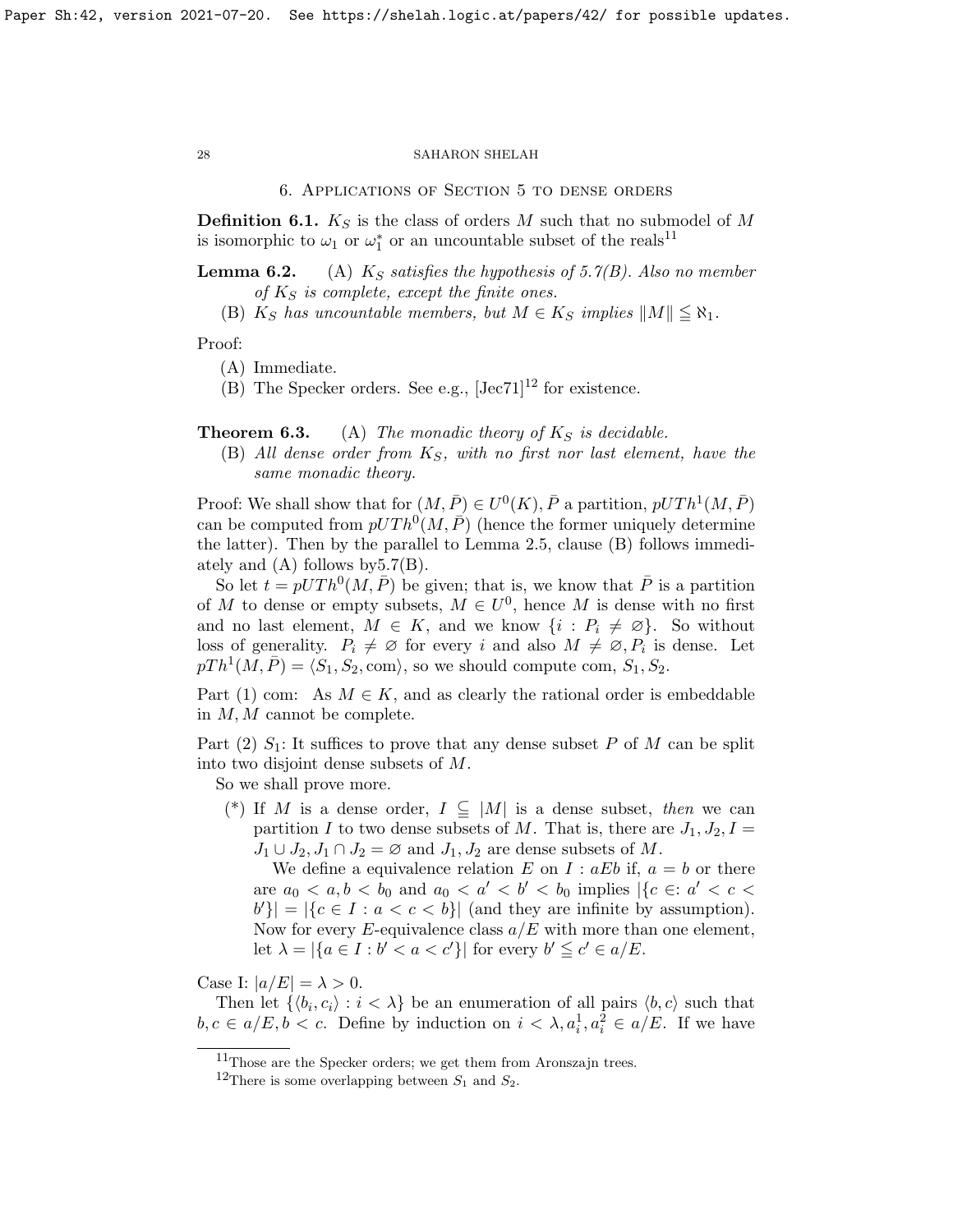## 6. Applications of Section 5 to dense orders

**Definition 6.1.** $K_S$ is the class of orders $M$ such that no submodel of $M$ is isomorphic to $\omega_1$ or $\omega_1^*$ or an uncountable subset of the reals[11]

**Lemma 6.2.** (A) *$K_S$ satisfies the hypothesis of 5.7(B). Also no member of $K_S$ is complete, except the finite ones.*

(B) *$K_S$ has uncountable members, but $M \in K_S$ implies $\|M\| \leqq \aleph_1$.*

Proof:

(A) Immediate.

(B) The Specker orders. See e.g., [Jec71][12] for existence.

**Theorem 6.3.** (A) *The monadic theory of $K_S$ is decidable.*

(B) *All dense order from $K_S$, with no first nor last element, have the same monadic theory.*

Proof: We shall show that for $(M, \bar{P}) \in U^0(K)$, $\bar{P}$ a partition, $pUTh^1(M, \bar{P})$ can be computed from $pUTh^0(M, \bar{P})$ (hence the former uniquely determine the latter). Then by the parallel to Lemma 2.5, clause (B) follows immediately and (A) follows by5.7(B).

So let $t = pUTh^0(M, \bar{P})$ be given; that is, we know that $\bar{P}$ is a partition of $M$ to dense or empty subsets, $M \in U^0$, hence $M$ is dense with no first and no last element, $M \in K$, and we know $\{i : P_i \neq \varnothing\}$. So without loss of generality. $P_i \neq \varnothing$ for every $i$ and also $M \neq \varnothing, P_i$ is dense. Let $pTh^1(M, \bar{P}) = \langle S_1, S_2, \text{com}\rangle$, so we should compute com, $S_1, S_2$.

Part (1) com: As $M \in K$, and as clearly the rational order is embeddable in $M, M$ cannot be complete.

Part (2) $S_1$: It suffices to prove that any dense subset $P$ of $M$ can be split into two disjoint dense subsets of $M$.

So we shall prove more.

(*) If $M$ is a dense order, $I \subseteq |M|$ is a dense subset, *then* we can partition $I$ to two dense subsets of $M$. That is, there are $J_1, J_2, I = J_1 \cup J_2, J_1 \cap J_2 = \varnothing$ and $J_1, J_2$ are dense subsets of $M$.

We define a equivalence relation $E$ on $I : aEb$ if, $a = b$ or there are $a_0 < a, b < b_0$ and $a_0 < a' < b' < b_0$ implies $|\{c \in : a' < c < b'\}| = |\{c \in I : a < c < b\}|$ (and they are infinite by assumption). Now for every $E$-equivalence class $a/E$ with more than one element, let $\lambda = |\{a \in I : b' < a < c'\}|$ for every $b' \leqq c' \in a/E$.

Case I: $|a/E| = \lambda > 0$.

Then let $\{\langle b_i, c_i\rangle : i < \lambda\}$ be an enumeration of all pairs $\langle b, c\rangle$ such that $b, c \in a/E, b < c$. Define by induction on $i < \lambda, a_i^1, a_i^2 \in a/E$. If we have

[11] Those are the Specker orders; we get them from Aronszajn trees.

[12] There is some overlapping between $S_1$ and $S_2$.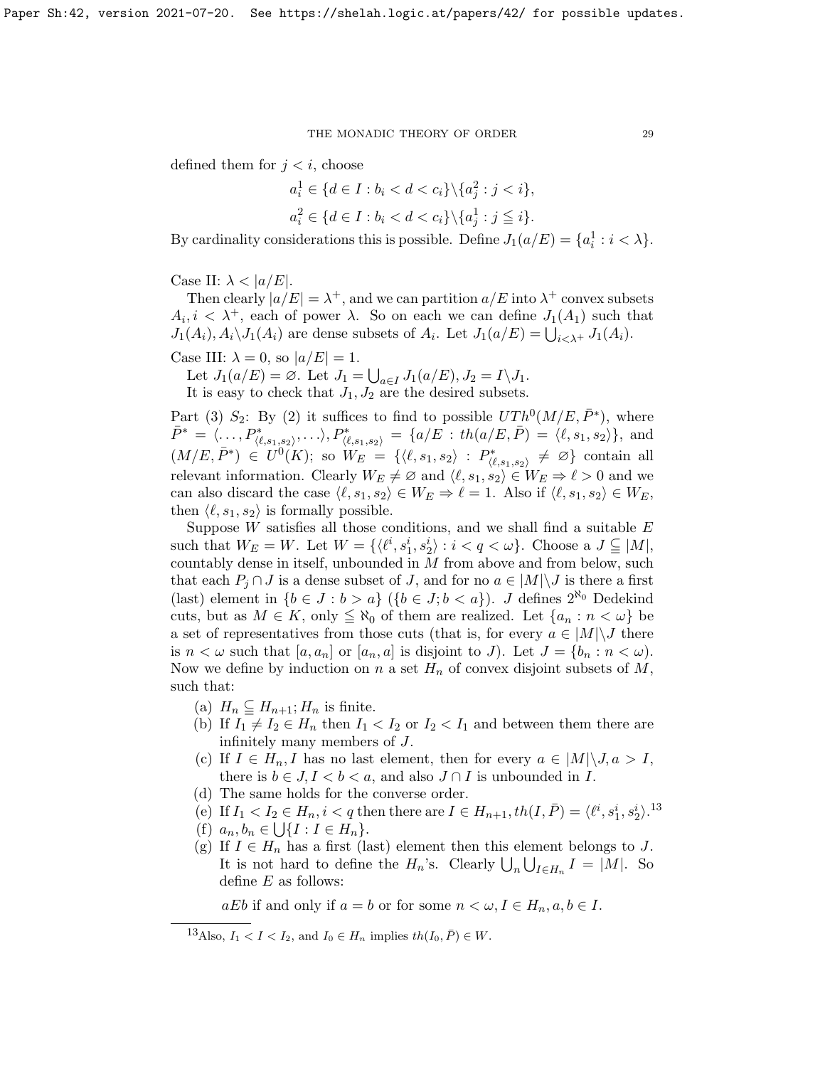defined them for $j < i$, choose

$$a_i^1 \in \{d \in I : b_i < d < c_i\} \backslash \{a_j^2 : j < i\},$$

$$a_i^2 \in \{d \in I : b_i < d < c_i\} \backslash \{a_j^1 : j \leqq i\}.$$

By cardinality considerations this is possible. Define $J_1(a/E) = \{a_i^1 : i < \lambda\}$.

Case II: $\lambda < |a/E|$.

Then clearly $|a/E| = \lambda^+$, and we can partition $a/E$ into $\lambda^+$ convex subsets $A_i, i < \lambda^+$, each of power $\lambda$. So on each we can define $J_1(A_1)$ such that $J_1(A_i), A_i \backslash J_1(A_i)$ are dense subsets of $A_i$. Let $J_1(a/E) = \bigcup_{i<\lambda^+} J_1(A_i)$.

Case III: $\lambda = 0$, so $|a/E| = 1$.

Let $J_1(a/E) = \varnothing$. Let $J_1 = \bigcup_{a \in I} J_1(a/E), J_2 = I \backslash J_1$.

It is easy to check that $J_1, J_2$ are the desired subsets.

Part (3) $S_2$: By (2) it suffices to find to possible $UTh^0(M/E, \bar{P}^*)$, where $\bar{P}^* = \langle \ldots, P^*_{\langle \ell, s_1, s_2 \rangle}, \ldots \rangle, P^*_{\langle \ell, s_1, s_2 \rangle} = \{a/E : th(a/E, \bar{P}) = \langle \ell, s_1, s_2 \rangle\}$, and $(M/E, \bar{P}^*) \in U^0(K)$; so $W_E = \{\langle \ell, s_1, s_2 \rangle : P^*_{\langle \ell, s_1, s_2 \rangle} \neq \varnothing\}$ contain all relevant information. Clearly $W_E \neq \varnothing$ and $\langle \ell, s_1, s_2 \rangle \in W_E \Rightarrow \ell > 0$ and we can also discard the case $\langle \ell, s_1, s_2 \rangle \in W_E \Rightarrow \ell = 1$. Also if $\langle \ell, s_1, s_2 \rangle \in W_E$, then $\langle \ell, s_1, s_2 \rangle$ is formally possible.

Suppose $W$ satisfies all those conditions, and we shall find a suitable $E$ such that $W_E = W$. Let $W = \{\langle \ell^i, s_1^i, s_2^i \rangle : i < q < \omega\}$. Choose a $J \subseteqq |M|$, countably dense in itself, unbounded in $M$ from above and from below, such that each $P_j \cap J$ is a dense subset of $J$, and for no $a \in |M| \backslash J$ is there a first (last) element in $\{b \in J : b > a\}$ ($\{b \in J; b < a\}$). $J$ defines $2^{\aleph_0}$ Dedekind cuts, but as $M \in K$, only $\leqq \aleph_0$ of them are realized. Let $\{a_n : n < \omega\}$ be a set of representatives from those cuts (that is, for every $a \in |M| \backslash J$ there is $n < \omega$ such that $[a, a_n]$ or $[a_n, a]$ is disjoint to $J$). Let $J = \{b_n : n < \omega)$. Now we define by induction on $n$ a set $H_n$ of convex disjoint subsets of $M$, such that:

(a) $H_n \subseteqq H_{n+1}$; $H_n$ is finite.

(b) If $I_1 \neq I_2 \in H_n$ then $I_1 < I_2$ or $I_2 < I_1$ and between them there are infinitely many members of $J$.

(c) If $I \in H_n$, $I$ has no last element, then for every $a \in |M| \backslash J, a > I$, there is $b \in J, I < b < a$, and also $J \cap I$ is unbounded in $I$.

(d) The same holds for the converse order.

(e) If $I_1 < I_2 \in H_n, i < q$ then there are $I \in H_{n+1}, th(I, \bar{P}) = \langle \ell^i, s_1^i, s_2^i \rangle$.[13]

(f) $a_n, b_n \in \bigcup \{I : I \in H_n\}$.

(g) If $I \in H_n$ has a first (last) element then this element belongs to $J$.

It is not hard to define the $H_n$'s. Clearly $\bigcup_n \bigcup_{I \in H_n} I = |M|$. So define $E$ as follows:

$aEb$ if and only if $a = b$ or for some $n < \omega, I \in H_n, a, b \in I$.

[13] Also, $I_1 < I < I_2$, and $I_0 \in H_n$ implies $th(I_0, \bar{P}) \in W$.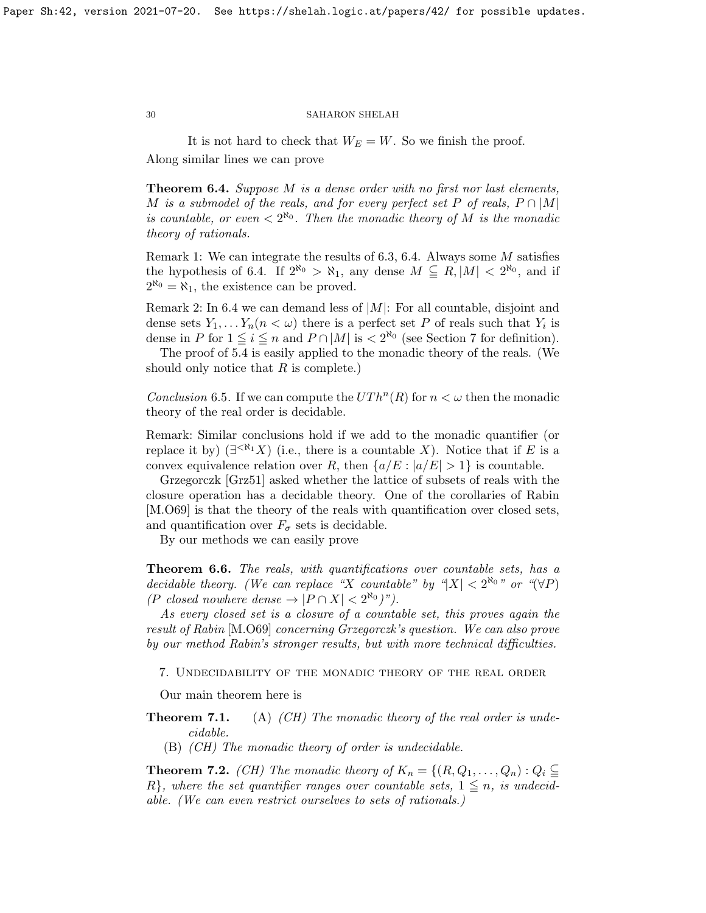It is not hard to check that $W_E = W$. So we finish the proof.

Along similar lines we can prove

**Theorem 6.4.** *Suppose $M$ is a dense order with no first nor last elements, $M$ is a submodel of the reals, and for every perfect set $P$ of reals, $P \cap |M|$ is countable, or even $< 2^{\aleph_0}$. Then the monadic theory of $M$ is the monadic theory of rationals.*

Remark 1: We can integrate the results of 6.3, 6.4. Always some $M$ satisfies the hypothesis of 6.4. If $2^{\aleph_0} > \aleph_1$, any dense $M \subsetneqq R, |M| < 2^{\aleph_0}$, and if $2^{\aleph_0} = \aleph_1$, the existence can be proved.

Remark 2: In 6.4 we can demand less of $|M|$: For all countable, disjoint and dense sets $Y_1, \dots Y_n (n < \omega)$ there is a perfect set $P$ of reals such that $Y_i$ is dense in $P$ for $1 \leqq i \leqq n$ and $P \cap |M|$ is $< 2^{\aleph_0}$ (see Section 7 for definition).

The proof of 5.4 is easily applied to the monadic theory of the reals. (We should only notice that $R$ is complete.)

*Conclusion* 6.5. If we can compute the $UTh^n(R)$ for $n < \omega$ then the monadic theory of the real order is decidable.

Remark: Similar conclusions hold if we add to the monadic quantifier (or replace it by) $(\exists^{<\aleph_1} X)$ (i.e., there is a countable $X$). Notice that if $E$ is a convex equivalence relation over $R$, then $\{a/E : |a/E| > 1\}$ is countable.

Grzegorczk [Grz51] asked whether the lattice of subsets of reals with the closure operation has a decidable theory. One of the corollaries of Rabin [M.O69] is that the theory of the reals with quantification over closed sets, and quantification over $F_\sigma$ sets is decidable.

By our methods we can easily prove

**Theorem 6.6.** *The reals, with quantifications over countable sets, has a decidable theory. (We can replace "X countable" by "$|X| < 2^{\aleph_0}$" or "$(\forall P)$ ($P$ closed nowhere dense $\rightarrow |P \cap X| < 2^{\aleph_0}$)").*

*As every closed set is a closure of a countable set, this proves again the result of Rabin* [M.O69] *concerning Grzegorczk's question. We can also prove by our method Rabin's stronger results, but with more technical difficulties.*

## 7. Undecidability of the monadic theory of the real order

Our main theorem here is

**Theorem 7.1.** (A) *(CH) The monadic theory of the real order is undecidable.*

(B) *(CH) The monadic theory of order is undecidable.*

**Theorem 7.2.** *(CH) The monadic theory of $K_n = \{(R, Q_1, \dots, Q_n) : Q_i \subseteq R\}$, where the set quantifier ranges over countable sets, $1 \leqq n$, is undecidable. (We can even restrict ourselves to sets of rationals.)*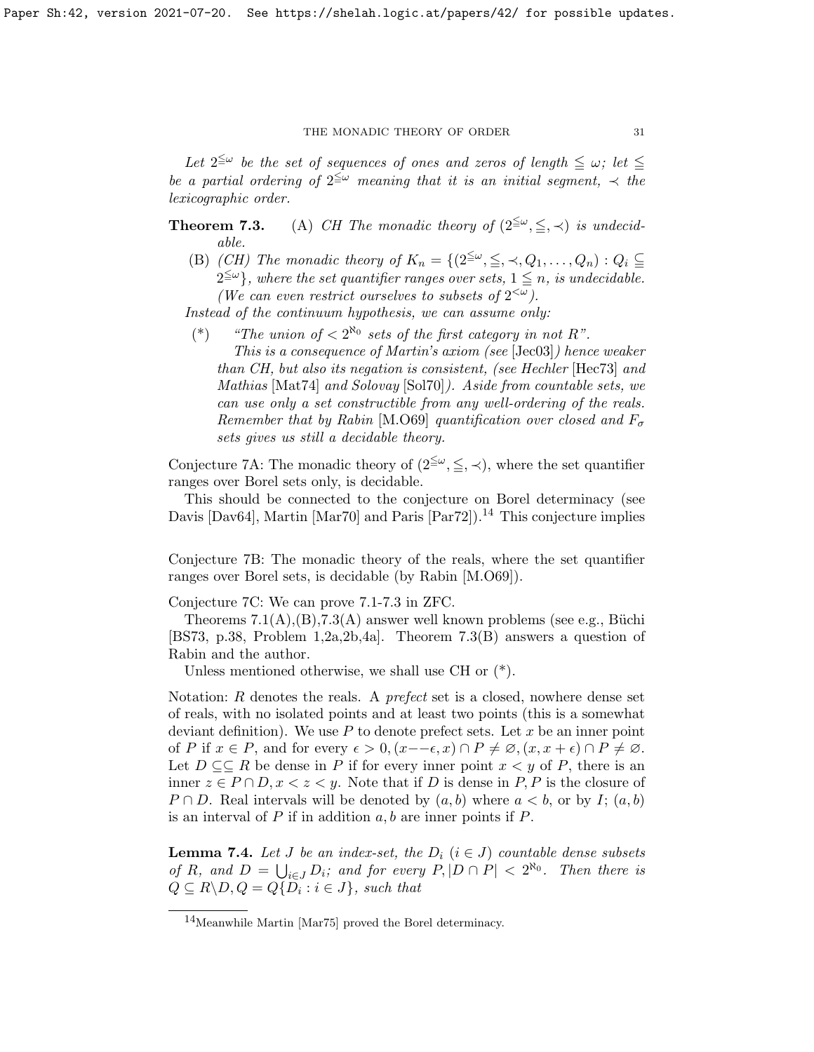Let $2^{\leqq\omega}$ be the set of sequences of ones and zeros of length $\leqq \omega$; let $\leqq$ be a partial ordering of $2^{\leqq\omega}$ meaning that it is an initial segment, $\prec$ the lexicographic order.

**Theorem 7.3.** (A) *CH The monadic theory of $(2^{\leqq\omega}, \leqq, \prec)$ is undecidable.*

(B) *(CH) The monadic theory of $K_n = \{(2^{\leqq\omega}, \leqq, \prec, Q_1, \dots, Q_n) : Q_i \subseteq 2^{\leqq\omega}\}$, where the set quantifier ranges over sets, $1 \leqq n$, is undecidable. (We can even restrict ourselves to subsets of $2^{<\omega}$).*

*Instead of the continuum hypothesis, we can assume only:*

(*) *"The union of $< 2^{\aleph_0}$ sets of the first category in not $R$". This is a consequence of Martin's axiom (see* [Jec03]*) hence weaker than CH, but also its negation is consistent, (see Hechler* [Hec73] *and Mathias* [Mat74] *and Solovay* [Sol70]*). Aside from countable sets, we can use only a set constructible from any well-ordering of the reals. Remember that by Rabin* [M.O69] *quantification over closed and $F_\sigma$ sets gives us still a decidable theory.*

Conjecture 7A: The monadic theory of $(2^{\leqq\omega}, \leqq, \prec)$, where the set quantifier ranges over Borel sets only, is decidable.

This should be connected to the conjecture on Borel determinacy (see Davis [Dav64], Martin [Mar70] and Paris [Par72]).[14] This conjecture implies

Conjecture 7B: The monadic theory of the reals, where the set quantifier ranges over Borel sets, is decidable (by Rabin [M.O69]).

Conjecture 7C: We can prove 7.1-7.3 in ZFC.

Theorems 7.1(A),(B),7.3(A) answer well known problems (see e.g., Büchi [BS73, p.38, Problem 1,2a,2b,4a]. Theorem 7.3(B) answers a question of Rabin and the author.

Unless mentioned otherwise, we shall use CH or (*).

Notation: $R$ denotes the reals. A *prefect* set is a closed, nowhere dense set of reals, with no isolated points and at least two points (this is a somewhat deviant definition). We use $P$ to denote prefect sets. Let $x$ be an inner point of $P$ if $x \in P$, and for every $\epsilon > 0, (x - -\epsilon, x) \cap P \neq \varnothing, (x, x + \epsilon) \cap P \neq \varnothing$. Let $D \subseteq\subseteq R$ be dense in $P$ if for every inner point $x < y$ of $P$, there is an inner $z \in P \cap D, x < z < y$. Note that if $D$ is dense in $P, P$ is the closure of $P \cap D$. Real intervals will be denoted by $(a, b)$ where $a < b$, or by $I$; $(a, b)$ is an interval of $P$ if in addition $a, b$ are inner points if $P$.

**Lemma 7.4.** *Let $J$ be an index-set, the $D_i$ $(i \in J)$ countable dense subsets of $R$, and $D = \bigcup_{i\in J} D_i$; and for every $P, |D \cap P| < 2^{\aleph_0}$. Then there is $Q \subseteq R \backslash D, Q = Q\{D_i : i \in J\}$, such that*

[14] Meanwhile Martin [Mar75] proved the Borel determinacy.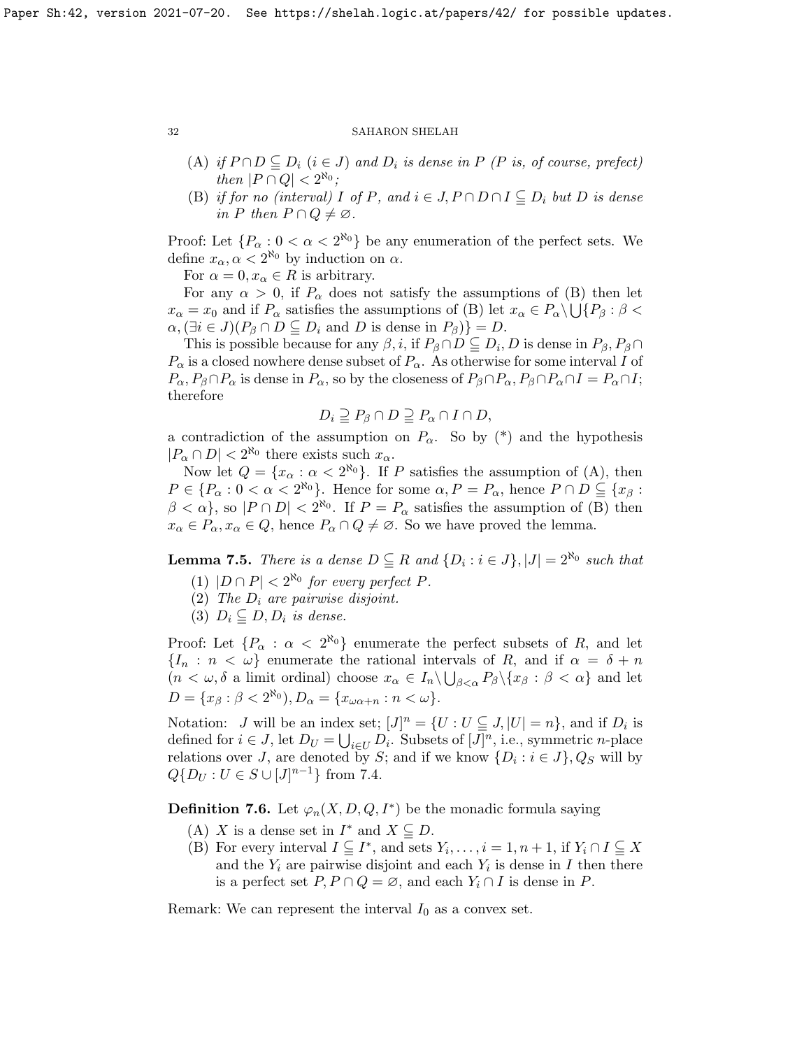(A) *if $P \cap D \subseteqq D_i$ $(i \in J)$ and $D_i$ is dense in $P$ ($P$ is, of course, prefect) then $|P \cap Q| < 2^{\aleph_0}$;*

(B) *if for no (interval) $I$ of $P$, and $i \in J, P \cap D \cap I \subseteqq D_i$ but $D$ is dense in $P$ then $P \cap Q \neq \varnothing$.*

Proof: Let $\{P_\alpha : 0 < \alpha < 2^{\aleph_0}\}$ be any enumeration of the perfect sets. We define $x_\alpha, \alpha < 2^{\aleph_0}$ by induction on $\alpha$.

For $\alpha = 0, x_\alpha \in R$ is arbitrary.

For any $\alpha > 0$, if $P_\alpha$ does not satisfy the assumptions of (B) then let $x_\alpha = x_0$ and if $P_\alpha$ satisfies the assumptions of (B) let $x_\alpha \in P_\alpha \backslash \bigcup\{P_\beta : \beta < \alpha, (\exists i \in J)(P_\beta \cap D \subseteqq D_i \text{ and } D \text{ is dense in } P_\beta)\} = D$.

This is possible because for any $\beta, i$, if $P_\beta \cap D \subseteqq D_i, D$ is dense in $P_\beta, P_\beta \cap P_\alpha$ is a closed nowhere dense subset of $P_\alpha$. As otherwise for some interval $I$ of $P_\alpha, P_\beta \cap P_\alpha$ is dense in $P_\alpha$, so by the closeness of $P_\beta \cap P_\alpha, P_\beta \cap P_\alpha \cap I = P_\alpha \cap I$; therefore

$$D_i \supseteqq P_\beta \cap D \supseteqq P_\alpha \cap I \cap D,$$

a contradiction of the assumption on $P_\alpha$. So by (\*) and the hypothesis $|P_\alpha \cap D| < 2^{\aleph_0}$ there exists such $x_\alpha$.

Now let $Q = \{x_\alpha : \alpha < 2^{\aleph_0}\}$. If $P$ satisfies the assumption of (A), then $P \in \{P_\alpha : 0 < \alpha < 2^{\aleph_0}\}$. Hence for some $\alpha, P = P_\alpha$, hence $P \cap D \subseteqq \{x_\beta : \beta < \alpha\}$, so $|P \cap D| < 2^{\aleph_0}$. If $P = P_\alpha$ satisfies the assumption of (B) then $x_\alpha \in P_\alpha, x_\alpha \in Q$, hence $P_\alpha \cap Q \neq \varnothing$. So we have proved the lemma.

**Lemma 7.5.** *There is a dense $D \subseteqq R$ and $\{D_i : i \in J\}, |J| = 2^{\aleph_0}$ such that*

1. *$|D \cap P| < 2^{\aleph_0}$ for every perfect $P$.*
2. *The $D_i$ are pairwise disjoint.*
3. *$D_i \subseteqq D, D_i$ is dense.*

Proof: Let $\{P_\alpha : \alpha < 2^{\aleph_0}\}$ enumerate the perfect subsets of $R$, and let $\{I_n : n < \omega\}$ enumerate the rational intervals of $R$, and if $\alpha = \delta + n$ ($n < \omega, \delta$ a limit ordinal) choose $x_\alpha \in I_n \backslash \bigcup_{\beta<\alpha} P_\beta \backslash \{x_\beta : \beta < \alpha\}$ and let $D = \{x_\beta : \beta < 2^{\aleph_0}\}, D_\alpha = \{x_{\omega\alpha+n} : n < \omega\}$.

Notation: $J$ will be an index set; $[J]^n = \{U : U \subseteqq J, |U| = n\}$, and if $D_i$ is defined for $i \in J$, let $D_U = \bigcup_{i \in U} D_i$. Subsets of $[J]^n$, i.e., symmetric $n$-place relations over $J$, are denoted by $S$; and if we know $\{D_i : i \in J\}, Q_S$ will by $Q\{D_U : U \in S \cup [J]^{n-1}\}$ from 7.4.

**Definition 7.6.** Let $\varphi_n(X, D, Q, I^*)$ be the monadic formula saying

(A) $X$ is a dense set in $I^*$ and $X \subseteqq D$.

(B) For every interval $I \subseteqq I^*$, and sets $Y_i, \dots, i = 1, n+1$, if $Y_i \cap I \subseteqq X$ and the $Y_i$ are pairwise disjoint and each $Y_i$ is dense in $I$ then there is a perfect set $P, P \cap Q = \varnothing$, and each $Y_i \cap I$ is dense in $P$.

Remark: We can represent the interval $I_0$ as a convex set.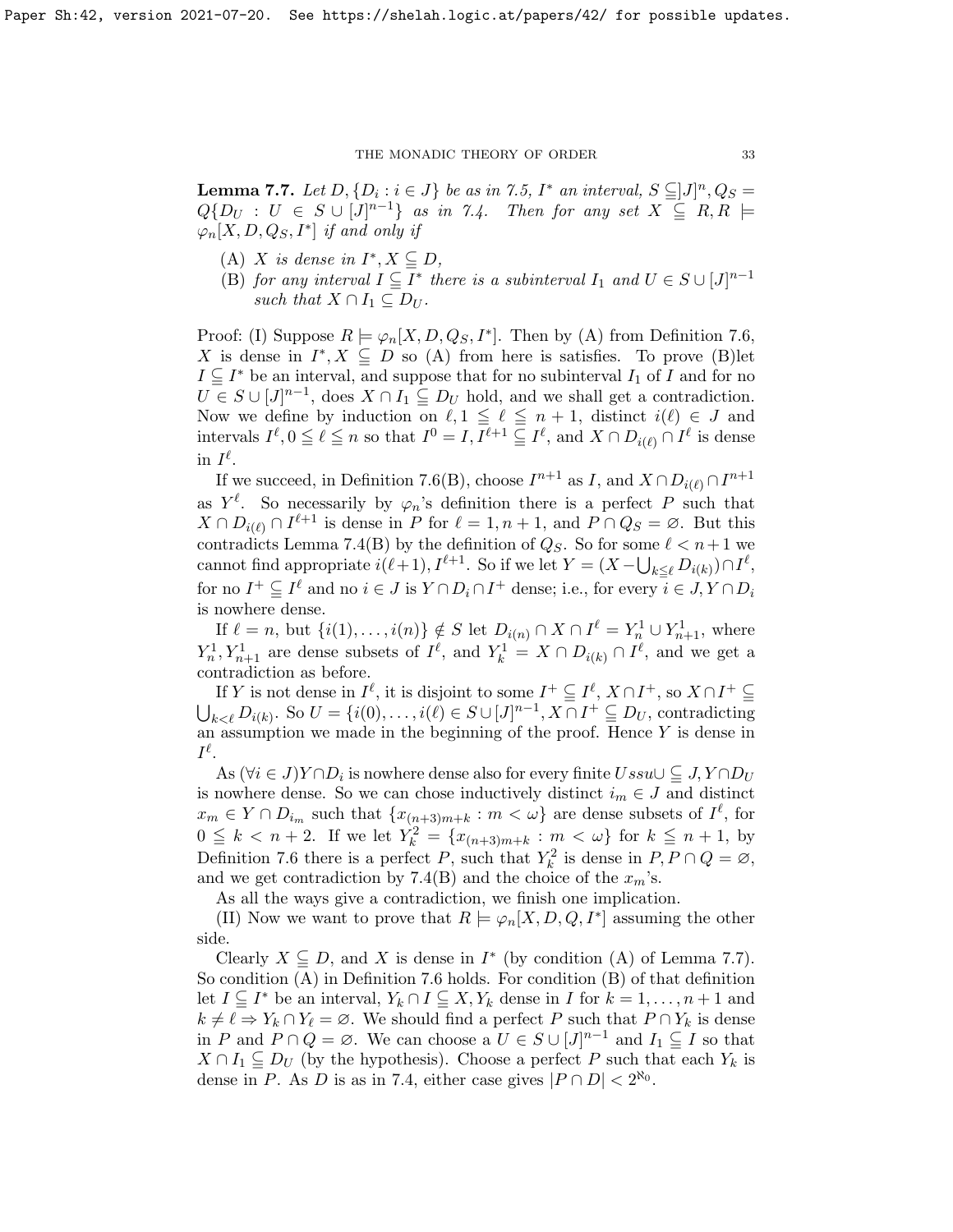**Lemma 7.7.** *Let $D, \{D_i : i \in J\}$ be as in 7.5, $I^*$ an interval, $S \subseteq ]J]^n, Q_S = Q\{D_U : U \in S \cup [J]^{n-1}\}$ as in 7.4. Then for any set $X \subseteq R, R \models \varphi_n[X, D, Q_S, I^*]$ if and only if*

(A) *$X$ is dense in $I^*, X \subseteq D$,*

(B) *for any interval $I \subseteq I^*$ there is a subinterval $I_1$ and $U \in S \cup [J]^{n-1}$ such that $X \cap I_1 \subseteq D_U$.*

Proof: (I) Suppose $R \models \varphi_n[X, D, Q_S, I^*]$. Then by (A) from Definition 7.6, $X$ is dense in $I^*, X \subseteq D$ so (A) from here is satisfies. To prove (B)let $I \subseteq I^*$ be an interval, and suppose that for no subinterval $I_1$ of $I$ and for no $U \in S \cup [J]^{n-1}$, does $X \cap I_1 \subseteq D_U$ hold, and we shall get a contradiction. Now we define by induction on $\ell, 1 \leqq \ell \leqq n+1$, distinct $i(\ell) \in J$ and intervals $I^\ell, 0 \leqq \ell \leqq n$ so that $I^0 = I, I^{\ell+1} \subseteq I^\ell$, and $X \cap D_{i(\ell)} \cap I^\ell$ is dense in $I^\ell$.

If we succeed, in Definition 7.6(B), choose $I^{n+1}$ as $I$, and $X \cap D_{i(\ell)} \cap I^{n+1}$ as $Y^\ell$. So necessarily by $\varphi_n$'s definition there is a perfect $P$ such that $X \cap D_{i(\ell)} \cap I^{\ell+1}$ is dense in $P$ for $\ell = 1, n+1$, and $P \cap Q_S = \varnothing$. But this contradicts Lemma 7.4(B) by the definition of $Q_S$. So for some $\ell < n+1$ we cannot find appropriate $i(\ell+1), I^{\ell+1}$. So if we let $Y = (X - \bigcup_{k \leq \ell} D_{i(k)}) \cap I^\ell$, for no $I^+ \subseteq I^\ell$ and no $i \in J$ is $Y \cap D_i \cap I^+$ dense; i.e., for every $i \in J, Y \cap D_i$ is nowhere dense.

If $\ell = n$, but $\{i(1), \dots, i(n)\} \notin S$ let $D_{i(n)} \cap X \cap I^\ell = Y^1_n \cup Y^1_{n+1}$, where $Y^1_n, Y^1_{n+1}$ are dense subsets of $I^\ell$, and $Y^1_k = X \cap D_{i(k)} \cap I^\ell$, and we get a contradiction as before.

If $Y$ is not dense in $I^\ell$, it is disjoint to some $I^+ \subseteq I^\ell$, $X \cap I^+$, so $X \cap I^+ \subseteq \bigcup_{k<\ell} D_{i(k)}$. So $U = \{i(0), \dots, i(\ell) \in S \cup [J]^{n-1}, X \cap I^+ \subseteq D_U$, contradicting an assumption we made in the beginning of the proof. Hence $Y$ is dense in $I^\ell$.

As $(\forall i \in J) Y \cap D_i$ is nowhere dense also for every finite $U ssu \cup \subseteq J, Y \cap D_U$ is nowhere dense. So we can chose inductively distinct $i_m \in J$ and distinct $x_m \in Y \cap D_{i_m}$ such that $\{x_{(n+3)m+k} : m < \omega\}$ are dense subsets of $I^\ell$, for $0 \leqq k < n+2$. If we let $Y^2_k = \{x_{(n+3)m+k} : m < \omega\}$ for $k \leqq n+1$, by Definition 7.6 there is a perfect $P$, such that $Y^2_k$ is dense in $P, P \cap Q = \varnothing$, and we get contradiction by 7.4(B) and the choice of the $x_m$'s.

As all the ways give a contradiction, we finish one implication.

(II) Now we want to prove that $R \models \varphi_n[X, D, Q, I^*]$ assuming the other side.

Clearly $X \subseteq D$, and $X$ is dense in $I^*$ (by condition (A) of Lemma 7.7). So condition (A) in Definition 7.6 holds. For condition (B) of that definition let $I \subseteq I^*$ be an interval, $Y_k \cap I \subseteq X, Y_k$ dense in $I$ for $k = 1, \dots, n+1$ and $k \neq \ell \Rightarrow Y_k \cap Y_\ell = \varnothing$. We should find a perfect $P$ such that $P \cap Y_k$ is dense in $P$ and $P \cap Q = \varnothing$. We can choose a $U \in S \cup [J]^{n-1}$ and $I_1 \subseteq I$ so that $X \cap I_1 \subseteq D_U$ (by the hypothesis). Choose a perfect $P$ such that each $Y_k$ is dense in $P$. As $D$ is as in 7.4, either case gives $|P \cap D| < 2^{\aleph_0}$.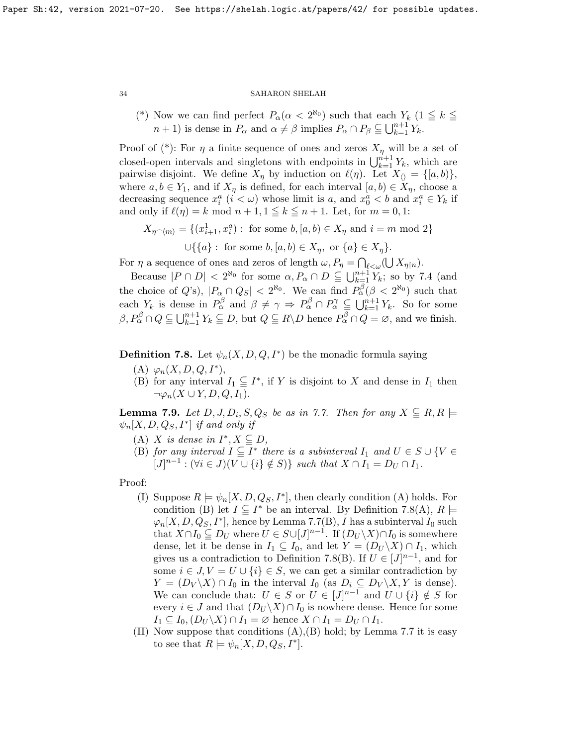(*) Now we can find perfect $P_\alpha (\alpha < 2^{\aleph_0})$ such that each $Y_k$ $(1 \leqq k \leqq n+1)$ is dense in $P_\alpha$ and $\alpha \neq \beta$ implies $P_\alpha \cap P_\beta \subseteqq \bigcup_{k=1}^{n+1} Y_k$.

Proof of (*): For $\eta$ a finite sequence of ones and zeros $X_\eta$ will be a set of closed-open intervals and singletons with endpoints in $\bigcup_{k=1}^{n+1} Y_k$, which are pairwise disjoint. We define $X_\eta$ by induction on $\ell(\eta)$. Let $X_{\langle\rangle} = \{[a,b)\}$, where $a, b \in Y_1$, and if $X_\eta$ is defined, for each interval $[a,b) \in X_\eta$, choose a decreasing sequence $x_i^a$ $(i < \omega)$ whose limit is $a$, and $x_0^a < b$ and $x_i^a \in Y_k$ if and only if $\ell(\eta) = k \mod n+1, 1 \leqq k \leqq n+1$. Let, for $m = 0, 1$:

$$X_{\eta \frown \langle m \rangle} = \{(x_{i+1}^1, x_i^a) : \text{ for some } b, [a,b) \in X_\eta \text{ and } i = m \mod 2\}$$
$$\cup \{\{a\} : \text{ for some } b, [a,b) \in X_\eta, \text{ or } \{a\} \in X_\eta\}.$$

For $\eta$ a sequence of ones and zeros of length $\omega$, $P_\eta = \bigcap_{\ell < \omega} (\bigcup X_{\eta \restriction n})$.

Because $|P \cap D| < 2^{\aleph_0}$ for some $\alpha, P_\alpha \cap D \subseteqq \bigcup_{k=1}^{n+1} Y_k$; so by 7.4 (and the choice of $Q$'s), $|P_\alpha \cap Q_S| < 2^{\aleph_0}$. We can find $P_\alpha^\beta (\beta < 2^{\aleph_0})$ such that each $Y_k$ is dense in $P_\alpha^\beta$ and $\beta \neq \gamma \Rightarrow P_\alpha^\beta \cap P_\alpha^\gamma \subseteqq \bigcup_{k=1}^{n+1} Y_k$. So for some $\beta, P_\alpha^\beta \cap Q \subseteqq \bigcup_{k=1}^{n+1} Y_k \subseteqq D$, but $Q \subseteqq R \backslash D$ hence $P_\alpha^\beta \cap Q = \varnothing$, and we finish.

**Definition 7.8.** Let $\psi_n(X, D, Q, I^*)$ be the monadic formula saying

(A) $\varphi_n(X, D, Q, I^*)$,

(B) for any interval $I_1 \subseteqq I^*$, if $Y$ is disjoint to $X$ and dense in $I_1$ then $\neg \varphi_n(X \cup Y, D, Q, I_1)$.

**Lemma 7.9.** *Let $D, J, D_i, S, Q_S$ be as in 7.7. Then for any $X \subseteqq R, R \models \psi_n[X, D, Q_S, I^*]$ if and only if*

(A) *$X$ is dense in $I^*, X \subseteqq D$,*

(B) *for any interval $I \subseteqq I^*$ there is a subinterval $I_1$ and $U \in S \cup \{V \in [J]^{n-1} : (\forall i \in J)(V \cup \{i\} \notin S)\}$ such that $X \cap I_1 = D_U \cap I_1$.*

Proof:

(I) Suppose $R \models \psi_n[X, D, Q_S, I^*]$, then clearly condition (A) holds. For condition (B) let $I \subseteqq I^*$ be an interval. By Definition 7.8(A), $R \models \varphi_n[X, D, Q_S, I^*]$, hence by Lemma 7.7(B), $I$ has a subinterval $I_0$ such that $X \cap I_0 \subseteqq D_U$ where $U \in S \cup [J]^{n-1}$. If $(D_U \backslash X) \cap I_0$ is somewhere dense, let it be dense in $I_1 \subseteq I_0$, and let $Y = (D_U \backslash X) \cap I_1$, which gives us a contradiction to Definition 7.8(B). If $U \in [J]^{n-1}$, and for some $i \in J, V = U \cup \{i\} \in S$, we can get a similar contradiction by $Y = (D_V \backslash X) \cap I_0$ in the interval $I_0$ (as $D_i \subseteqq D_V \backslash X, Y$ is dense). We can conclude that: $U \in S$ or $U \in [J]^{n-1}$ and $U \cup \{i\} \notin S$ for every $i \in J$ and that $(D_U \backslash X) \cap I_0$ is nowhere dense. Hence for some $I_1 \subseteq I_0, (D_U \backslash X) \cap I_1 = \varnothing$ hence $X \cap I_1 = D_U \cap I_1$.

(II) Now suppose that conditions (A),(B) hold; by Lemma 7.7 it is easy to see that $R \models \psi_n[X, D, Q_S, I^*]$.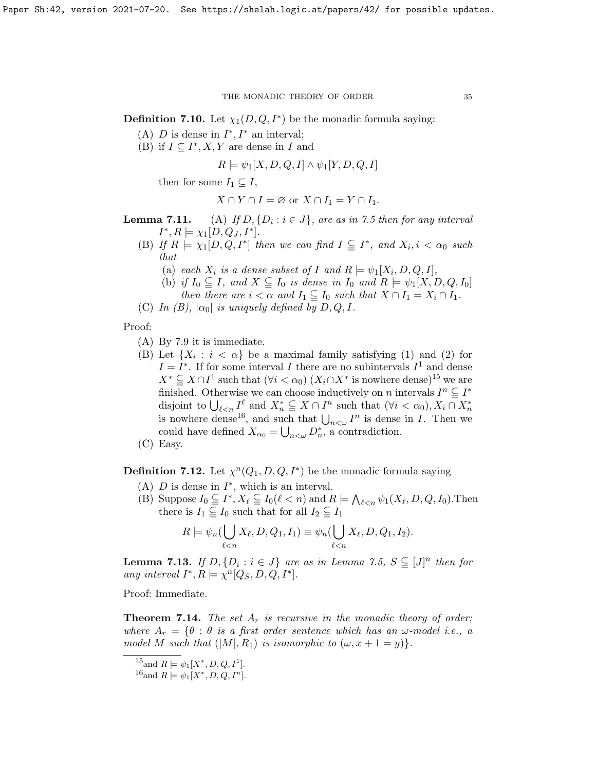**Definition 7.10.** Let $\chi_1(D, Q, I^*)$ be the monadic formula saying:

(A) $D$ is dense in $I^*, I^*$ an interval;

(B) if $I \subseteq I^*, X, Y$ are dense in $I$ and

$$R \models \psi_1[X, D, Q, I] \wedge \psi_1[Y, D, Q, I]$$

then for some $I_1 \subseteq I$,

$$X \cap Y \cap I = \varnothing \text{ or } X \cap I_1 = Y \cap I_1.$$

**Lemma 7.11.** (A) *If $D, \{D_i : i \in J\}$, are as in 7.5 then for any interval $I^*, R \models \chi_1[D, Q_J, I^*]$.*

(B) *If $R \models \chi_1[D, Q, I^*]$ then we can find $I \subsetneqq I^*$, and $X_i, i < \alpha_0$ such that*

  (a) *each $X_i$ is a dense subset of $I$ and $R \models \psi_1[X_i, D, Q, I]$,*

  (b) *if $I_0 \subsetneqq I$, and $X \subsetneqq I_0$ is dense in $I_0$ and $R \models \psi_1[X, D, Q, I_0]$ then there are $i < \alpha$ and $I_1 \subsetneqq I_0$ such that $X \cap I_1 = X_i \cap I_1$.*

(C) *In (B), $|\alpha_0|$ is uniquely defined by $D, Q, I$.*

Proof:

(A) By 7.9 it is immediate.

(B) Let $\{X_i : i < \alpha\}$ be a maximal family satisfying (1) and (2) for $I = I^*$. If for some interval $I$ there are no subintervals $I^1$ and dense $X^* \subsetneqq X \cap I^1$ such that $(\forall i < \alpha_0)$ $(X_i \cap X^*$ is nowhere dense$)$[15] we are finished. Otherwise we can choose inductively on $n$ intervals $I^n \subsetneqq I^*$ disjoint to $\bigcup_{\ell<n} I^\ell$ and $X_n^* \subsetneqq X \cap I^n$ such that $(\forall i < \alpha_0), X_i \cap X_n^*$ is nowhere dense[16], and such that $\bigcup_{n<\omega} I^n$ is dense in $I$. Then we could have defined $X_{\alpha_0} = \bigcup_{n<\omega} D_n^*$, a contradiction.

(C) Easy.

**Definition 7.12.** Let $\chi^n(Q_1, D, Q, I^*)$ be the monadic formula saying

(A) $D$ is dense in $I^*$, which is an interval.

(B) Suppose $I_0 \subsetneqq I^*, X_\ell \subsetneqq I_0 (\ell < n)$ and $R \models \bigwedge_{\ell<n} \psi_1(X_\ell, D, Q, I_0)$. Then there is $I_1 \subsetneqq I_0$ such that for all $I_2 \subsetneqq I_1$

$$R \models \psi_n(\bigcup_{\ell<n} X_\ell, D, Q_1, I_1) \equiv \psi_n(\bigcup_{\ell<n} X_\ell, D, Q_1, I_2).$$

**Lemma 7.13.** *If $D, \{D_i : i \in J\}$ are as in Lemma 7.5, $S \subsetneqq [J]^n$ then for any interval $I^*, R \models \chi^n[Q_S, D, Q, I^*]$.*

Proof: Immediate.

**Theorem 7.14.** *The set $A_r$ is recursive in the monadic theory of order; where $A_r = \{\theta : \theta$ is a first order sentence which has an $\omega$-model i.e., a model $M$ such that $(|M|, R_1)$ is isomorphic to $(\omega, x + 1 = y)\}$.*

---

[15] and $R \models \psi_1[X^*, D, Q, I^1]$.

[16] and $R \models \psi_1[X^*, D, Q, I^n]$.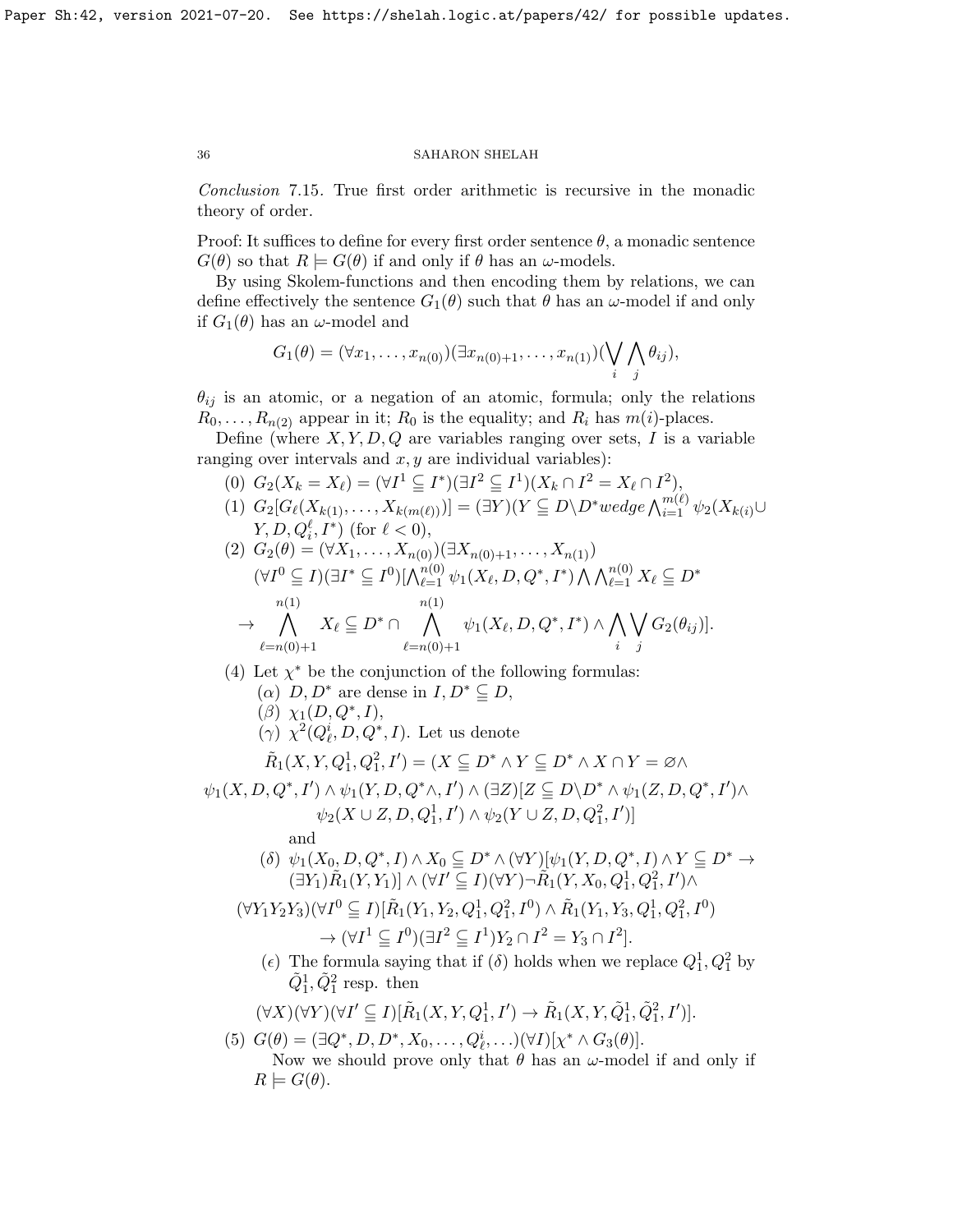*Conclusion* 7.15. True first order arithmetic is recursive in the monadic theory of order.

Proof: It suffices to define for every first order sentence $\theta$, a monadic sentence $G(\theta)$ so that $R \models G(\theta)$ if and only if $\theta$ has an $\omega$-models.

By using Skolem-functions and then encoding them by relations, we can define effectively the sentence $G_1(\theta)$ such that $\theta$ has an $\omega$-model if and only if $G_1(\theta)$ has an $\omega$-model and

$$G_1(\theta) = (\forall x_1, \ldots, x_{n(0)})(\exists x_{n(0)+1}, \ldots, x_{n(1)})(\bigvee_i \bigwedge_j \theta_{ij}),$$

$\theta_{ij}$ is an atomic, or a negation of an atomic, formula; only the relations $R_0, \ldots, R_{n(2)}$ appear in it; $R_0$ is the equality; and $R_i$ has $m(i)$-places.

Define (where $X, Y, D, Q$ are variables ranging over sets, $I$ is a variable ranging over intervals and $x, y$ are individual variables):

(0) $G_2(X_k = X_\ell) = (\forall I^1 \subseteqq I^*)(\exists I^2 \subseteqq I^1)(X_k \cap I^2 = X_\ell \cap I^2)$,

(1) $G_2[G_\ell(X_{k(1)}, \ldots, X_{k(m(\ell))})] = (\exists Y)(Y \subseteqq D \backslash D^* wedge \bigwedge_{i=1}^{m(\ell)} \psi_2(X_{k(i)} \cup Y, D, Q_i^\ell, I^*)$ (for $\ell < 0$),

(2) $G_2(\theta) = (\forall X_1, \ldots, X_{n(0)})(\exists X_{n(0)+1}, \ldots, X_{n(1)})$
$(\forall I^0 \subseteqq I)(\exists I^* \subseteqq I^0)[\bigwedge_{\ell=1}^{n(0)} \psi_1(X_\ell, D, Q^*, I^*) \bigwedge \bigwedge_{\ell=1}^{n(0)} X_\ell \subseteqq D^*$

$$\rightarrow \bigwedge_{\ell=n(0)+1}^{n(1)} X_\ell \subseteqq D^* \cap \bigwedge_{\ell=n(0)+1}^{n(1)} \psi_1(X_\ell, D, Q^*, I^*) \wedge \bigwedge_i \bigvee_j G_2(\theta_{ij})].$$

(4) Let $\chi^*$ be the conjunction of the following formulas:

($\alpha$) $D, D^*$ are dense in $I, D^* \subseteqq D$,

($\beta$) $\chi_1(D, Q^*, I)$,

($\gamma$) $\chi^2(Q_\ell^i, D, Q^*, I)$. Let us denote

$$\tilde{R}_1(X, Y, Q_1^1, Q_1^2, I') = (X \subseteqq D^* \wedge Y \subseteqq D^* \wedge X \cap Y = \varnothing \wedge$$
$$\psi_1(X, D, Q^*, I') \wedge \psi_1(Y, D, Q^* \wedge, I') \wedge (\exists Z)[Z \subseteqq D \backslash D^* \wedge \psi_1(Z, D, Q^*, I') \wedge$$
$$\psi_2(X \cup Z, D, Q_1^1, I') \wedge \psi_2(Y \cup Z, D, Q_1^2, I')]$$

and

($\delta$) $\psi_1(X_0, D, Q^*, I) \wedge X_0 \subseteqq D^* \wedge (\forall Y)[\psi_1(Y, D, Q^*, I) \wedge Y \subseteqq D^* \rightarrow (\exists Y_1)\tilde{R}_1(Y, Y_1)] \wedge (\forall I' \subseteqq I)(\forall Y)\neg \tilde{R}_1(Y, X_0, Q_1^1, Q_1^2, I') \wedge$

$$(\forall Y_1 Y_2 Y_3)(\forall I^0 \subseteqq I)[\tilde{R}_1(Y_1, Y_2, Q_1^1, Q_1^2, I^0) \wedge \tilde{R}_1(Y_1, Y_3, Q_1^1, Q_1^2, I^0)$$
$$\rightarrow (\forall I^1 \subseteqq I^0)(\exists I^2 \subseteqq I^1) Y_2 \cap I^2 = Y_3 \cap I^2].$$

($\epsilon$) The formula saying that if ($\delta$) holds when we replace $Q_1^1, Q_1^2$ by $\tilde{Q}_1^1, \tilde{Q}_1^2$ resp. then

$$(\forall X)(\forall Y)(\forall I' \subseteqq I)[\tilde{R}_1(X, Y, Q_1^1, I') \rightarrow \tilde{R}_1(X, Y, \tilde{Q}_1^1, \tilde{Q}_1^2, I')].$$

(5) $G(\theta) = (\exists Q^*, D, D^*, X_0, \ldots, Q_\ell^i, \ldots)(\forall I)[\chi^* \wedge G_3(\theta)]$.

Now we should prove only that $\theta$ has an $\omega$-model if and only if $R \models G(\theta)$.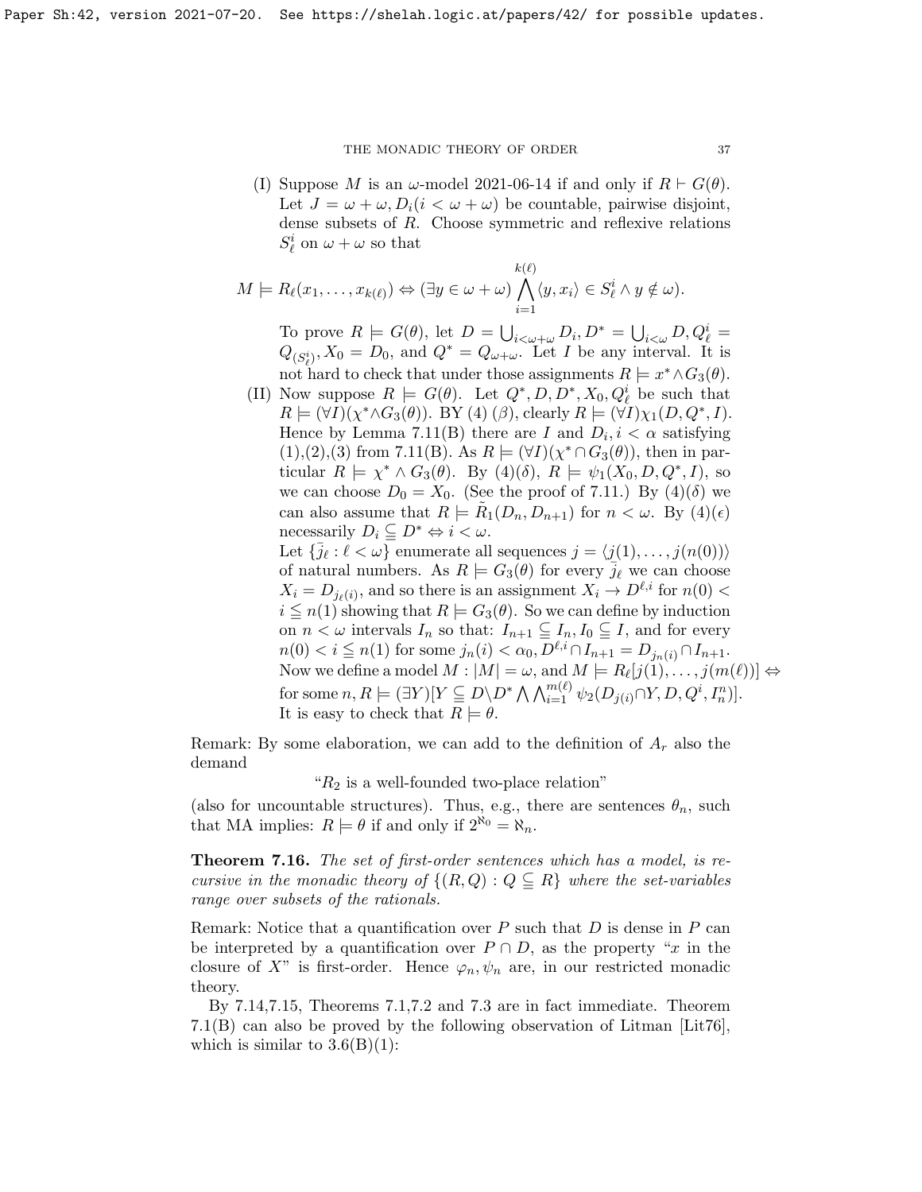(I) Suppose $M$ is an $\omega$-model 2021-06-14 if and only if $R \vdash G(\theta)$. Let $J = \omega + \omega, D_i (i < \omega + \omega)$ be countable, pairwise disjoint, dense subsets of $R$. Choose symmetric and reflexive relations $S^i_\ell$ on $\omega + \omega$ so that

$$M \models R_\ell(x_1, \ldots, x_{k(\ell)}) \Leftrightarrow (\exists y \in \omega + \omega) \bigwedge_{i=1}^{k(\ell)} \langle y, x_i \rangle \in S^i_\ell \wedge y \notin \omega).$$

To prove $R \models G(\theta)$, let $D = \bigcup_{i < \omega + \omega} D_i, D^* = \bigcup_{i<\omega} D, Q^i_\ell = Q_{(S^i_\ell)}, X_0 = D_0$, and $Q^* = Q_{\omega+\omega}$. Let $I$ be any interval. It is not hard to check that under those assignments $R \models x^* \wedge G_3(\theta)$.

(II) Now suppose $R \models G(\theta)$. Let $Q^*, D, D^*, X_0, Q^i_\ell$ be such that $R \models (\forall I)(\chi^* \wedge G_3(\theta))$. BY (4) $(\beta)$, clearly $R \models (\forall I)\chi_1(D, Q^*, I)$. Hence by Lemma 7.11(B) there are $I$ and $D_i, i < \alpha$ satisfying (1),(2),(3) from 7.11(B). As $R \models (\forall I)(\chi^* \cap G_3(\theta))$, then in particular $R \models \chi^* \wedge G_3(\theta)$. By (4)$(\delta)$, $R \models \psi_1(X_0, D, Q^*, I)$, so we can choose $D_0 = X_0$. (See the proof of 7.11.) By (4)$(\delta)$ we can also assume that $R \models \tilde{R}_1(D_n, D_{n+1})$ for $n < \omega$. By (4)$(\epsilon)$ necessarily $D_i \subsetneqq D^* \Leftrightarrow i < \omega$.

Let $\{\bar{j}_\ell : \ell < \omega\}$ enumerate all sequences $j = \langle j(1), \ldots, j(n(0)) \rangle$ of natural numbers. As $R \models G_3(\theta)$ for every $\bar{j}_\ell$ we can choose $X_i = D_{j_\ell(i)}$, and so there is an assignment $X_i \to D^{\ell,i}$ for $n(0) < i \leqq n(1)$ showing that $R \models G_3(\theta)$. So we can define by induction on $n < \omega$ intervals $I_n$ so that: $I_{n+1} \subsetneqq I_n, I_0 \subsetneqq I$, and for every $n(0) < i \leqq n(1)$ for some $j_n(i) < \alpha_0, D^{\ell,i} \cap I_{n+1} = D_{j_n(i)} \cap I_{n+1}$. Now we define a model $M : |M| = \omega$, and $M \models R_\ell[j(1), \ldots, j(m(\ell))] \Leftrightarrow$ for some $n, R \models (\exists Y)[Y \subsetneqq D \backslash D^* \bigwedge \bigwedge_{i=1}^{m(\ell)} \psi_2(D_{j(i)} \cap Y, D, Q^i, I^n_n)]$. It is easy to check that $R \models \theta$.

Remark: By some elaboration, we can add to the definition of $A_r$ also the demand

"$R_2$ is a well-founded two-place relation"

(also for uncountable structures). Thus, e.g., there are sentences $\theta_n$, such that MA implies: $R \models \theta$ if and only if $2^{\aleph_0} = \aleph_n$.

**Theorem 7.16.** *The set of first-order sentences which has a model, is recursive in the monadic theory of $\{(R, Q) : Q \subsetneqq R\}$ where the set-variables range over subsets of the rationals.*

Remark: Notice that a quantification over $P$ such that $D$ is dense in $P$ can be interpreted by a quantification over $P \cap D$, as the property "$x$ in the closure of $X$" is first-order. Hence $\varphi_n, \psi_n$ are, in our restricted monadic theory.

By 7.14,7.15, Theorems 7.1,7.2 and 7.3 are in fact immediate. Theorem 7.1(B) can also be proved by the following observation of Litman [Lit76], which is similar to 3.6(B)(1):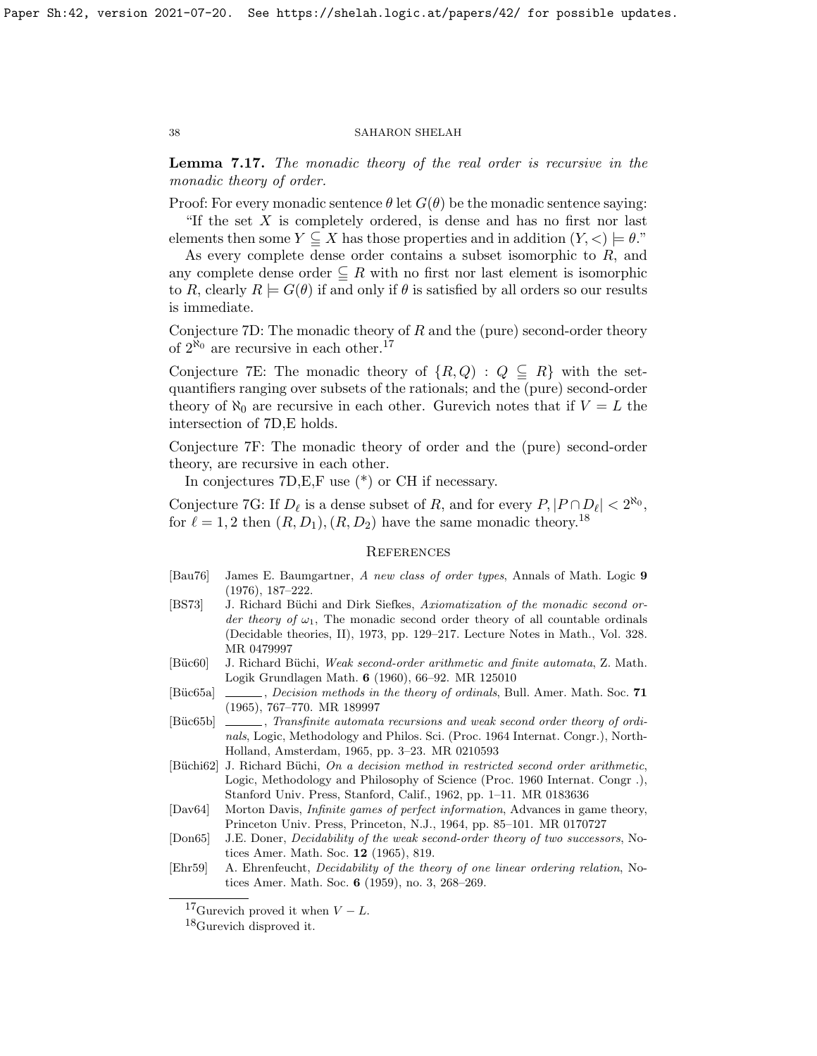**Lemma 7.17.** *The monadic theory of the real order is recursive in the monadic theory of order.*

Proof: For every monadic sentence $\theta$ let $G(\theta)$ be the monadic sentence saying:

"If the set $X$ is completely ordered, is dense and has no first nor last elements then some $Y \subseteq X$ has those properties and in addition $(Y, <) \models \theta$."

As every complete dense order contains a subset isomorphic to $R$, and any complete dense order $\subseteq R$ with no first nor last element is isomorphic to $R$, clearly $R \models G(\theta)$ if and only if $\theta$ is satisfied by all orders so our results is immediate.

Conjecture 7D: The monadic theory of $R$ and the (pure) second-order theory of $2^{\aleph_0}$ are recursive in each other.[17]

Conjecture 7E: The monadic theory of $\{R, Q) : Q \subseteq R\}$ with the set-quantifiers ranging over subsets of the rationals; and the (pure) second-order theory of $\aleph_0$ are recursive in each other. Gurevich notes that if $V = L$ the intersection of 7D,E holds.

Conjecture 7F: The monadic theory of order and the (pure) second-order theory, are recursive in each other.

In conjectures 7D,E,F use (*) or CH if necessary.

Conjecture 7G: If $D_\ell$ is a dense subset of $R$, and for every $P, |P \cap D_\ell| < 2^{\aleph_0}$, for $\ell = 1, 2$ then $(R, D_1), (R, D_2)$ have the same monadic theory.[18]

## References

- [Bau76] James E. Baumgartner, *A new class of order types*, Annals of Math. Logic **9** (1976), 187–222.
- [BS73] J. Richard Büchi and Dirk Siefkes, *Axiomatization of the monadic second order theory of $\omega_1$*, The monadic second order theory of all countable ordinals (Decidable theories, II), 1973, pp. 129–217. Lecture Notes in Math., Vol. 328. MR 0479997
- [Büc60] J. Richard Büchi, *Weak second-order arithmetic and finite automata*, Z. Math. Logik Grundlagen Math. **6** (1960), 66–92. MR 125010
- [Büc65a] ______, *Decision methods in the theory of ordinals*, Bull. Amer. Math. Soc. **71** (1965), 767–770. MR 189997
- [Büc65b] ______, *Transfinite automata recursions and weak second order theory of ordinals*, Logic, Methodology and Philos. Sci. (Proc. 1964 Internat. Congr.), North-Holland, Amsterdam, 1965, pp. 3–23. MR 0210593
- [Büchi62] J. Richard Büchi, *On a decision method in restricted second order arithmetic*, Logic, Methodology and Philosophy of Science (Proc. 1960 Internat. Congr .), Stanford Univ. Press, Stanford, Calif., 1962, pp. 1–11. MR 0183636
- [Dav64] Morton Davis, *Infinite games of perfect information*, Advances in game theory, Princeton Univ. Press, Princeton, N.J., 1964, pp. 85–101. MR 0170727
- [Don65] J.E. Doner, *Decidability of the weak second-order theory of two successors*, Notices Amer. Math. Soc. **12** (1965), 819.
- [Ehr59] A. Ehrenfeucht, *Decidability of the theory of one linear ordering relation*, Notices Amer. Math. Soc. **6** (1959), no. 3, 268–269.

---

[17] Gurevich proved it when $V - L$.

[18] Gurevich disproved it.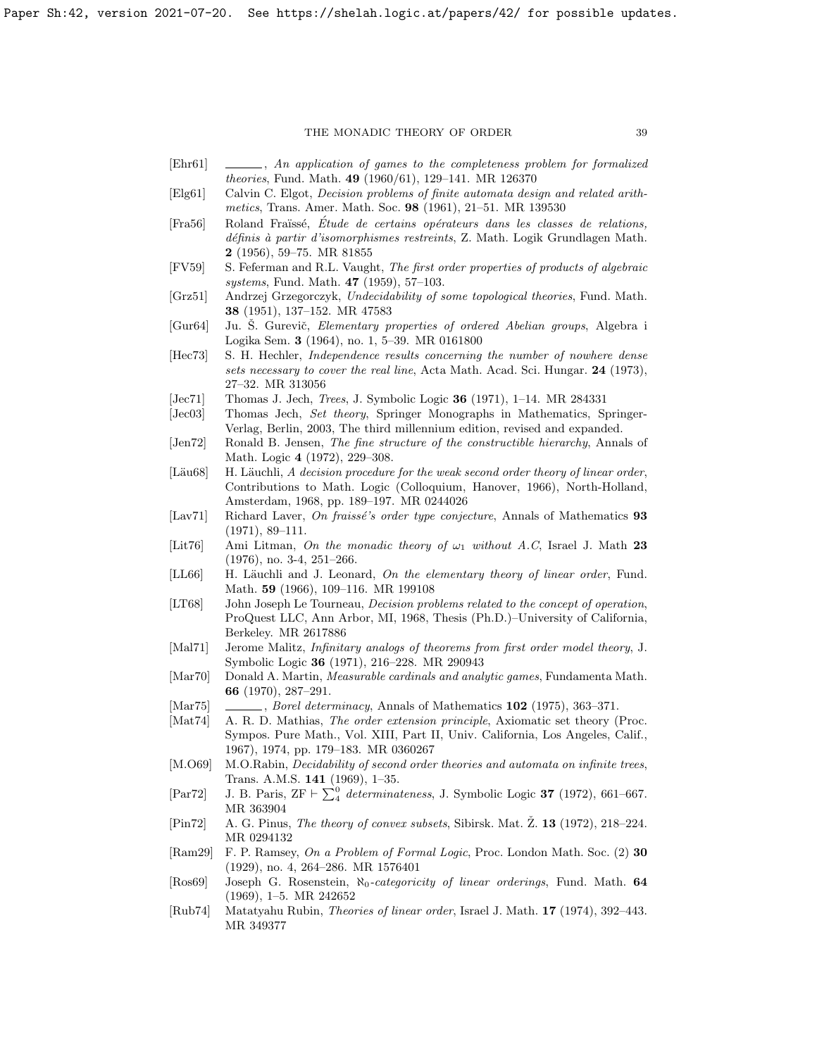- [Ehr61] ______, *An application of games to the completeness problem for formalized theories*, Fund. Math. **49** (1960/61), 129–141. MR 126370
- [Elg61] Calvin C. Elgot, *Decision problems of finite automata design and related arithmetics*, Trans. Amer. Math. Soc. **98** (1961), 21–51. MR 139530
- [Fra56] Roland Fraïssé, *Étude de certains opérateurs dans les classes de relations, définis à partir d'isomorphismes restreints*, Z. Math. Logik Grundlagen Math. **2** (1956), 59–75. MR 81855
- [FV59] S. Feferman and R.L. Vaught, *The first order properties of products of algebraic systems*, Fund. Math. **47** (1959), 57–103.
- [Grz51] Andrzej Grzegorczyk, *Undecidability of some topological theories*, Fund. Math. **38** (1951), 137–152. MR 47583
- [Gur64] Ju. Š. Gurevič, *Elementary properties of ordered Abelian groups*, Algebra i Logika Sem. **3** (1964), no. 1, 5–39. MR 0161800
- [Hec73] S. H. Hechler, *Independence results concerning the number of nowhere dense sets necessary to cover the real line*, Acta Math. Acad. Sci. Hungar. **24** (1973), 27–32. MR 313056
- [Jec71] Thomas J. Jech, *Trees*, J. Symbolic Logic **36** (1971), 1–14. MR 284331
- [Jec03] Thomas Jech, *Set theory*, Springer Monographs in Mathematics, Springer-Verlag, Berlin, 2003, The third millennium edition, revised and expanded.
- [Jen72] Ronald B. Jensen, *The fine structure of the constructible hierarchy*, Annals of Math. Logic **4** (1972), 229–308.
- [Läu68] H. Läuchli, *A decision procedure for the weak second order theory of linear order*, Contributions to Math. Logic (Colloquium, Hanover, 1966), North-Holland, Amsterdam, 1968, pp. 189–197. MR 0244026
- [Lav71] Richard Laver, *On fraissé's order type conjecture*, Annals of Mathematics **93** (1971), 89–111.
- [Lit76] Ami Litman, *On the monadic theory of $\omega_1$ without A.C*, Israel J. Math **23** (1976), no. 3-4, 251–266.
- [LL66] H. Läuchli and J. Leonard, *On the elementary theory of linear order*, Fund. Math. **59** (1966), 109–116. MR 199108
- [LT68] John Joseph Le Tourneau, *Decision problems related to the concept of operation*, ProQuest LLC, Ann Arbor, MI, 1968, Thesis (Ph.D.)–University of California, Berkeley. MR 2617886
- [Mal71] Jerome Malitz, *Infinitary analogs of theorems from first order model theory*, J. Symbolic Logic **36** (1971), 216–228. MR 290943
- [Mar70] Donald A. Martin, *Measurable cardinals and analytic games*, Fundamenta Math. **66** (1970), 287–291.
- [Mar75] ______, *Borel determinacy*, Annals of Mathematics **102** (1975), 363–371.
- [Mat74] A. R. D. Mathias, *The order extension principle*, Axiomatic set theory (Proc. Sympos. Pure Math., Vol. XIII, Part II, Univ. California, Los Angeles, Calif., 1967), 1974, pp. 179–183. MR 0360267
- [M.O69] M.O.Rabin, *Decidability of second order theories and automata on infinite trees*, Trans. A.M.S. **141** (1969), 1–35.
- [Par72] J. B. Paris, ZF $\vdash \sum_4^0$ *determinateness*, J. Symbolic Logic **37** (1972), 661–667. MR 363904
- [Pin72] A. G. Pinus, *The theory of convex subsets*, Sibirsk. Mat. Ž. **13** (1972), 218–224. MR 0294132
- [Ram29] F. P. Ramsey, *On a Problem of Formal Logic*, Proc. London Math. Soc. (2) **30** (1929), no. 4, 264–286. MR 1576401
- [Ros69] Joseph G. Rosenstein, *$\aleph_0$-categoricity of linear orderings*, Fund. Math. **64** (1969), 1–5. MR 242652
- [Rub74] Matatyahu Rubin, *Theories of linear order*, Israel J. Math. **17** (1974), 392–443. MR 349377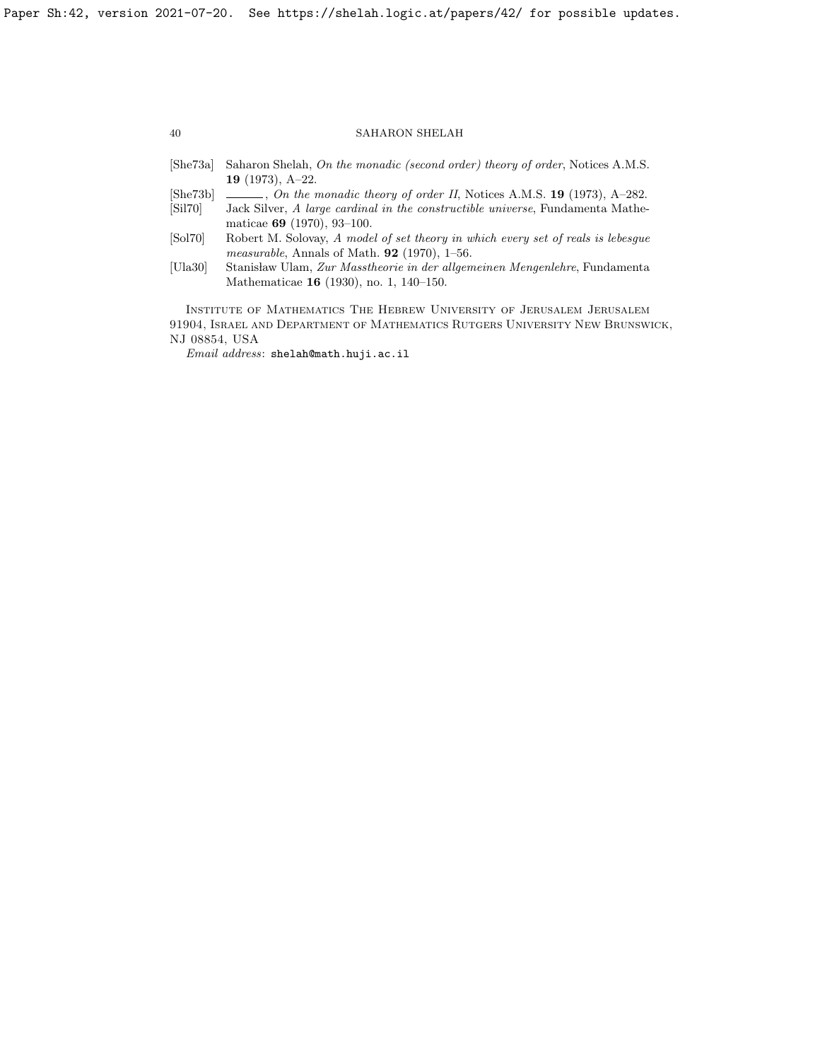[She73a] Saharon Shelah, *On the monadic (second order) theory of order*, Notices A.M.S. **19** (1973), A–22.

[She73b] ______, *On the monadic theory of order II*, Notices A.M.S. **19** (1973), A–282.

[Sil70] Jack Silver, *A large cardinal in the constructible universe*, Fundamenta Mathematicae **69** (1970), 93–100.

[Sol70] Robert M. Solovay, *A model of set theory in which every set of reals is lebesgue measurable*, Annals of Math. **92** (1970), 1–56.

[Ula30] Stanisław Ulam, *Zur Masstheorie in der allgemeinen Mengenlehre*, Fundamenta Mathematicae **16** (1930), no. 1, 140–150.

Institute of Mathematics The Hebrew University of Jerusalem Jerusalem 91904, Israel and Department of Mathematics Rutgers University New Brunswick, NJ 08854, USA

*Email address*: shelah@math.huji.ac.il